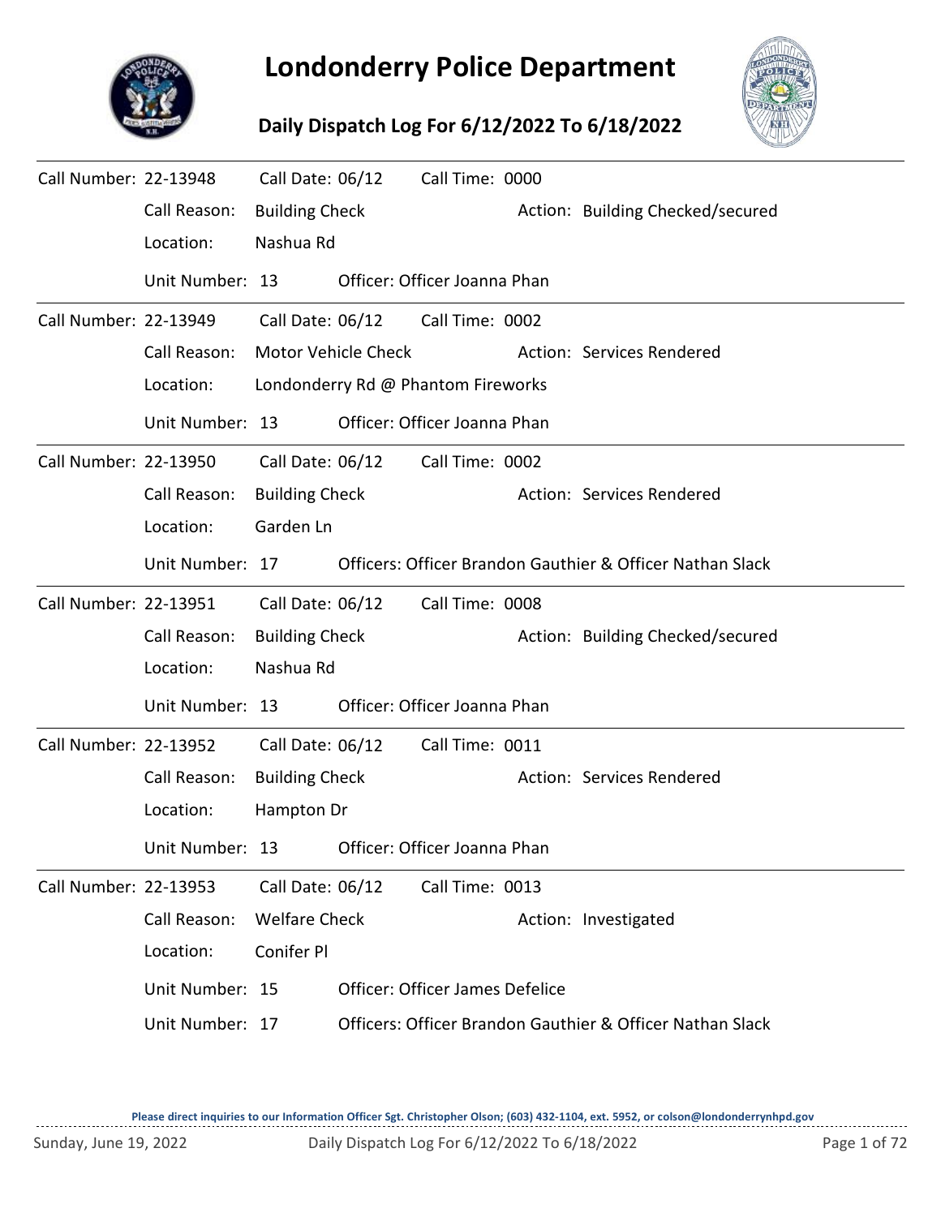# Londonderry Police Department

## Daily Dispatch Log For 6/12/2022 To 6/18/2022

---

**Call Number:** 22-13948 **Call Date:** 06/12 **Call Time:** 0000

Call Reason: Building Check — Action: Building Checked/secured

Location: Nashua Rd

Unit Number: 13 — Officer: Officer Joanna Phan

---

**Call Number:** 22-13949 **Call Date:** 06/12 **Call Time:** 0002

Call Reason: Motor Vehicle Check — Action: Services Rendered

Location: Londonderry Rd @ Phantom Fireworks

Unit Number: 13 — Officer: Officer Joanna Phan

---

**Call Number:** 22-13950 **Call Date:** 06/12 **Call Time:** 0002

Call Reason: Building Check — Action: Services Rendered

Location: Garden Ln

Unit Number: 17 — Officers: Officer Brandon Gauthier & Officer Nathan Slack

---

**Call Number:** 22-13951 **Call Date:** 06/12 **Call Time:** 0008

Call Reason: Building Check — Action: Building Checked/secured

Location: Nashua Rd

Unit Number: 13 — Officer: Officer Joanna Phan

---

**Call Number:** 22-13952 **Call Date:** 06/12 **Call Time:** 0011

Call Reason: Building Check — Action: Services Rendered

Location: Hampton Dr

Unit Number: 13 — Officer: Officer Joanna Phan

---

**Call Number:** 22-13953 **Call Date:** 06/12 **Call Time:** 0013

Call Reason: Welfare Check — Action: Investigated

Location: Conifer Pl

Unit Number: 15 — Officer: Officer James Defelice

Unit Number: 17 — Officers: Officer Brandon Gauthier & Officer Nathan Slack

---

Please direct inquiries to our Information Officer Sgt. Christopher Olson; (603) 432-1104, ext. 5952, or colson@londonderrynhpd.gov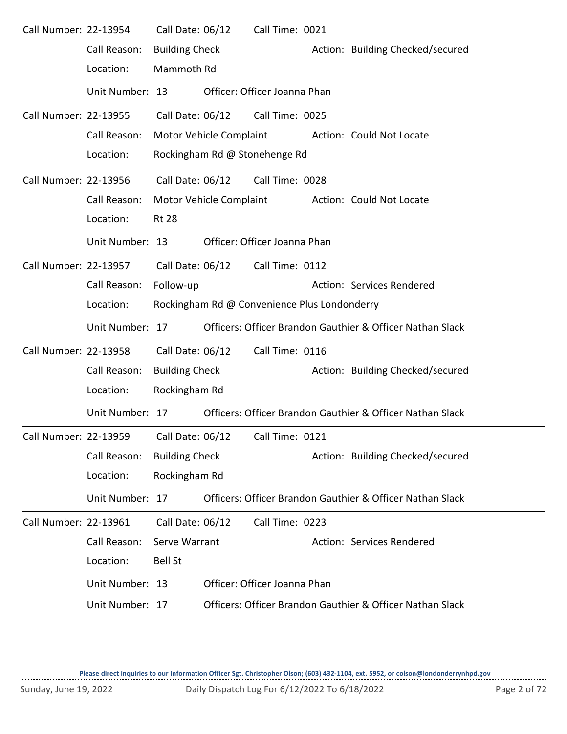Call Number: 22-13954 Call Date: 06/12 Call Time: 0021

Call Reason: Building Check Action: Building Checked/secured

Location: Mammoth Rd

Unit Number: 13 Officer: Officer Joanna Phan

---

Call Number: 22-13955 Call Date: 06/12 Call Time: 0025

Call Reason: Motor Vehicle Complaint Action: Could Not Locate

Location: Rockingham Rd @ Stonehenge Rd

---

Call Number: 22-13956 Call Date: 06/12 Call Time: 0028

Call Reason: Motor Vehicle Complaint Action: Could Not Locate

Location: Rt 28

Unit Number: 13 Officer: Officer Joanna Phan

---

Call Number: 22-13957 Call Date: 06/12 Call Time: 0112

Call Reason: Follow-up Action: Services Rendered

Location: Rockingham Rd @ Convenience Plus Londonderry

Unit Number: 17 Officers: Officer Brandon Gauthier & Officer Nathan Slack

---

Call Number: 22-13958 Call Date: 06/12 Call Time: 0116

Call Reason: Building Check Action: Building Checked/secured

Location: Rockingham Rd

Unit Number: 17 Officers: Officer Brandon Gauthier & Officer Nathan Slack

---

Call Number: 22-13959 Call Date: 06/12 Call Time: 0121

Call Reason: Building Check Action: Building Checked/secured

Location: Rockingham Rd

Unit Number: 17 Officers: Officer Brandon Gauthier & Officer Nathan Slack

---

Call Number: 22-13961 Call Date: 06/12 Call Time: 0223

Call Reason: Serve Warrant Action: Services Rendered

Location: Bell St

Unit Number: 13 Officer: Officer Joanna Phan

Unit Number: 17 Officers: Officer Brandon Gauthier & Officer Nathan Slack

---

**Please direct inquiries to our Information Officer Sgt. Christopher Olson; (603) 432-1104, ext. 5952, or colson@londonderrynhpd.gov**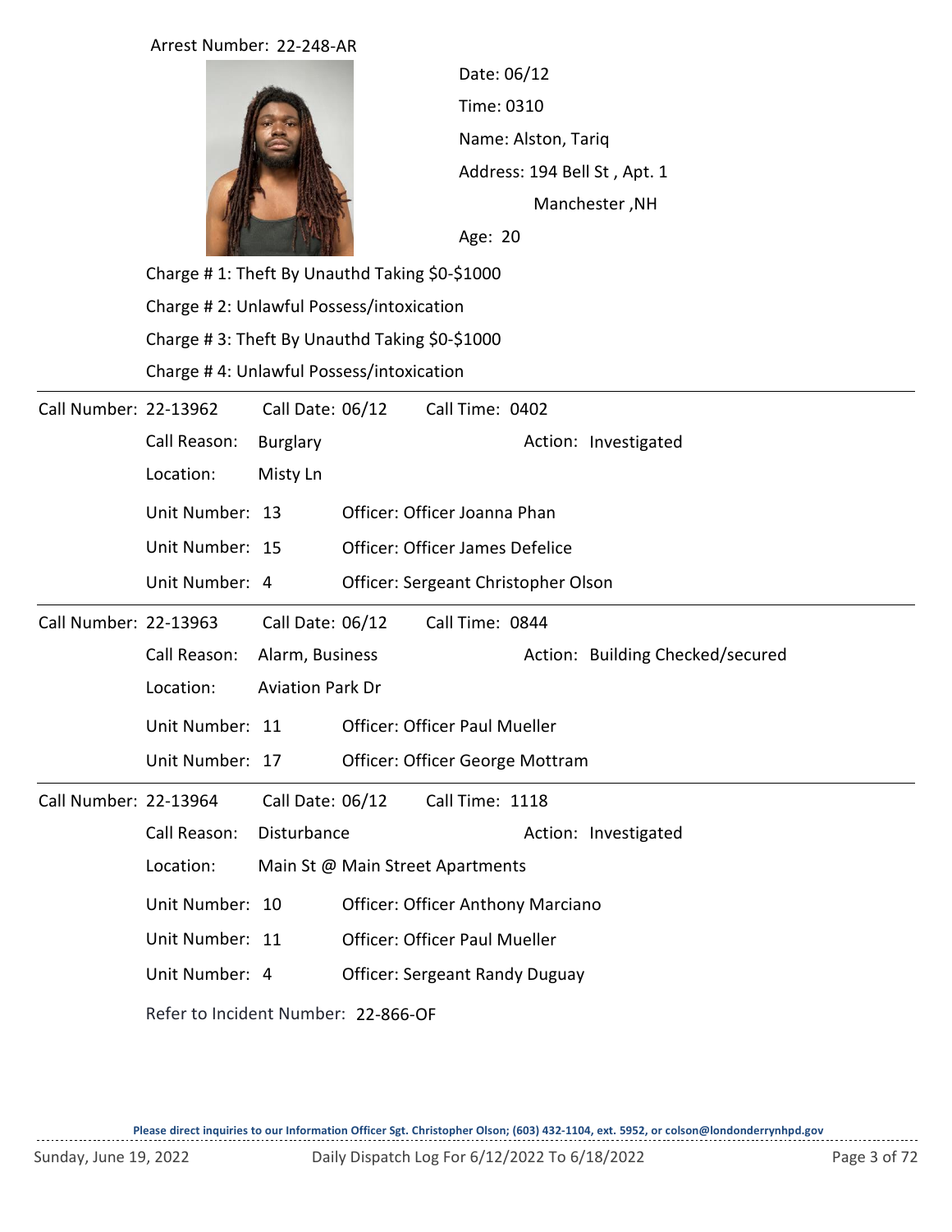Arrest Number: 22-248-AR

Date: 06/12

Time: 0310

Name: Alston, Tariq

Address: 194 Bell St , Apt. 1
Manchester ,NH

Age: 20

Charge # 1: Theft By Unauthd Taking $0-$1000

Charge # 2: Unlawful Possess/intoxication

Charge # 3: Theft By Unauthd Taking $0-$1000

Charge # 4: Unlawful Possess/intoxication

---

Call Number: 22-13962 Call Date: 06/12 Call Time: 0402

Call Reason: Burglary Action: Investigated

Location: Misty Ln

Unit Number: 13 Officer: Officer Joanna Phan

Unit Number: 15 Officer: Officer James Defelice

Unit Number: 4 Officer: Sergeant Christopher Olson

---

Call Number: 22-13963 Call Date: 06/12 Call Time: 0844

Call Reason: Alarm, Business Action: Building Checked/secured

Location: Aviation Park Dr

Unit Number: 11 Officer: Officer Paul Mueller

Unit Number: 17 Officer: Officer George Mottram

---

Call Number: 22-13964 Call Date: 06/12 Call Time: 1118

Call Reason: Disturbance Action: Investigated

Location: Main St @ Main Street Apartments

Unit Number: 10 Officer: Officer Anthony Marciano

Unit Number: 11 Officer: Officer Paul Mueller

Unit Number: 4 Officer: Sergeant Randy Duguay

Refer to Incident Number: 22-866-OF

Please direct inquiries to our Information Officer Sgt. Christopher Olson; (603) 432-1104, ext. 5952, or colson@londonderrynhpd.gov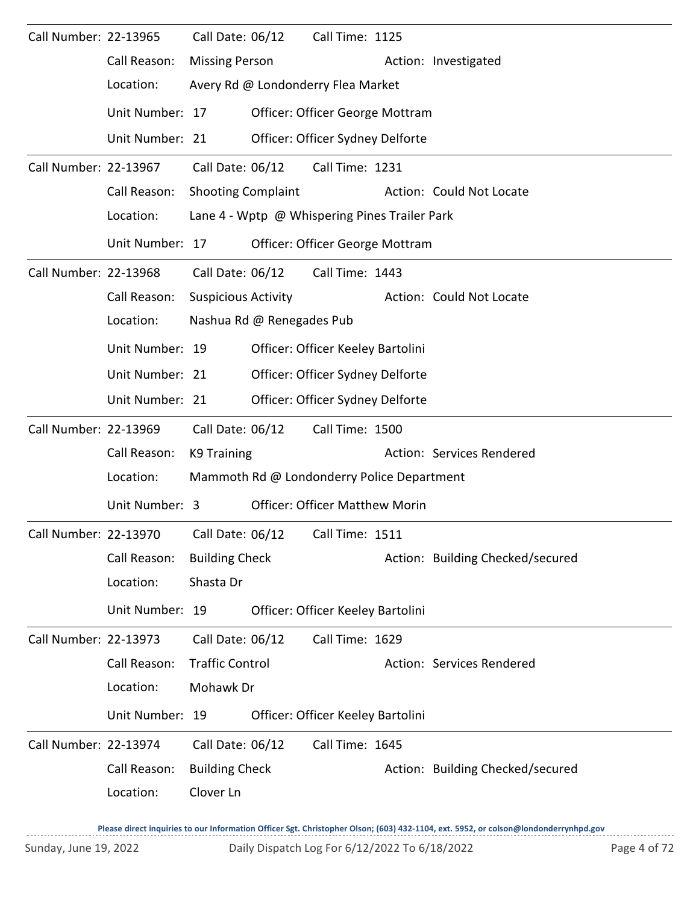Call Number: 22-13965 Call Date: 06/12 Call Time: 1125

Call Reason: Missing Person Action: Investigated

Location: Avery Rd @ Londonderry Flea Market

Unit Number: 17 Officer: Officer George Mottram

Unit Number: 21 Officer: Officer Sydney Delforte

---

Call Number: 22-13967 Call Date: 06/12 Call Time: 1231

Call Reason: Shooting Complaint Action: Could Not Locate

Location: Lane 4 - Wptp @ Whispering Pines Trailer Park

Unit Number: 17 Officer: Officer George Mottram

---

Call Number: 22-13968 Call Date: 06/12 Call Time: 1443

Call Reason: Suspicious Activity Action: Could Not Locate

Location: Nashua Rd @ Renegades Pub

Unit Number: 19 Officer: Officer Keeley Bartolini

Unit Number: 21 Officer: Officer Sydney Delforte

Unit Number: 21 Officer: Officer Sydney Delforte

---

Call Number: 22-13969 Call Date: 06/12 Call Time: 1500

Call Reason: K9 Training Action: Services Rendered

Location: Mammoth Rd @ Londonderry Police Department

Unit Number: 3 Officer: Officer Matthew Morin

---

Call Number: 22-13970 Call Date: 06/12 Call Time: 1511

Call Reason: Building Check Action: Building Checked/secured

Location: Shasta Dr

Unit Number: 19 Officer: Officer Keeley Bartolini

---

Call Number: 22-13973 Call Date: 06/12 Call Time: 1629

Call Reason: Traffic Control Action: Services Rendered

Location: Mohawk Dr

Unit Number: 19 Officer: Officer Keeley Bartolini

---

Call Number: 22-13974 Call Date: 06/12 Call Time: 1645

Call Reason: Building Check Action: Building Checked/secured

Location: Clover Ln

**Please direct inquiries to our Information Officer Sgt. Christopher Olson; (603) 432-1104, ext. 5952, or colson@londonderrynhpd.gov**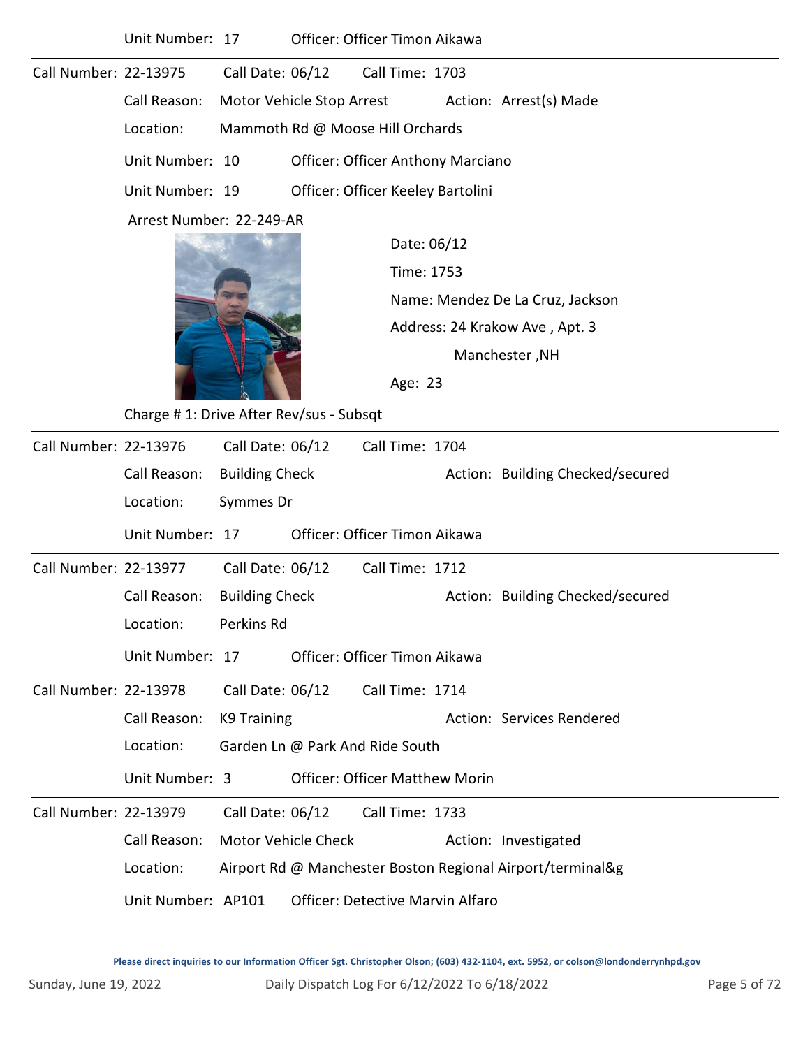Unit Number: 17 Officer: Officer Timon Aikawa

---

Call Number: 22-13975 Call Date: 06/12 Call Time: 1703

Call Reason: Motor Vehicle Stop Arrest Action: Arrest(s) Made

Location: Mammoth Rd @ Moose Hill Orchards

Unit Number: 10 Officer: Officer Anthony Marciano

Unit Number: 19 Officer: Officer Keeley Bartolini

Arrest Number: 22-249-AR

Date: 06/12

Time: 1753

Name: Mendez De La Cruz, Jackson

Address: 24 Krakow Ave , Apt. 3

Manchester ,NH

Age: 23

Charge # 1: Drive After Rev/sus - Subsqt

---

Call Number: 22-13976 Call Date: 06/12 Call Time: 1704

Call Reason: Building Check Action: Building Checked/secured

Location: Symmes Dr

Unit Number: 17 Officer: Officer Timon Aikawa

---

Call Number: 22-13977 Call Date: 06/12 Call Time: 1712

Call Reason: Building Check Action: Building Checked/secured

Location: Perkins Rd

Unit Number: 17 Officer: Officer Timon Aikawa

---

Call Number: 22-13978 Call Date: 06/12 Call Time: 1714

Call Reason: K9 Training Action: Services Rendered

Location: Garden Ln @ Park And Ride South

Unit Number: 3 Officer: Officer Matthew Morin

---

Call Number: 22-13979 Call Date: 06/12 Call Time: 1733

Call Reason: Motor Vehicle Check Action: Investigated

Location: Airport Rd @ Manchester Boston Regional Airport/terminal&g

Unit Number: AP101 Officer: Detective Marvin Alfaro

Please direct inquiries to our Information Officer Sgt. Christopher Olson; (603) 432-1104, ext. 5952, or colson@londonderrynhpd.gov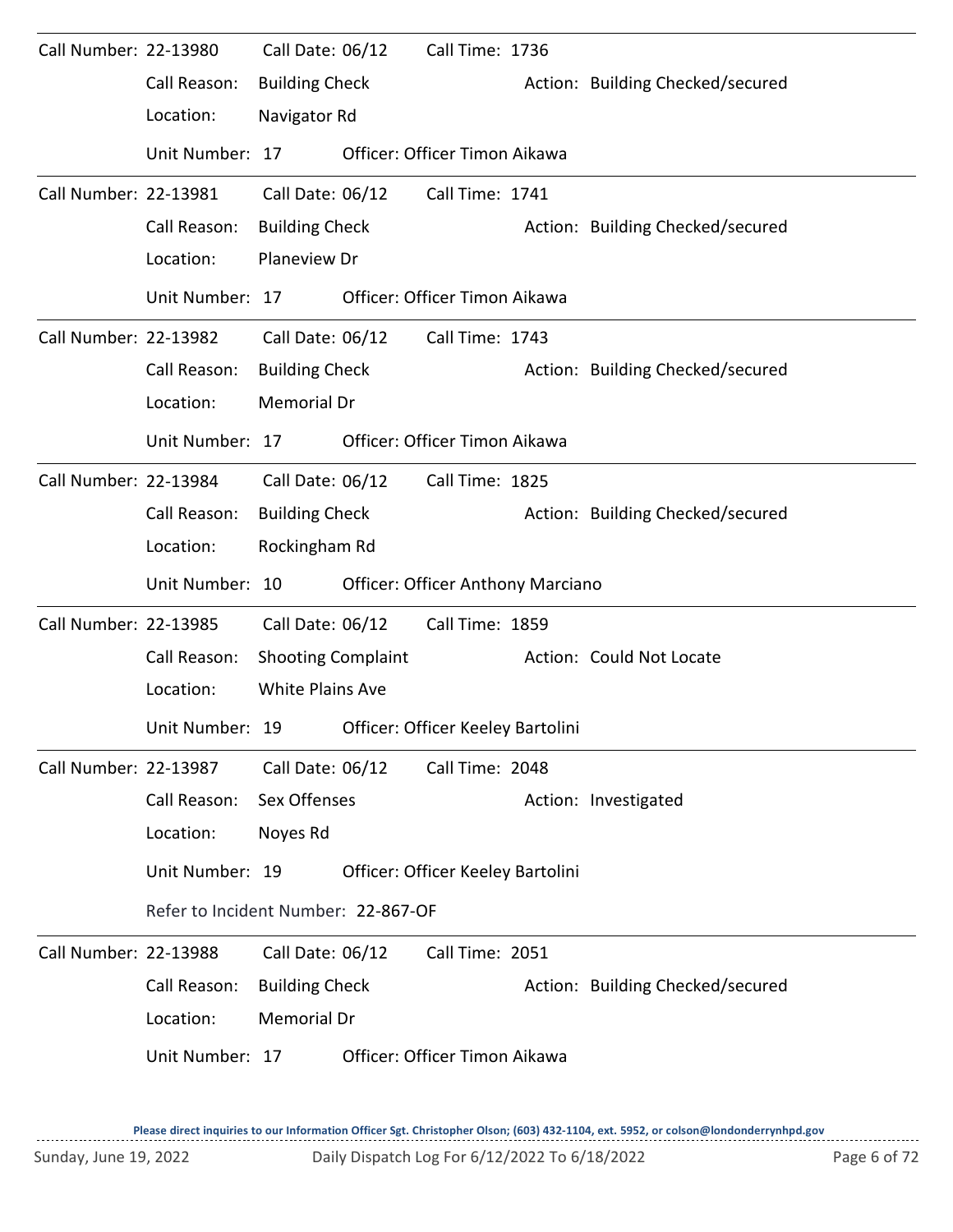Call Number: 22-13980 Call Date: 06/12 Call Time: 1736

Call Reason: Building Check Action: Building Checked/secured

Location: Navigator Rd

Unit Number: 17 Officer: Officer Timon Aikawa

---

Call Number: 22-13981 Call Date: 06/12 Call Time: 1741

Call Reason: Building Check Action: Building Checked/secured

Location: Planeview Dr

Unit Number: 17 Officer: Officer Timon Aikawa

---

Call Number: 22-13982 Call Date: 06/12 Call Time: 1743

Call Reason: Building Check Action: Building Checked/secured

Location: Memorial Dr

Unit Number: 17 Officer: Officer Timon Aikawa

---

Call Number: 22-13984 Call Date: 06/12 Call Time: 1825

Call Reason: Building Check Action: Building Checked/secured

Location: Rockingham Rd

Unit Number: 10 Officer: Officer Anthony Marciano

---

Call Number: 22-13985 Call Date: 06/12 Call Time: 1859

Call Reason: Shooting Complaint Action: Could Not Locate

Location: White Plains Ave

Unit Number: 19 Officer: Officer Keeley Bartolini

---

Call Number: 22-13987 Call Date: 06/12 Call Time: 2048

Call Reason: Sex Offenses Action: Investigated

Location: Noyes Rd

Unit Number: 19 Officer: Officer Keeley Bartolini

Refer to Incident Number: 22-867-OF

---

Call Number: 22-13988 Call Date: 06/12 Call Time: 2051

Call Reason: Building Check Action: Building Checked/secured

Location: Memorial Dr

Unit Number: 17 Officer: Officer Timon Aikawa

**Please direct inquiries to our Information Officer Sgt. Christopher Olson; (603) 432-1104, ext. 5952, or colson@londonderrynhpd.gov**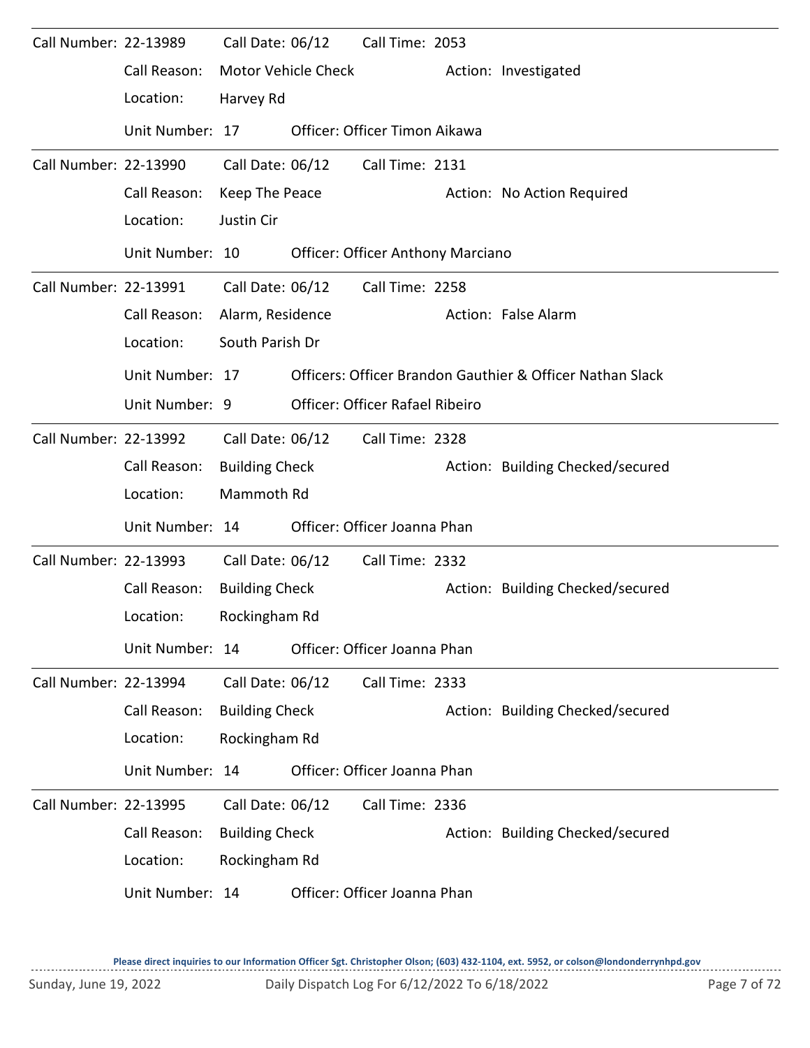Call Number: 22-13989 Call Date: 06/12 Call Time: 2053

Call Reason: Motor Vehicle Check Action: Investigated

Location: Harvey Rd

Unit Number: 17 Officer: Officer Timon Aikawa

---

Call Number: 22-13990 Call Date: 06/12 Call Time: 2131

Call Reason: Keep The Peace Action: No Action Required

Location: Justin Cir

Unit Number: 10 Officer: Officer Anthony Marciano

---

Call Number: 22-13991 Call Date: 06/12 Call Time: 2258

Call Reason: Alarm, Residence Action: False Alarm

Location: South Parish Dr

Unit Number: 17 Officers: Officer Brandon Gauthier & Officer Nathan Slack

Unit Number: 9 Officer: Officer Rafael Ribeiro

---

Call Number: 22-13992 Call Date: 06/12 Call Time: 2328

Call Reason: Building Check Action: Building Checked/secured

Location: Mammoth Rd

Unit Number: 14 Officer: Officer Joanna Phan

---

Call Number: 22-13993 Call Date: 06/12 Call Time: 2332

Call Reason: Building Check Action: Building Checked/secured

Location: Rockingham Rd

Unit Number: 14 Officer: Officer Joanna Phan

---

Call Number: 22-13994 Call Date: 06/12 Call Time: 2333

Call Reason: Building Check Action: Building Checked/secured

Location: Rockingham Rd

Unit Number: 14 Officer: Officer Joanna Phan

---

Call Number: 22-13995 Call Date: 06/12 Call Time: 2336

Call Reason: Building Check Action: Building Checked/secured

Location: Rockingham Rd

Unit Number: 14 Officer: Officer Joanna Phan

Please direct inquiries to our Information Officer Sgt. Christopher Olson; (603) 432-1104, ext. 5952, or colson@londonderrynhpd.gov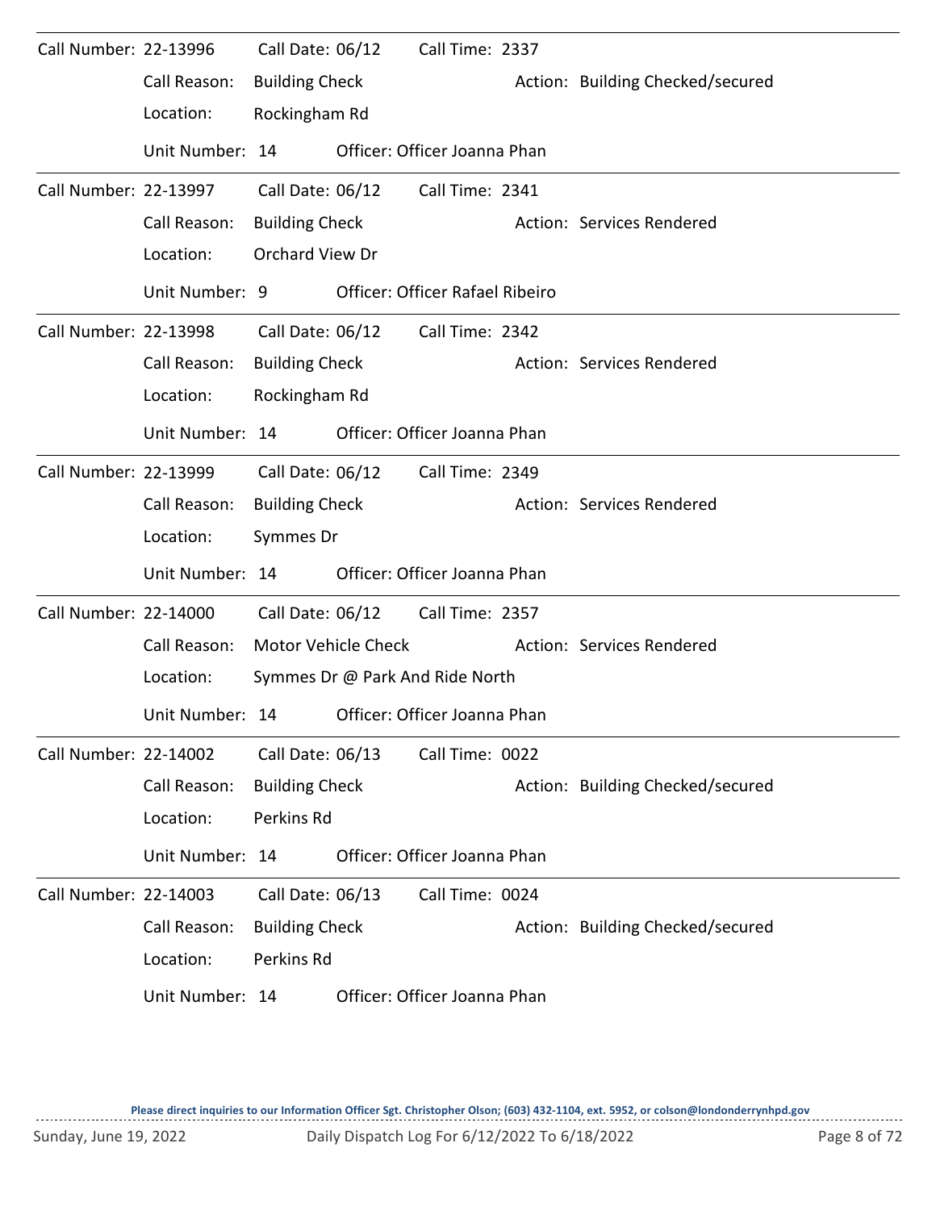Call Number: 22-13996 Call Date: 06/12 Call Time: 2337

Call Reason: Building Check Action: Building Checked/secured

Location: Rockingham Rd

Unit Number: 14 Officer: Officer Joanna Phan

---

Call Number: 22-13997 Call Date: 06/12 Call Time: 2341

Call Reason: Building Check Action: Services Rendered

Location: Orchard View Dr

Unit Number: 9 Officer: Officer Rafael Ribeiro

---

Call Number: 22-13998 Call Date: 06/12 Call Time: 2342

Call Reason: Building Check Action: Services Rendered

Location: Rockingham Rd

Unit Number: 14 Officer: Officer Joanna Phan

---

Call Number: 22-13999 Call Date: 06/12 Call Time: 2349

Call Reason: Building Check Action: Services Rendered

Location: Symmes Dr

Unit Number: 14 Officer: Officer Joanna Phan

---

Call Number: 22-14000 Call Date: 06/12 Call Time: 2357

Call Reason: Motor Vehicle Check Action: Services Rendered

Location: Symmes Dr @ Park And Ride North

Unit Number: 14 Officer: Officer Joanna Phan

---

Call Number: 22-14002 Call Date: 06/13 Call Time: 0022

Call Reason: Building Check Action: Building Checked/secured

Location: Perkins Rd

Unit Number: 14 Officer: Officer Joanna Phan

---

Call Number: 22-14003 Call Date: 06/13 Call Time: 0024

Call Reason: Building Check Action: Building Checked/secured

Location: Perkins Rd

Unit Number: 14 Officer: Officer Joanna Phan

**Please direct inquiries to our Information Officer Sgt. Christopher Olson; (603) 432-1104, ext. 5952, or colson@londonderrynhpd.gov**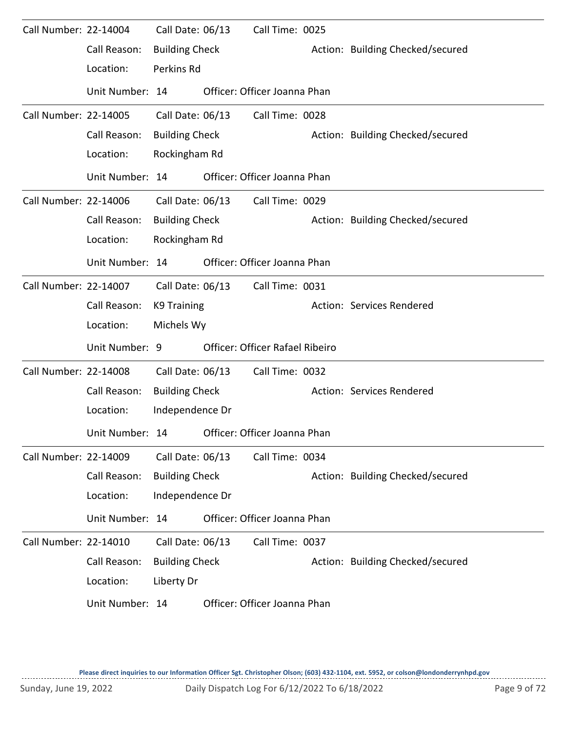Call Number: 22-14004 Call Date: 06/13 Call Time: 0025

Call Reason: Building Check Action: Building Checked/secured

Location: Perkins Rd

Unit Number: 14 Officer: Officer Joanna Phan

---

Call Number: 22-14005 Call Date: 06/13 Call Time: 0028

Call Reason: Building Check Action: Building Checked/secured

Location: Rockingham Rd

Unit Number: 14 Officer: Officer Joanna Phan

---

Call Number: 22-14006 Call Date: 06/13 Call Time: 0029

Call Reason: Building Check Action: Building Checked/secured

Location: Rockingham Rd

Unit Number: 14 Officer: Officer Joanna Phan

---

Call Number: 22-14007 Call Date: 06/13 Call Time: 0031

Call Reason: K9 Training Action: Services Rendered

Location: Michels Wy

Unit Number: 9 Officer: Officer Rafael Ribeiro

---

Call Number: 22-14008 Call Date: 06/13 Call Time: 0032

Call Reason: Building Check Action: Services Rendered

Location: Independence Dr

Unit Number: 14 Officer: Officer Joanna Phan

---

Call Number: 22-14009 Call Date: 06/13 Call Time: 0034

Call Reason: Building Check Action: Building Checked/secured

Location: Independence Dr

Unit Number: 14 Officer: Officer Joanna Phan

---

Call Number: 22-14010 Call Date: 06/13 Call Time: 0037

Call Reason: Building Check Action: Building Checked/secured

Location: Liberty Dr

Unit Number: 14 Officer: Officer Joanna Phan

---

**Please direct inquiries to our Information Officer Sgt. Christopher Olson; (603) 432-1104, ext. 5952, or colson@londonderrynhpd.gov**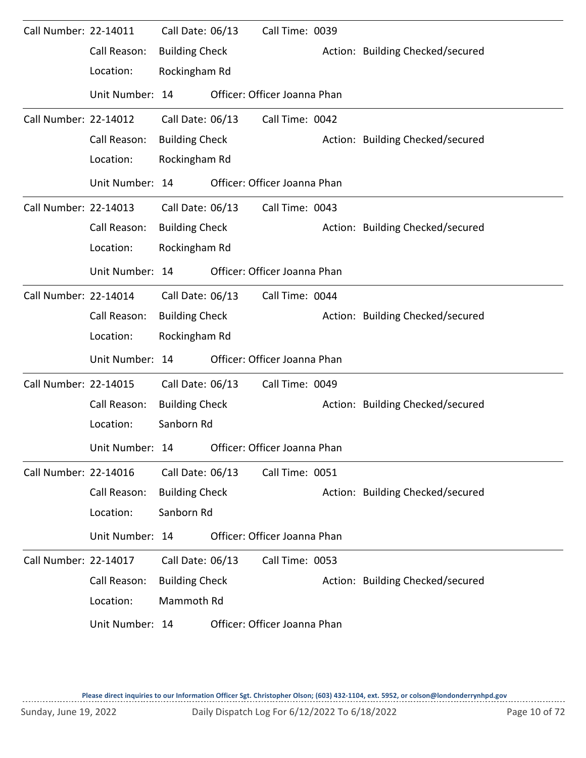Call Number: 22-14011 Call Date: 06/13 Call Time: 0039

Call Reason: Building Check Action: Building Checked/secured

Location: Rockingham Rd

Unit Number: 14 Officer: Officer Joanna Phan

---

Call Number: 22-14012 Call Date: 06/13 Call Time: 0042

Call Reason: Building Check Action: Building Checked/secured

Location: Rockingham Rd

Unit Number: 14 Officer: Officer Joanna Phan

---

Call Number: 22-14013 Call Date: 06/13 Call Time: 0043

Call Reason: Building Check Action: Building Checked/secured

Location: Rockingham Rd

Unit Number: 14 Officer: Officer Joanna Phan

---

Call Number: 22-14014 Call Date: 06/13 Call Time: 0044

Call Reason: Building Check Action: Building Checked/secured

Location: Rockingham Rd

Unit Number: 14 Officer: Officer Joanna Phan

---

Call Number: 22-14015 Call Date: 06/13 Call Time: 0049

Call Reason: Building Check Action: Building Checked/secured

Location: Sanborn Rd

Unit Number: 14 Officer: Officer Joanna Phan

---

Call Number: 22-14016 Call Date: 06/13 Call Time: 0051

Call Reason: Building Check Action: Building Checked/secured

Location: Sanborn Rd

Unit Number: 14 Officer: Officer Joanna Phan

---

Call Number: 22-14017 Call Date: 06/13 Call Time: 0053

Call Reason: Building Check Action: Building Checked/secured

Location: Mammoth Rd

Unit Number: 14 Officer: Officer Joanna Phan

**Please direct inquiries to our Information Officer Sgt. Christopher Olson; (603) 432-1104, ext. 5952, or colson@londonderrynhpd.gov**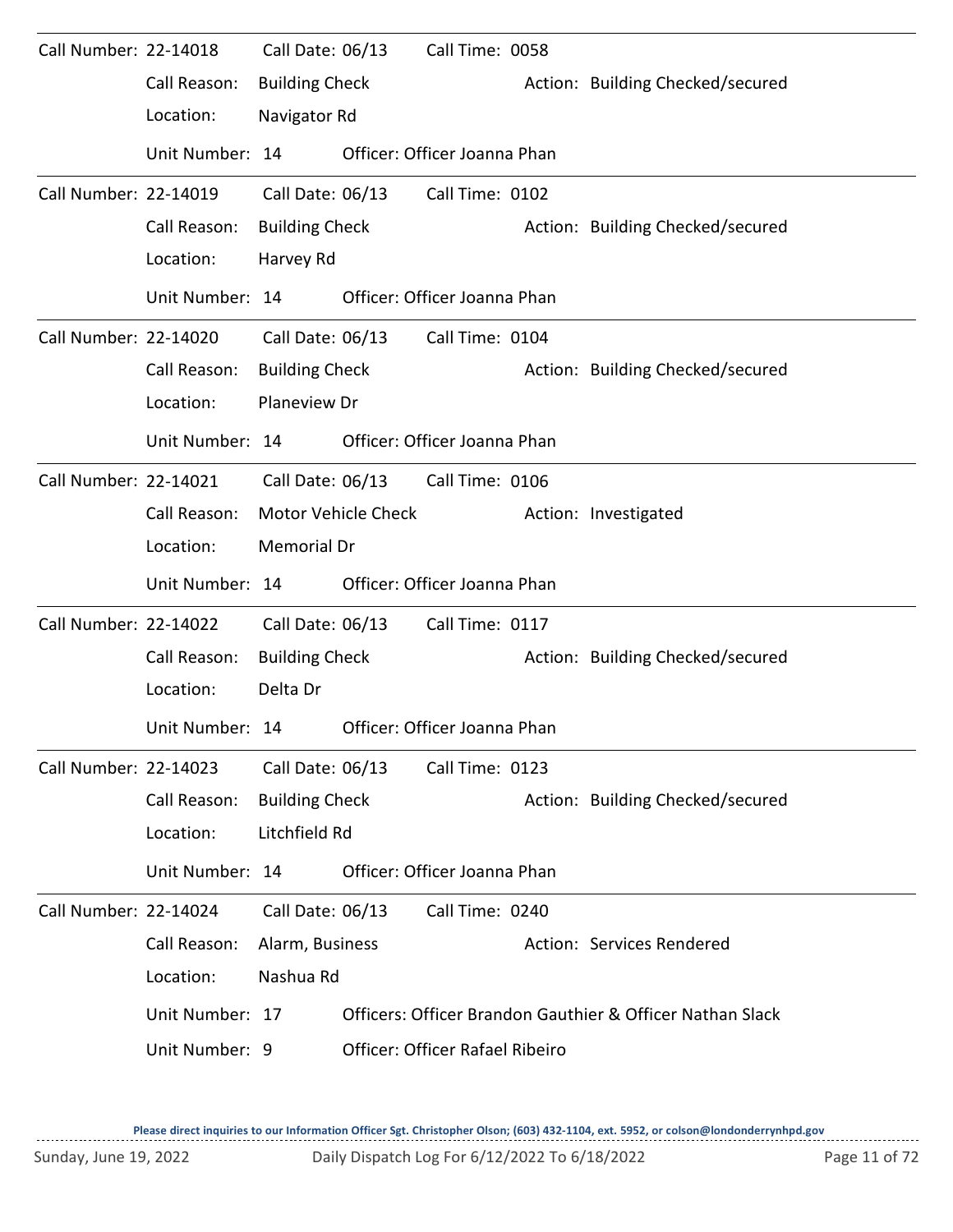Call Number: 22-14018 Call Date: 06/13 Call Time: 0058

Call Reason: Building Check Action: Building Checked/secured

Location: Navigator Rd

Unit Number: 14 Officer: Officer Joanna Phan

---

Call Number: 22-14019 Call Date: 06/13 Call Time: 0102

Call Reason: Building Check Action: Building Checked/secured

Location: Harvey Rd

Unit Number: 14 Officer: Officer Joanna Phan

---

Call Number: 22-14020 Call Date: 06/13 Call Time: 0104

Call Reason: Building Check Action: Building Checked/secured

Location: Planeview Dr

Unit Number: 14 Officer: Officer Joanna Phan

---

Call Number: 22-14021 Call Date: 06/13 Call Time: 0106

Call Reason: Motor Vehicle Check Action: Investigated

Location: Memorial Dr

Unit Number: 14 Officer: Officer Joanna Phan

---

Call Number: 22-14022 Call Date: 06/13 Call Time: 0117

Call Reason: Building Check Action: Building Checked/secured

Location: Delta Dr

Unit Number: 14 Officer: Officer Joanna Phan

---

Call Number: 22-14023 Call Date: 06/13 Call Time: 0123

Call Reason: Building Check Action: Building Checked/secured

Location: Litchfield Rd

Unit Number: 14 Officer: Officer Joanna Phan

---

Call Number: 22-14024 Call Date: 06/13 Call Time: 0240

Call Reason: Alarm, Business Action: Services Rendered

Location: Nashua Rd

Unit Number: 17 Officers: Officer Brandon Gauthier & Officer Nathan Slack

Unit Number: 9 Officer: Officer Rafael Ribeiro

Please direct inquiries to our Information Officer Sgt. Christopher Olson; (603) 432-1104, ext. 5952, or colson@londonderrynhpd.gov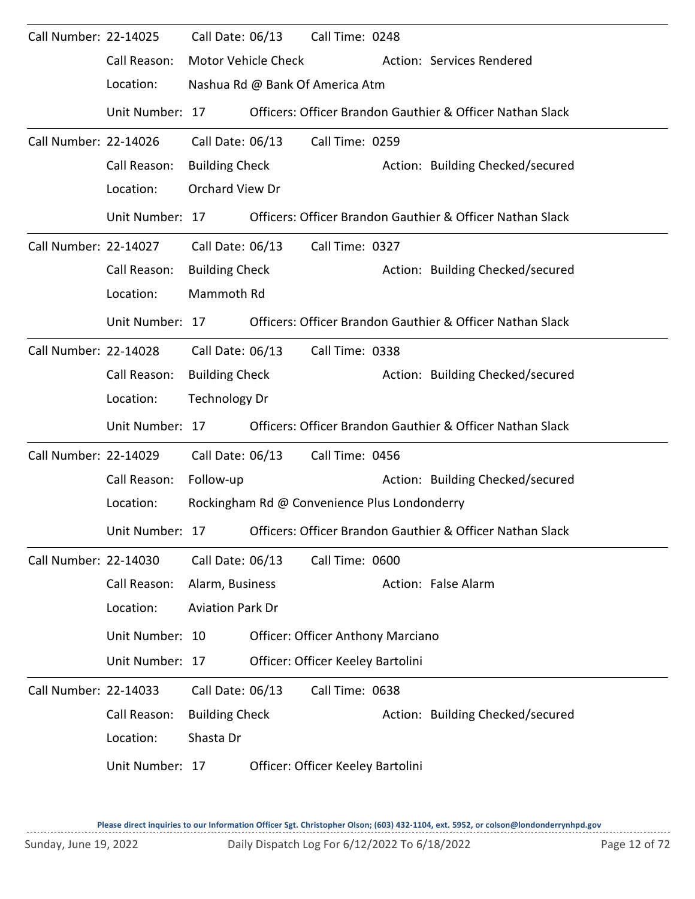Call Number: 22-14025 Call Date: 06/13 Call Time: 0248

Call Reason: Motor Vehicle Check Action: Services Rendered

Location: Nashua Rd @ Bank Of America Atm

Unit Number: 17 Officers: Officer Brandon Gauthier & Officer Nathan Slack

---

Call Number: 22-14026 Call Date: 06/13 Call Time: 0259

Call Reason: Building Check Action: Building Checked/secured

Location: Orchard View Dr

Unit Number: 17 Officers: Officer Brandon Gauthier & Officer Nathan Slack

---

Call Number: 22-14027 Call Date: 06/13 Call Time: 0327

Call Reason: Building Check Action: Building Checked/secured

Location: Mammoth Rd

Unit Number: 17 Officers: Officer Brandon Gauthier & Officer Nathan Slack

---

Call Number: 22-14028 Call Date: 06/13 Call Time: 0338

Call Reason: Building Check Action: Building Checked/secured

Location: Technology Dr

Unit Number: 17 Officers: Officer Brandon Gauthier & Officer Nathan Slack

---

Call Number: 22-14029 Call Date: 06/13 Call Time: 0456

Call Reason: Follow-up Action: Building Checked/secured

Location: Rockingham Rd @ Convenience Plus Londonderry

Unit Number: 17 Officers: Officer Brandon Gauthier & Officer Nathan Slack

---

Call Number: 22-14030 Call Date: 06/13 Call Time: 0600

Call Reason: Alarm, Business Action: False Alarm

Location: Aviation Park Dr

Unit Number: 10 Officer: Officer Anthony Marciano

Unit Number: 17 Officer: Officer Keeley Bartolini

---

Call Number: 22-14033 Call Date: 06/13 Call Time: 0638

Call Reason: Building Check Action: Building Checked/secured

Location: Shasta Dr

Unit Number: 17 Officer: Officer Keeley Bartolini

---

**Please direct inquiries to our Information Officer Sgt. Christopher Olson; (603) 432-1104, ext. 5952, or colson@londonderrynhpd.gov**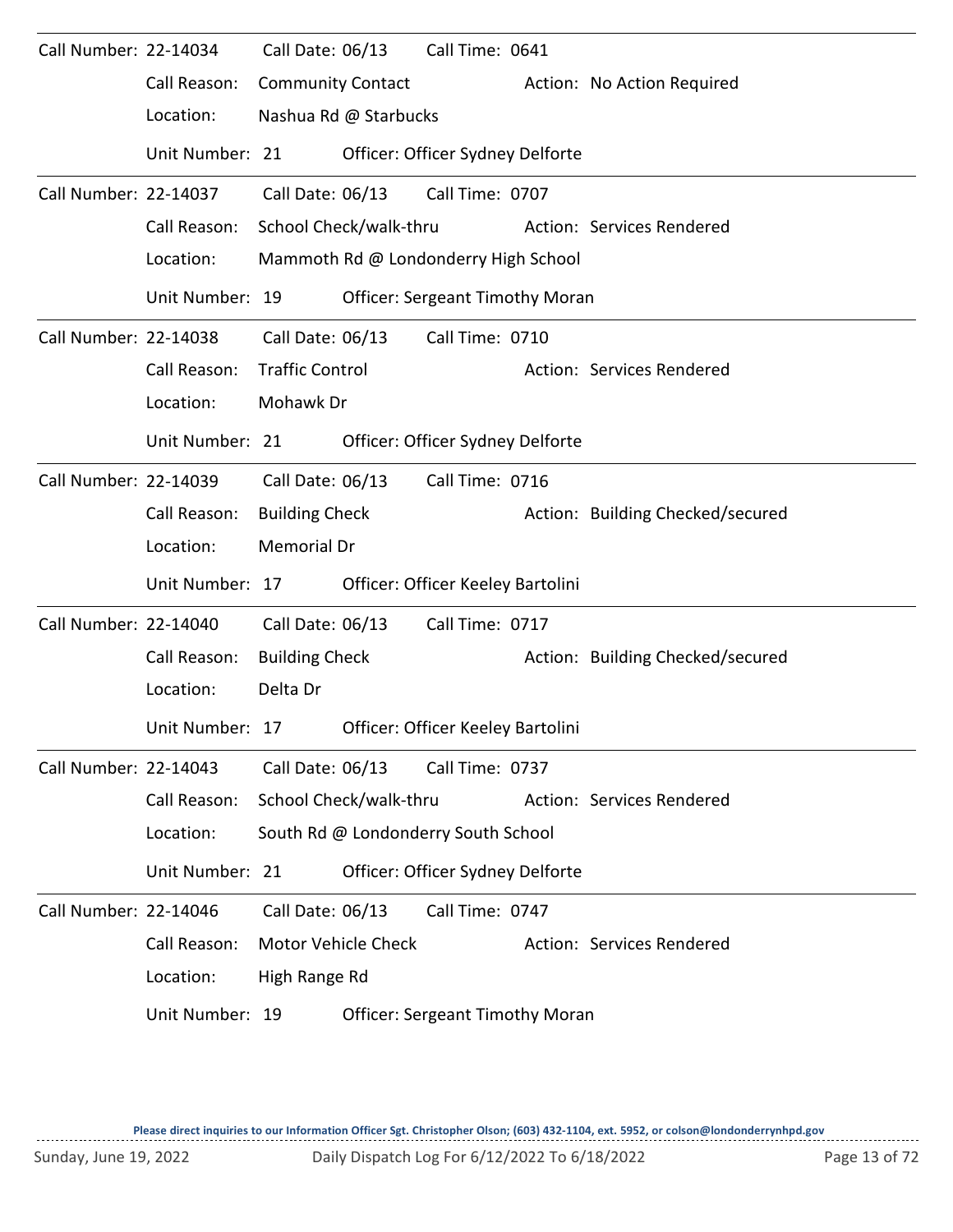Call Number: 22-14034 Call Date: 06/13 Call Time: 0641

Call Reason: Community Contact Action: No Action Required

Location: Nashua Rd @ Starbucks

Unit Number: 21 Officer: Officer Sydney Delforte

---

Call Number: 22-14037 Call Date: 06/13 Call Time: 0707

Call Reason: School Check/walk-thru Action: Services Rendered

Location: Mammoth Rd @ Londonderry High School

Unit Number: 19 Officer: Sergeant Timothy Moran

---

Call Number: 22-14038 Call Date: 06/13 Call Time: 0710

Call Reason: Traffic Control Action: Services Rendered

Location: Mohawk Dr

Unit Number: 21 Officer: Officer Sydney Delforte

---

Call Number: 22-14039 Call Date: 06/13 Call Time: 0716

Call Reason: Building Check Action: Building Checked/secured

Location: Memorial Dr

Unit Number: 17 Officer: Officer Keeley Bartolini

---

Call Number: 22-14040 Call Date: 06/13 Call Time: 0717

Call Reason: Building Check Action: Building Checked/secured

Location: Delta Dr

Unit Number: 17 Officer: Officer Keeley Bartolini

---

Call Number: 22-14043 Call Date: 06/13 Call Time: 0737

Call Reason: School Check/walk-thru Action: Services Rendered

Location: South Rd @ Londonderry South School

Unit Number: 21 Officer: Officer Sydney Delforte

---

Call Number: 22-14046 Call Date: 06/13 Call Time: 0747

Call Reason: Motor Vehicle Check Action: Services Rendered

Location: High Range Rd

Unit Number: 19 Officer: Sergeant Timothy Moran

Please direct inquiries to our Information Officer Sgt. Christopher Olson; (603) 432-1104, ext. 5952, or colson@londonderrynhpd.gov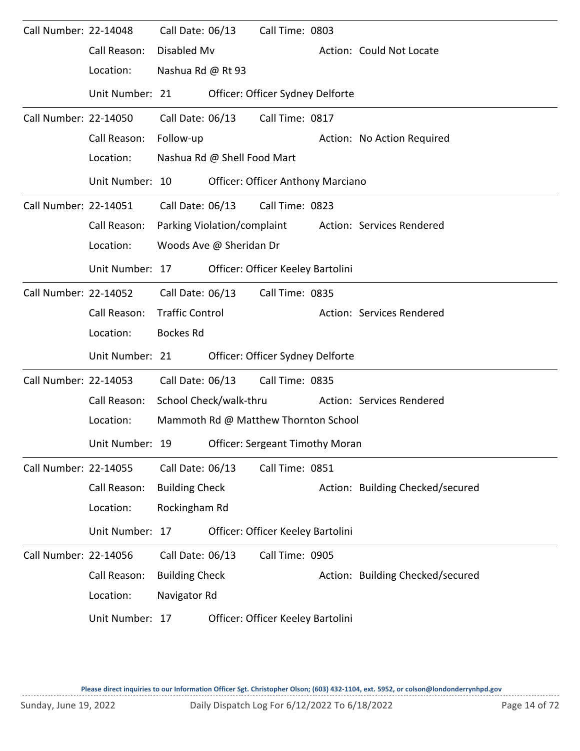| Call Number | Call Date | Call Time | Call Reason | Action | Location | Unit Number | Officer |
|---|---|---|---|---|---|---|---|
| 22-14048 | 06/13 | 0803 | Disabled Mv | Could Not Locate | Nashua Rd @ Rt 93 | 21 | Officer Sydney Delforte |
| 22-14050 | 06/13 | 0817 | Follow-up | No Action Required | Nashua Rd @ Shell Food Mart | 10 | Officer Anthony Marciano |
| 22-14051 | 06/13 | 0823 | Parking Violation/complaint | Services Rendered | Woods Ave @ Sheridan Dr | 17 | Officer Keeley Bartolini |
| 22-14052 | 06/13 | 0835 | Traffic Control | Services Rendered | Bockes Rd | 21 | Officer Sydney Delforte |
| 22-14053 | 06/13 | 0835 | School Check/walk-thru | Services Rendered | Mammoth Rd @ Matthew Thornton School | 19 | Sergeant Timothy Moran |
| 22-14055 | 06/13 | 0851 | Building Check | Building Checked/secured | Rockingham Rd | 17 | Officer Keeley Bartolini |
| 22-14056 | 06/13 | 0905 | Building Check | Building Checked/secured | Navigator Rd | 17 | Officer Keeley Bartolini |

**Please direct inquiries to our Information Officer Sgt. Christopher Olson; (603) 432-1104, ext. 5952, or colson@londonderrynhpd.gov**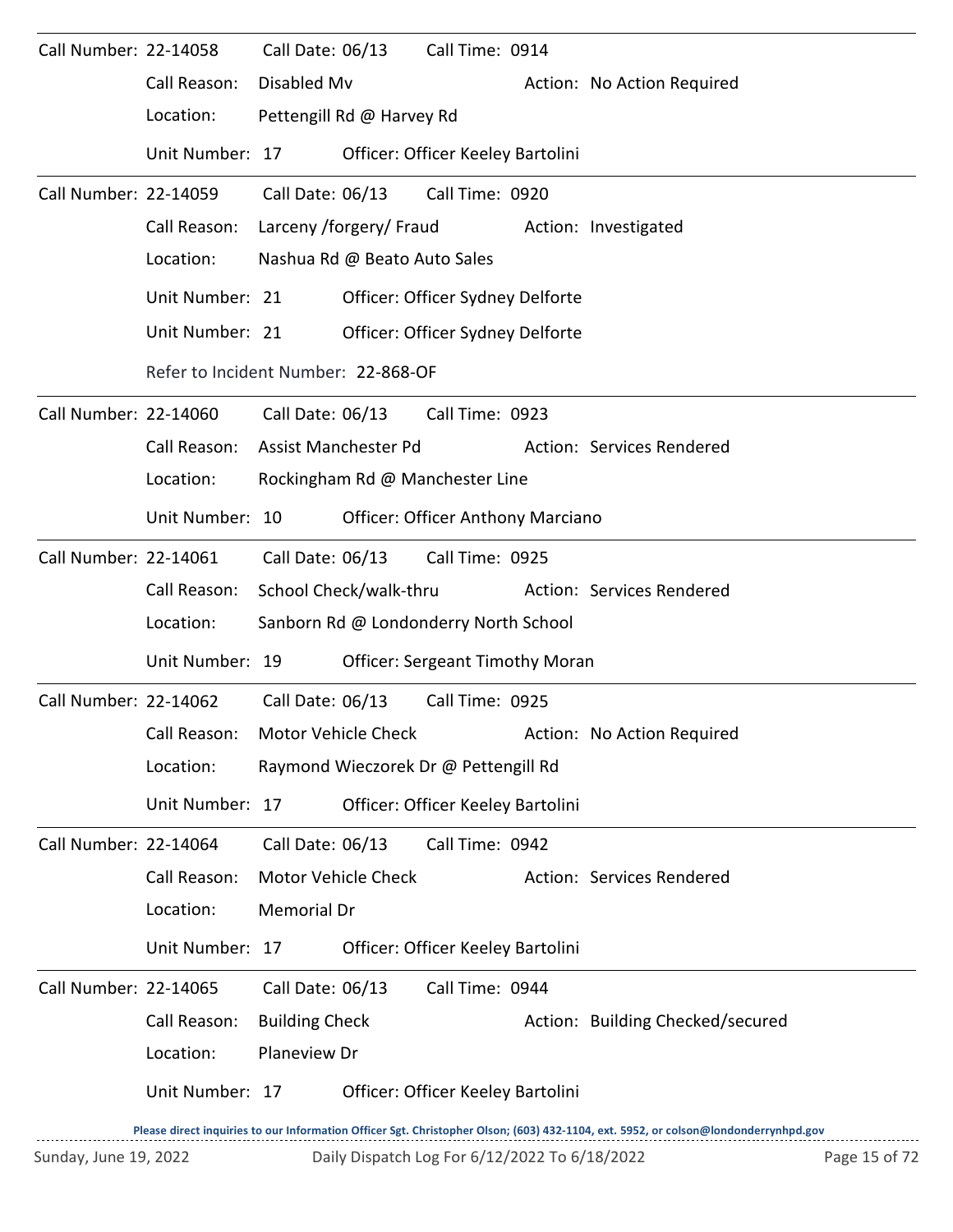Call Number: 22-14058    Call Date: 06/13    Call Time: 0914

Call Reason: Disabled Mv    Action: No Action Required

Location: Pettengill Rd @ Harvey Rd

Unit Number: 17    Officer: Officer Keeley Bartolini

---

Call Number: 22-14059    Call Date: 06/13    Call Time: 0920

Call Reason: Larceny /forgery/ Fraud    Action: Investigated

Location: Nashua Rd @ Beato Auto Sales

Unit Number: 21    Officer: Officer Sydney Delforte

Unit Number: 21    Officer: Officer Sydney Delforte

Refer to Incident Number: 22-868-OF

---

Call Number: 22-14060    Call Date: 06/13    Call Time: 0923

Call Reason: Assist Manchester Pd    Action: Services Rendered

Location: Rockingham Rd @ Manchester Line

Unit Number: 10    Officer: Officer Anthony Marciano

---

Call Number: 22-14061    Call Date: 06/13    Call Time: 0925

Call Reason: School Check/walk-thru    Action: Services Rendered

Location: Sanborn Rd @ Londonderry North School

Unit Number: 19    Officer: Sergeant Timothy Moran

---

Call Number: 22-14062    Call Date: 06/13    Call Time: 0925

Call Reason: Motor Vehicle Check    Action: No Action Required

Location: Raymond Wieczorek Dr @ Pettengill Rd

Unit Number: 17    Officer: Officer Keeley Bartolini

---

Call Number: 22-14064    Call Date: 06/13    Call Time: 0942

Call Reason: Motor Vehicle Check    Action: Services Rendered

Location: Memorial Dr

Unit Number: 17    Officer: Officer Keeley Bartolini

---

Call Number: 22-14065    Call Date: 06/13    Call Time: 0944

Call Reason: Building Check    Action: Building Checked/secured

Location: Planeview Dr

Unit Number: 17    Officer: Officer Keeley Bartolini

**Please direct inquiries to our Information Officer Sgt. Christopher Olson; (603) 432-1104, ext. 5952, or colson@londonderrynhpd.gov**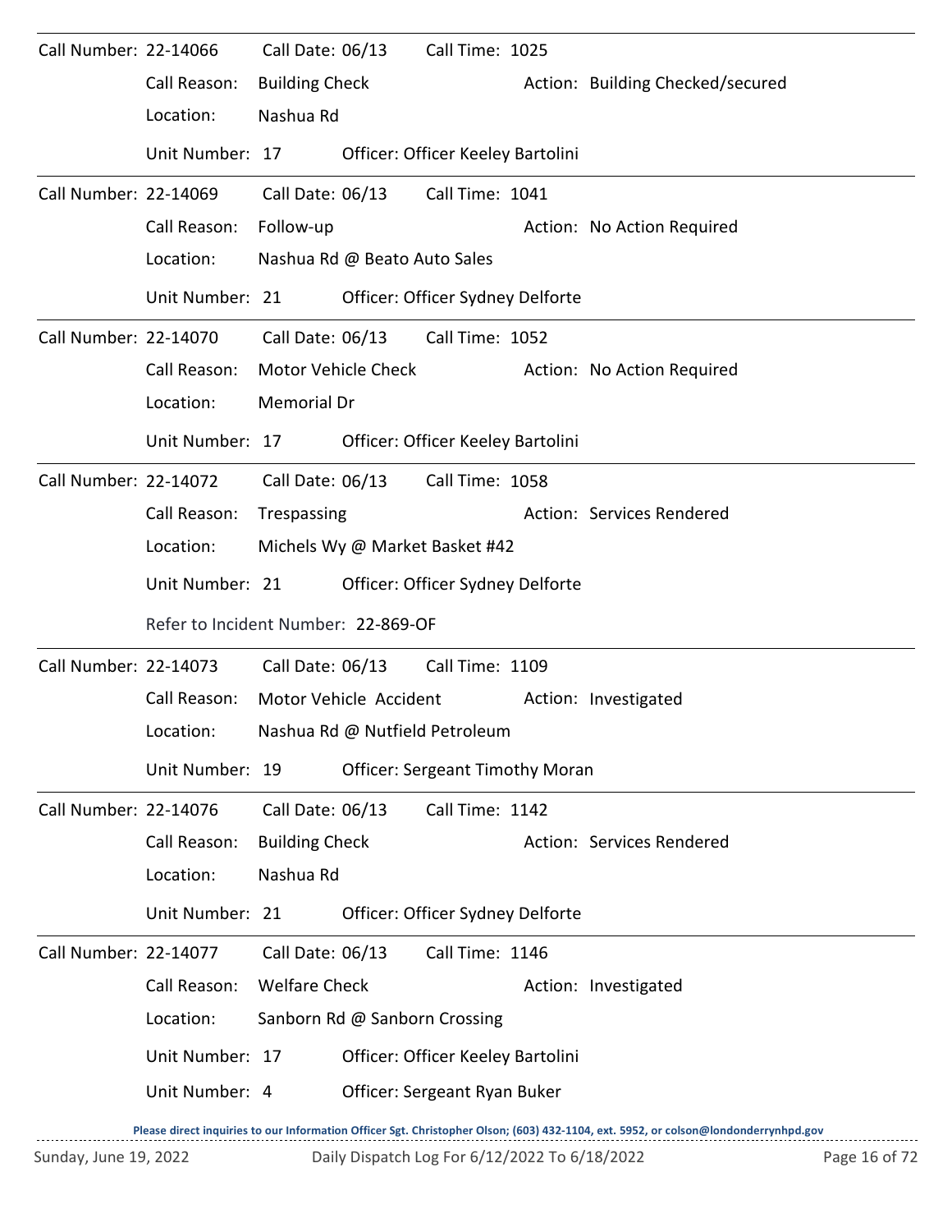Call Number: 22-14066 Call Date: 06/13 Call Time: 1025

Call Reason: Building Check Action: Building Checked/secured

Location: Nashua Rd

Unit Number: 17 Officer: Officer Keeley Bartolini

---

Call Number: 22-14069 Call Date: 06/13 Call Time: 1041

Call Reason: Follow-up Action: No Action Required

Location: Nashua Rd @ Beato Auto Sales

Unit Number: 21 Officer: Officer Sydney Delforte

---

Call Number: 22-14070 Call Date: 06/13 Call Time: 1052

Call Reason: Motor Vehicle Check Action: No Action Required

Location: Memorial Dr

Unit Number: 17 Officer: Officer Keeley Bartolini

---

Call Number: 22-14072 Call Date: 06/13 Call Time: 1058

Call Reason: Trespassing Action: Services Rendered

Location: Michels Wy @ Market Basket #42

Unit Number: 21 Officer: Officer Sydney Delforte

Refer to Incident Number: 22-869-OF

---

Call Number: 22-14073 Call Date: 06/13 Call Time: 1109

Call Reason: Motor Vehicle Accident Action: Investigated

Location: Nashua Rd @ Nutfield Petroleum

Unit Number: 19 Officer: Sergeant Timothy Moran

---

Call Number: 22-14076 Call Date: 06/13 Call Time: 1142

Call Reason: Building Check Action: Services Rendered

Location: Nashua Rd

Unit Number: 21 Officer: Officer Sydney Delforte

---

Call Number: 22-14077 Call Date: 06/13 Call Time: 1146

Call Reason: Welfare Check Action: Investigated

Location: Sanborn Rd @ Sanborn Crossing

Unit Number: 17 Officer: Officer Keeley Bartolini

Unit Number: 4 Officer: Sergeant Ryan Buker

Please direct inquiries to our Information Officer Sgt. Christopher Olson; (603) 432-1104, ext. 5952, or colson@londonderrynhpd.gov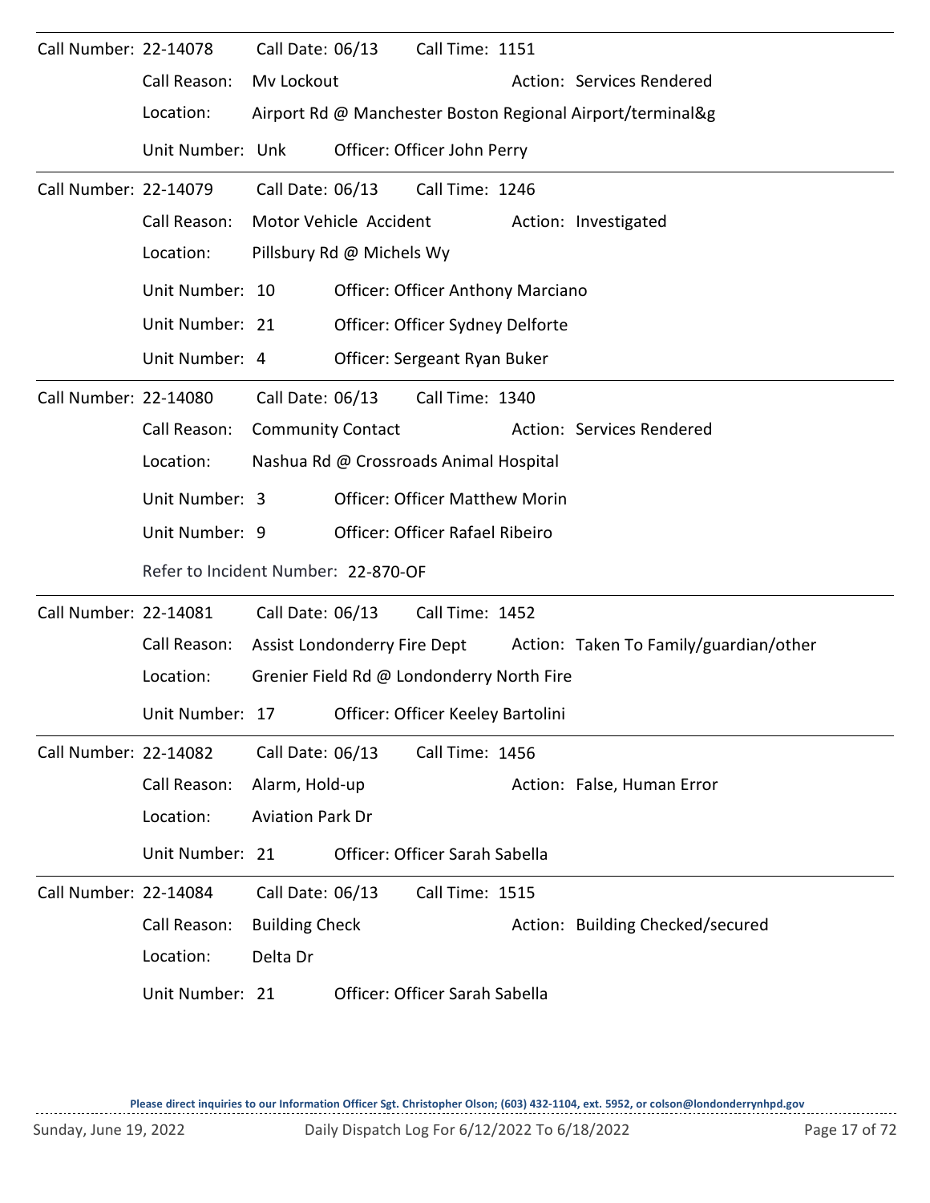Call Number: 22-14078 Call Date: 06/13 Call Time: 1151
Call Reason: Mv Lockout Action: Services Rendered
Location: Airport Rd @ Manchester Boston Regional Airport/terminal&g
Unit Number: Unk Officer: Officer John Perry

---

Call Number: 22-14079 Call Date: 06/13 Call Time: 1246
Call Reason: Motor Vehicle Accident Action: Investigated
Location: Pillsbury Rd @ Michels Wy
Unit Number: 10 Officer: Officer Anthony Marciano
Unit Number: 21 Officer: Officer Sydney Delforte
Unit Number: 4 Officer: Sergeant Ryan Buker

---

Call Number: 22-14080 Call Date: 06/13 Call Time: 1340
Call Reason: Community Contact Action: Services Rendered
Location: Nashua Rd @ Crossroads Animal Hospital
Unit Number: 3 Officer: Officer Matthew Morin
Unit Number: 9 Officer: Officer Rafael Ribeiro
Refer to Incident Number: 22-870-OF

---

Call Number: 22-14081 Call Date: 06/13 Call Time: 1452
Call Reason: Assist Londonderry Fire Dept Action: Taken To Family/guardian/other
Location: Grenier Field Rd @ Londonderry North Fire
Unit Number: 17 Officer: Officer Keeley Bartolini

---

Call Number: 22-14082 Call Date: 06/13 Call Time: 1456
Call Reason: Alarm, Hold-up Action: False, Human Error
Location: Aviation Park Dr
Unit Number: 21 Officer: Officer Sarah Sabella

---

Call Number: 22-14084 Call Date: 06/13 Call Time: 1515
Call Reason: Building Check Action: Building Checked/secured
Location: Delta Dr
Unit Number: 21 Officer: Officer Sarah Sabella

**Please direct inquiries to our Information Officer Sgt. Christopher Olson; (603) 432-1104, ext. 5952, or colson@londonderrynhpd.gov**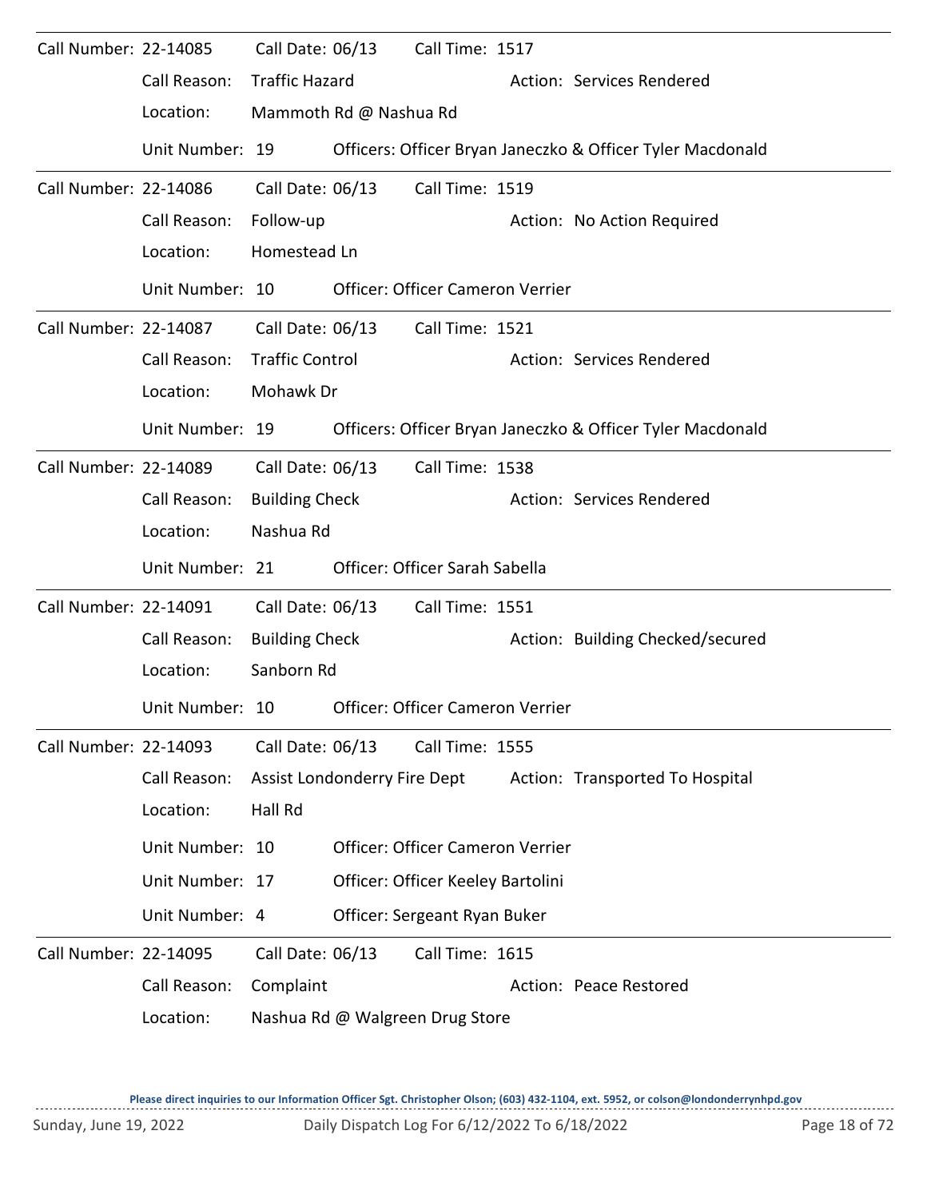**Call Number:** 22-14085 **Call Date:** 06/13 **Call Time:** 1517

Call Reason: Traffic Hazard — Action: Services Rendered

Location: Mammoth Rd @ Nashua Rd

Unit Number: 19 — Officers: Officer Bryan Janeczko & Officer Tyler Macdonald

---

**Call Number:** 22-14086 **Call Date:** 06/13 **Call Time:** 1519

Call Reason: Follow-up — Action: No Action Required

Location: Homestead Ln

Unit Number: 10 — Officer: Officer Cameron Verrier

---

**Call Number:** 22-14087 **Call Date:** 06/13 **Call Time:** 1521

Call Reason: Traffic Control — Action: Services Rendered

Location: Mohawk Dr

Unit Number: 19 — Officers: Officer Bryan Janeczko & Officer Tyler Macdonald

---

**Call Number:** 22-14089 **Call Date:** 06/13 **Call Time:** 1538

Call Reason: Building Check — Action: Services Rendered

Location: Nashua Rd

Unit Number: 21 — Officer: Officer Sarah Sabella

---

**Call Number:** 22-14091 **Call Date:** 06/13 **Call Time:** 1551

Call Reason: Building Check — Action: Building Checked/secured

Location: Sanborn Rd

Unit Number: 10 — Officer: Officer Cameron Verrier

---

**Call Number:** 22-14093 **Call Date:** 06/13 **Call Time:** 1555

Call Reason: Assist Londonderry Fire Dept — Action: Transported To Hospital

Location: Hall Rd

Unit Number: 10 — Officer: Officer Cameron Verrier

Unit Number: 17 — Officer: Officer Keeley Bartolini

Unit Number: 4 — Officer: Sergeant Ryan Buker

---

**Call Number:** 22-14095 **Call Date:** 06/13 **Call Time:** 1615

Call Reason: Complaint — Action: Peace Restored

Location: Nashua Rd @ Walgreen Drug Store

Please direct inquiries to our Information Officer Sgt. Christopher Olson; (603) 432-1104, ext. 5952, or colson@londonderrynhpd.gov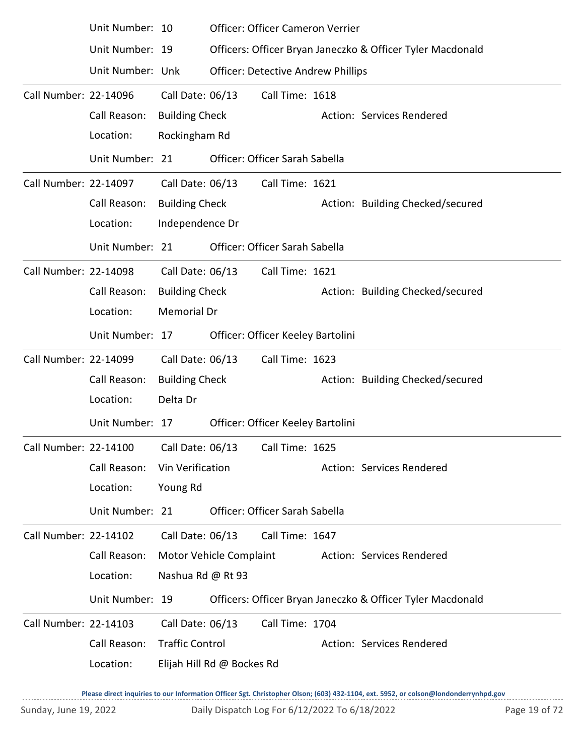Unit Number: 10 Officer: Officer Cameron Verrier

Unit Number: 19 Officers: Officer Bryan Janeczko & Officer Tyler Macdonald

Unit Number: Unk Officer: Detective Andrew Phillips

---

Call Number: 22-14096 Call Date: 06/13 Call Time: 1618

Call Reason: Building Check Action: Services Rendered

Location: Rockingham Rd

Unit Number: 21 Officer: Officer Sarah Sabella

---

Call Number: 22-14097 Call Date: 06/13 Call Time: 1621

Call Reason: Building Check Action: Building Checked/secured

Location: Independence Dr

Unit Number: 21 Officer: Officer Sarah Sabella

---

Call Number: 22-14098 Call Date: 06/13 Call Time: 1621

Call Reason: Building Check Action: Building Checked/secured

Location: Memorial Dr

Unit Number: 17 Officer: Officer Keeley Bartolini

---

Call Number: 22-14099 Call Date: 06/13 Call Time: 1623

Call Reason: Building Check Action: Building Checked/secured

Location: Delta Dr

Unit Number: 17 Officer: Officer Keeley Bartolini

---

Call Number: 22-14100 Call Date: 06/13 Call Time: 1625

Call Reason: Vin Verification Action: Services Rendered

Location: Young Rd

Unit Number: 21 Officer: Officer Sarah Sabella

---

Call Number: 22-14102 Call Date: 06/13 Call Time: 1647

Call Reason: Motor Vehicle Complaint Action: Services Rendered

Location: Nashua Rd @ Rt 93

Unit Number: 19 Officers: Officer Bryan Janeczko & Officer Tyler Macdonald

---

Call Number: 22-14103 Call Date: 06/13 Call Time: 1704

Call Reason: Traffic Control Action: Services Rendered

Location: Elijah Hill Rd @ Bockes Rd

Please direct inquiries to our Information Officer Sgt. Christopher Olson; (603) 432-1104, ext. 5952, or colson@londonderrynhpd.gov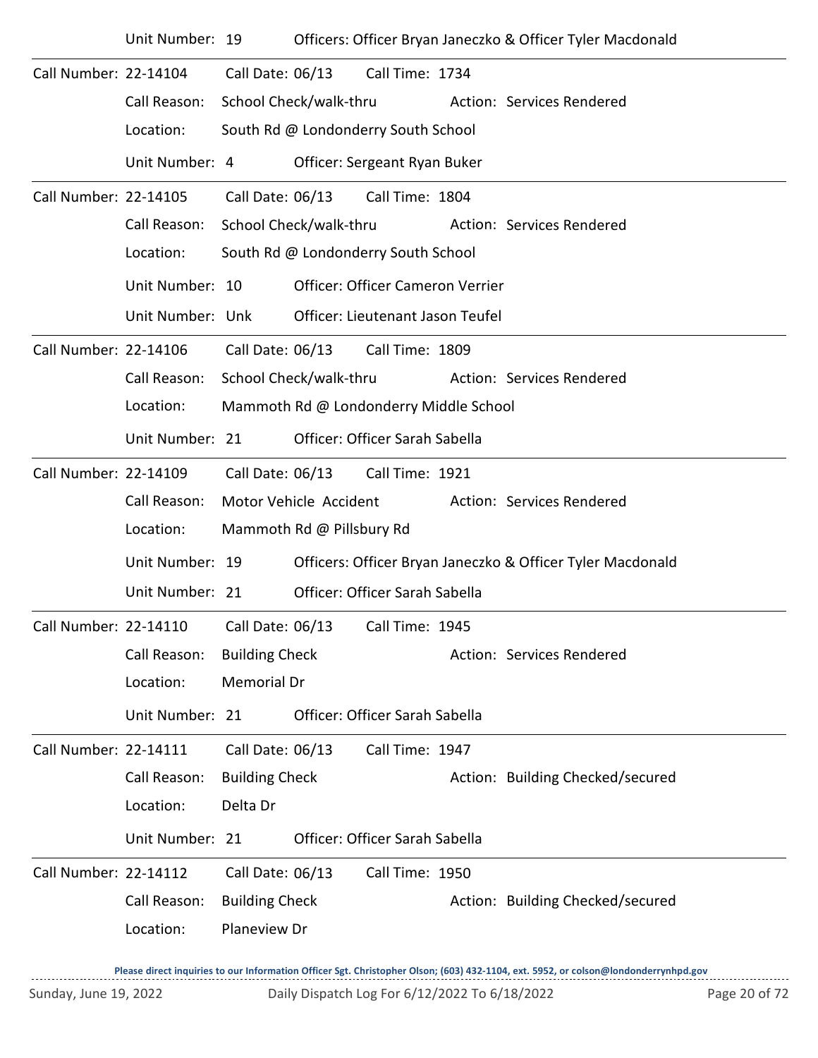Unit Number: 19 Officers: Officer Bryan Janeczko & Officer Tyler Macdonald

---

Call Number: 22-14104 Call Date: 06/13 Call Time: 1734

Call Reason: School Check/walk-thru Action: Services Rendered

Location: South Rd @ Londonderry South School

Unit Number: 4 Officer: Sergeant Ryan Buker

---

Call Number: 22-14105 Call Date: 06/13 Call Time: 1804

Call Reason: School Check/walk-thru Action: Services Rendered

Location: South Rd @ Londonderry South School

Unit Number: 10 Officer: Officer Cameron Verrier

Unit Number: Unk Officer: Lieutenant Jason Teufel

---

Call Number: 22-14106 Call Date: 06/13 Call Time: 1809

Call Reason: School Check/walk-thru Action: Services Rendered

Location: Mammoth Rd @ Londonderry Middle School

Unit Number: 21 Officer: Officer Sarah Sabella

---

Call Number: 22-14109 Call Date: 06/13 Call Time: 1921

Call Reason: Motor Vehicle Accident Action: Services Rendered

Location: Mammoth Rd @ Pillsbury Rd

Unit Number: 19 Officers: Officer Bryan Janeczko & Officer Tyler Macdonald

Unit Number: 21 Officer: Officer Sarah Sabella

---

Call Number: 22-14110 Call Date: 06/13 Call Time: 1945

Call Reason: Building Check Action: Services Rendered

Location: Memorial Dr

Unit Number: 21 Officer: Officer Sarah Sabella

---

Call Number: 22-14111 Call Date: 06/13 Call Time: 1947

Call Reason: Building Check Action: Building Checked/secured

Location: Delta Dr

Unit Number: 21 Officer: Officer Sarah Sabella

---

Call Number: 22-14112 Call Date: 06/13 Call Time: 1950

Call Reason: Building Check Action: Building Checked/secured

Location: Planeview Dr

Please direct inquiries to our Information Officer Sgt. Christopher Olson; (603) 432-1104, ext. 5952, or colson@londonderrynhpd.gov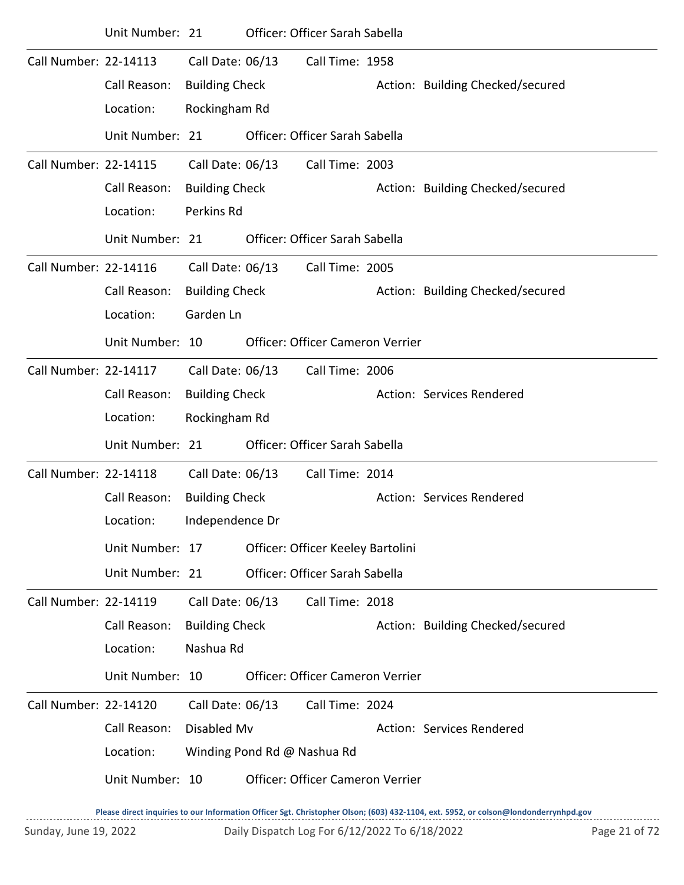Unit Number: 21 Officer: Officer Sarah Sabella

---

Call Number: 22-14113 Call Date: 06/13 Call Time: 1958

Call Reason: Building Check Action: Building Checked/secured

Location: Rockingham Rd

Unit Number: 21 Officer: Officer Sarah Sabella

---

Call Number: 22-14115 Call Date: 06/13 Call Time: 2003

Call Reason: Building Check Action: Building Checked/secured

Location: Perkins Rd

Unit Number: 21 Officer: Officer Sarah Sabella

---

Call Number: 22-14116 Call Date: 06/13 Call Time: 2005

Call Reason: Building Check Action: Building Checked/secured

Location: Garden Ln

Unit Number: 10 Officer: Officer Cameron Verrier

---

Call Number: 22-14117 Call Date: 06/13 Call Time: 2006

Call Reason: Building Check Action: Services Rendered

Location: Rockingham Rd

Unit Number: 21 Officer: Officer Sarah Sabella

---

Call Number: 22-14118 Call Date: 06/13 Call Time: 2014

Call Reason: Building Check Action: Services Rendered

Location: Independence Dr

Unit Number: 17 Officer: Officer Keeley Bartolini

Unit Number: 21 Officer: Officer Sarah Sabella

---

Call Number: 22-14119 Call Date: 06/13 Call Time: 2018

Call Reason: Building Check Action: Building Checked/secured

Location: Nashua Rd

Unit Number: 10 Officer: Officer Cameron Verrier

---

Call Number: 22-14120 Call Date: 06/13 Call Time: 2024

Call Reason: Disabled Mv Action: Services Rendered

Location: Winding Pond Rd @ Nashua Rd

Unit Number: 10 Officer: Officer Cameron Verrier

Please direct inquiries to our Information Officer Sgt. Christopher Olson; (603) 432-1104, ext. 5952, or colson@londonderrynhpd.gov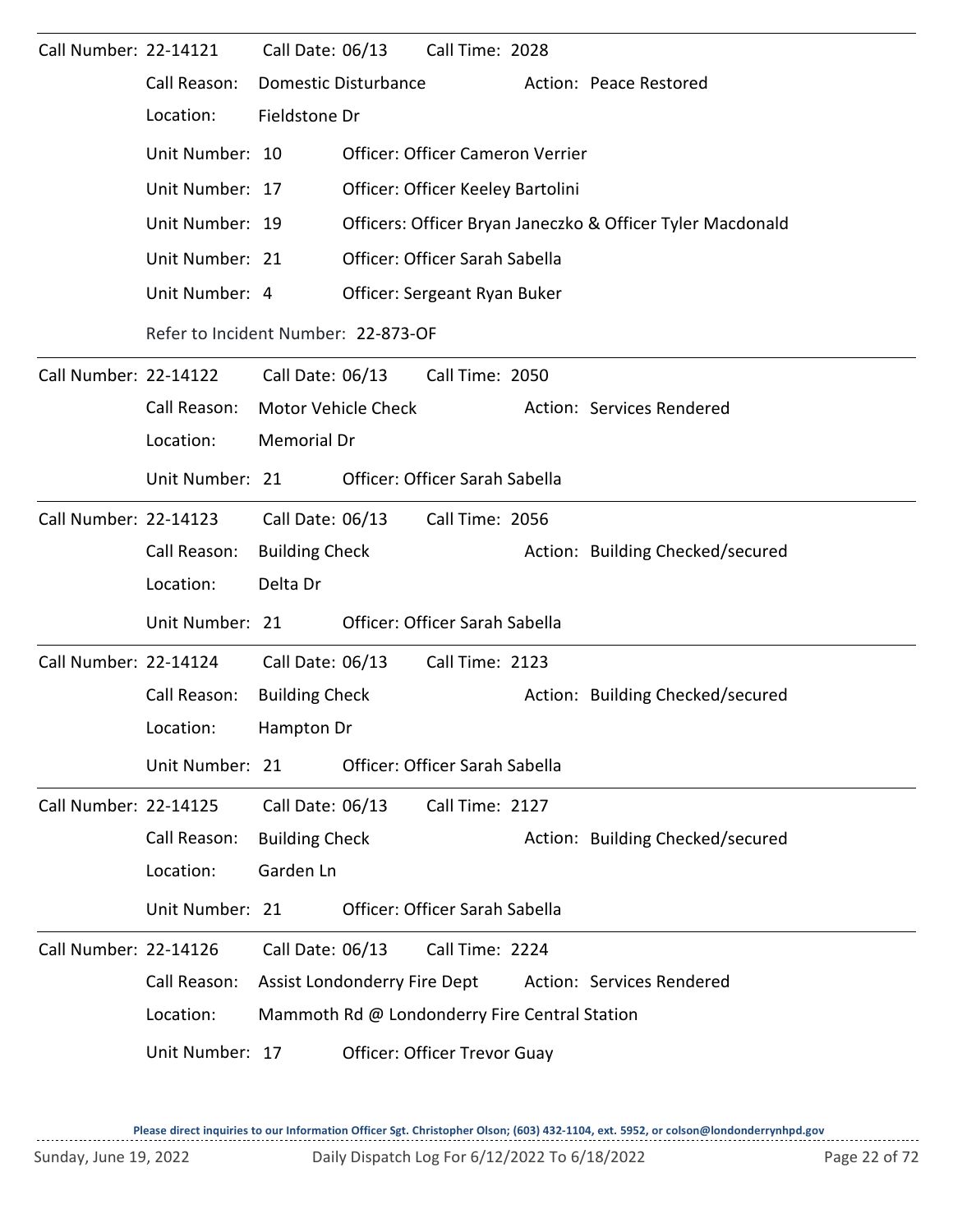Call Number: 22-14121    Call Date: 06/13    Call Time: 2028

Call Reason: Domestic Disturbance    Action: Peace Restored

Location: Fieldstone Dr

Unit Number: 10    Officer: Officer Cameron Verrier

Unit Number: 17    Officer: Officer Keeley Bartolini

Unit Number: 19    Officers: Officer Bryan Janeczko & Officer Tyler Macdonald

Unit Number: 21    Officer: Officer Sarah Sabella

Unit Number: 4    Officer: Sergeant Ryan Buker

Refer to Incident Number: 22-873-OF

---

Call Number: 22-14122    Call Date: 06/13    Call Time: 2050

Call Reason: Motor Vehicle Check    Action: Services Rendered

Location: Memorial Dr

Unit Number: 21    Officer: Officer Sarah Sabella

---

Call Number: 22-14123    Call Date: 06/13    Call Time: 2056

Call Reason: Building Check    Action: Building Checked/secured

Location: Delta Dr

Unit Number: 21    Officer: Officer Sarah Sabella

---

Call Number: 22-14124    Call Date: 06/13    Call Time: 2123

Call Reason: Building Check    Action: Building Checked/secured

Location: Hampton Dr

Unit Number: 21    Officer: Officer Sarah Sabella

---

Call Number: 22-14125    Call Date: 06/13    Call Time: 2127

Call Reason: Building Check    Action: Building Checked/secured

Location: Garden Ln

Unit Number: 21    Officer: Officer Sarah Sabella

---

Call Number: 22-14126    Call Date: 06/13    Call Time: 2224

Call Reason: Assist Londonderry Fire Dept    Action: Services Rendered

Location: Mammoth Rd @ Londonderry Fire Central Station

Unit Number: 17    Officer: Officer Trevor Guay

**Please direct inquiries to our Information Officer Sgt. Christopher Olson; (603) 432-1104, ext. 5952, or colson@londonderrynhpd.gov**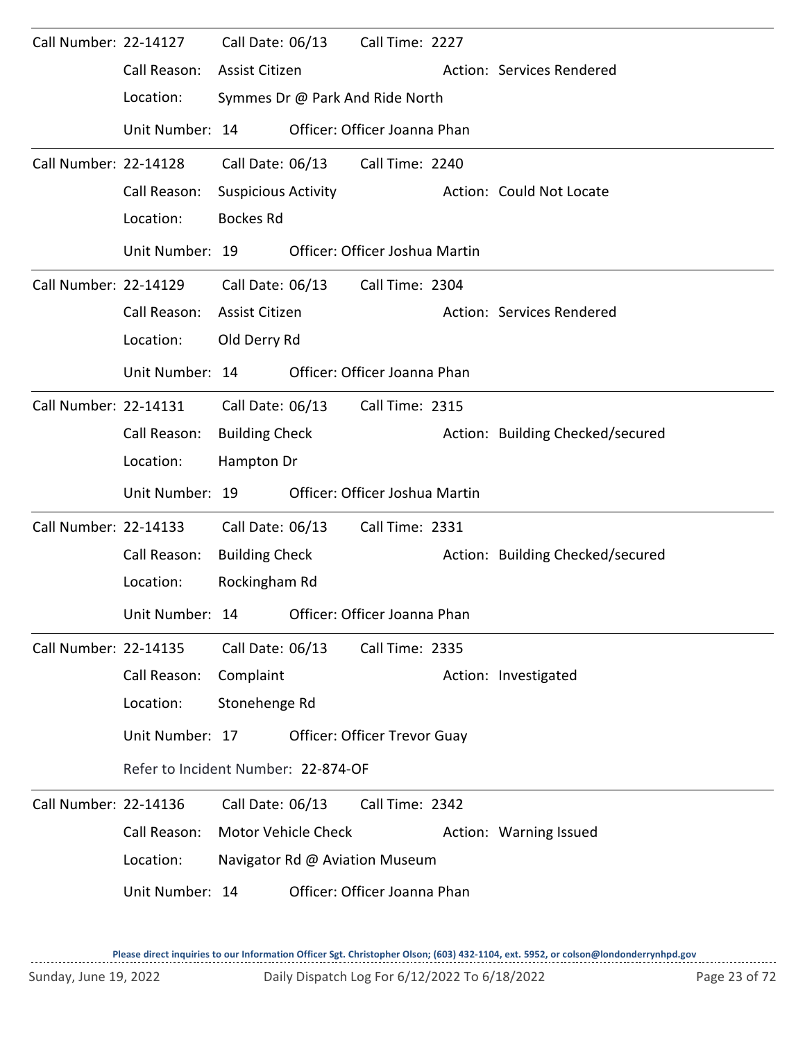Call Number: 22-14127 Call Date: 06/13 Call Time: 2227

Call Reason: Assist Citizen Action: Services Rendered

Location: Symmes Dr @ Park And Ride North

Unit Number: 14 Officer: Officer Joanna Phan

---

Call Number: 22-14128 Call Date: 06/13 Call Time: 2240

Call Reason: Suspicious Activity Action: Could Not Locate

Location: Bockes Rd

Unit Number: 19 Officer: Officer Joshua Martin

---

Call Number: 22-14129 Call Date: 06/13 Call Time: 2304

Call Reason: Assist Citizen Action: Services Rendered

Location: Old Derry Rd

Unit Number: 14 Officer: Officer Joanna Phan

---

Call Number: 22-14131 Call Date: 06/13 Call Time: 2315

Call Reason: Building Check Action: Building Checked/secured

Location: Hampton Dr

Unit Number: 19 Officer: Officer Joshua Martin

---

Call Number: 22-14133 Call Date: 06/13 Call Time: 2331

Call Reason: Building Check Action: Building Checked/secured

Location: Rockingham Rd

Unit Number: 14 Officer: Officer Joanna Phan

---

Call Number: 22-14135 Call Date: 06/13 Call Time: 2335

Call Reason: Complaint Action: Investigated

Location: Stonehenge Rd

Unit Number: 17 Officer: Officer Trevor Guay

Refer to Incident Number: 22-874-OF

---

Call Number: 22-14136 Call Date: 06/13 Call Time: 2342

Call Reason: Motor Vehicle Check Action: Warning Issued

Location: Navigator Rd @ Aviation Museum

Unit Number: 14 Officer: Officer Joanna Phan

Please direct inquiries to our Information Officer Sgt. Christopher Olson; (603) 432-1104, ext. 5952, or colson@londonderrynhpd.gov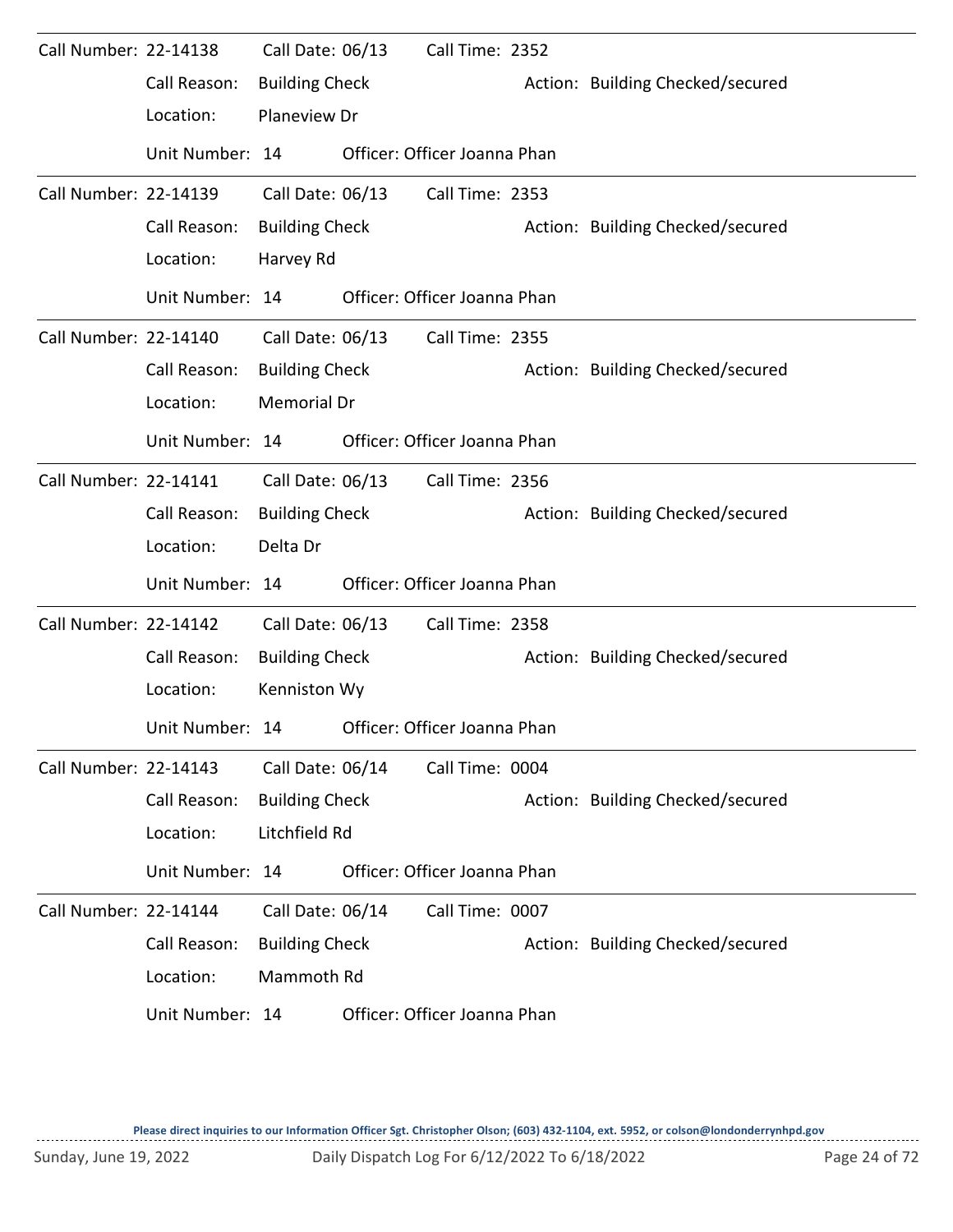Call Number: 22-14138 Call Date: 06/13 Call Time: 2352

Call Reason: Building Check Action: Building Checked/secured

Location: Planeview Dr

Unit Number: 14 Officer: Officer Joanna Phan

---

Call Number: 22-14139 Call Date: 06/13 Call Time: 2353

Call Reason: Building Check Action: Building Checked/secured

Location: Harvey Rd

Unit Number: 14 Officer: Officer Joanna Phan

---

Call Number: 22-14140 Call Date: 06/13 Call Time: 2355

Call Reason: Building Check Action: Building Checked/secured

Location: Memorial Dr

Unit Number: 14 Officer: Officer Joanna Phan

---

Call Number: 22-14141 Call Date: 06/13 Call Time: 2356

Call Reason: Building Check Action: Building Checked/secured

Location: Delta Dr

Unit Number: 14 Officer: Officer Joanna Phan

---

Call Number: 22-14142 Call Date: 06/13 Call Time: 2358

Call Reason: Building Check Action: Building Checked/secured

Location: Kenniston Wy

Unit Number: 14 Officer: Officer Joanna Phan

---

Call Number: 22-14143 Call Date: 06/14 Call Time: 0004

Call Reason: Building Check Action: Building Checked/secured

Location: Litchfield Rd

Unit Number: 14 Officer: Officer Joanna Phan

---

Call Number: 22-14144 Call Date: 06/14 Call Time: 0007

Call Reason: Building Check Action: Building Checked/secured

Location: Mammoth Rd

Unit Number: 14 Officer: Officer Joanna Phan

**Please direct inquiries to our Information Officer Sgt. Christopher Olson; (603) 432-1104, ext. 5952, or colson@londonderrynhpd.gov**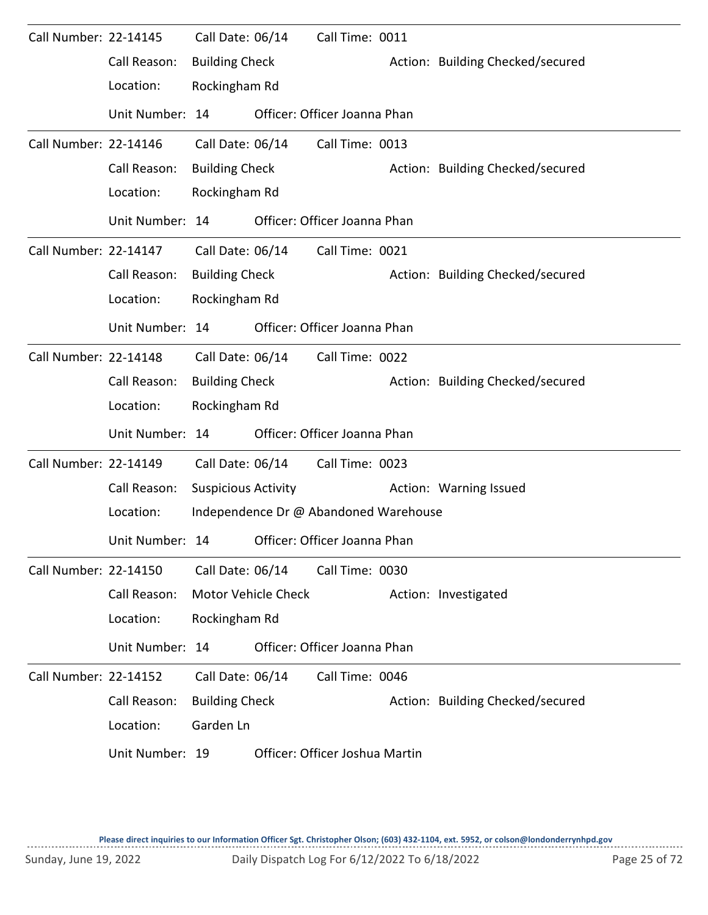Call Number: 22-14145 Call Date: 06/14 Call Time: 0011
Call Reason: Building Check Action: Building Checked/secured
Location: Rockingham Rd
Unit Number: 14 Officer: Officer Joanna Phan

---

Call Number: 22-14146 Call Date: 06/14 Call Time: 0013
Call Reason: Building Check Action: Building Checked/secured
Location: Rockingham Rd
Unit Number: 14 Officer: Officer Joanna Phan

---

Call Number: 22-14147 Call Date: 06/14 Call Time: 0021
Call Reason: Building Check Action: Building Checked/secured
Location: Rockingham Rd
Unit Number: 14 Officer: Officer Joanna Phan

---

Call Number: 22-14148 Call Date: 06/14 Call Time: 0022
Call Reason: Building Check Action: Building Checked/secured
Location: Rockingham Rd
Unit Number: 14 Officer: Officer Joanna Phan

---

Call Number: 22-14149 Call Date: 06/14 Call Time: 0023
Call Reason: Suspicious Activity Action: Warning Issued
Location: Independence Dr @ Abandoned Warehouse
Unit Number: 14 Officer: Officer Joanna Phan

---

Call Number: 22-14150 Call Date: 06/14 Call Time: 0030
Call Reason: Motor Vehicle Check Action: Investigated
Location: Rockingham Rd
Unit Number: 14 Officer: Officer Joanna Phan

---

Call Number: 22-14152 Call Date: 06/14 Call Time: 0046
Call Reason: Building Check Action: Building Checked/secured
Location: Garden Ln
Unit Number: 19 Officer: Officer Joshua Martin

**Please direct inquiries to our Information Officer Sgt. Christopher Olson; (603) 432-1104, ext. 5952, or colson@londonderrynhpd.gov**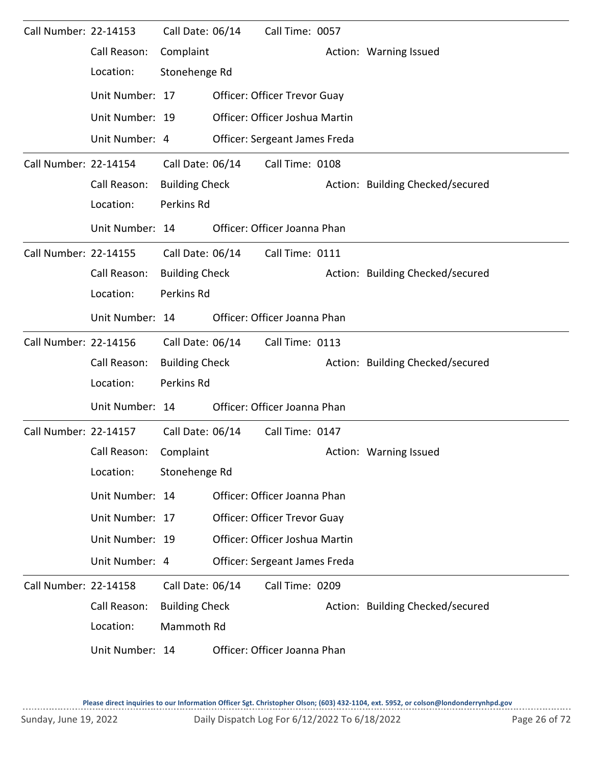**Call Number:** 22-14153 **Call Date:** 06/14 **Call Time:** 0057

**Call Reason:** Complaint **Action:** Warning Issued

**Location:** Stonehenge Rd

| Unit Number | Officer |
|---|---|
| 17 | Officer Trevor Guay |
| 19 | Officer Joshua Martin |
| 4 | Sergeant James Freda |

---

**Call Number:** 22-14154 **Call Date:** 06/14 **Call Time:** 0108

**Call Reason:** Building Check **Action:** Building Checked/secured

**Location:** Perkins Rd

| Unit Number | Officer |
|---|---|
| 14 | Officer Joanna Phan |

---

**Call Number:** 22-14155 **Call Date:** 06/14 **Call Time:** 0111

**Call Reason:** Building Check **Action:** Building Checked/secured

**Location:** Perkins Rd

| Unit Number | Officer |
|---|---|
| 14 | Officer Joanna Phan |

---

**Call Number:** 22-14156 **Call Date:** 06/14 **Call Time:** 0113

**Call Reason:** Building Check **Action:** Building Checked/secured

**Location:** Perkins Rd

| Unit Number | Officer |
|---|---|
| 14 | Officer Joanna Phan |

---

**Call Number:** 22-14157 **Call Date:** 06/14 **Call Time:** 0147

**Call Reason:** Complaint **Action:** Warning Issued

**Location:** Stonehenge Rd

| Unit Number | Officer |
|---|---|
| 14 | Officer Joanna Phan |
| 17 | Officer Trevor Guay |
| 19 | Officer Joshua Martin |
| 4 | Sergeant James Freda |

---

**Call Number:** 22-14158 **Call Date:** 06/14 **Call Time:** 0209

**Call Reason:** Building Check **Action:** Building Checked/secured

**Location:** Mammoth Rd

| Unit Number | Officer |
|---|---|
| 14 | Officer Joanna Phan |

Please direct inquiries to our Information Officer Sgt. Christopher Olson; (603) 432-1104, ext. 5952, or colson@londonderrynhpd.gov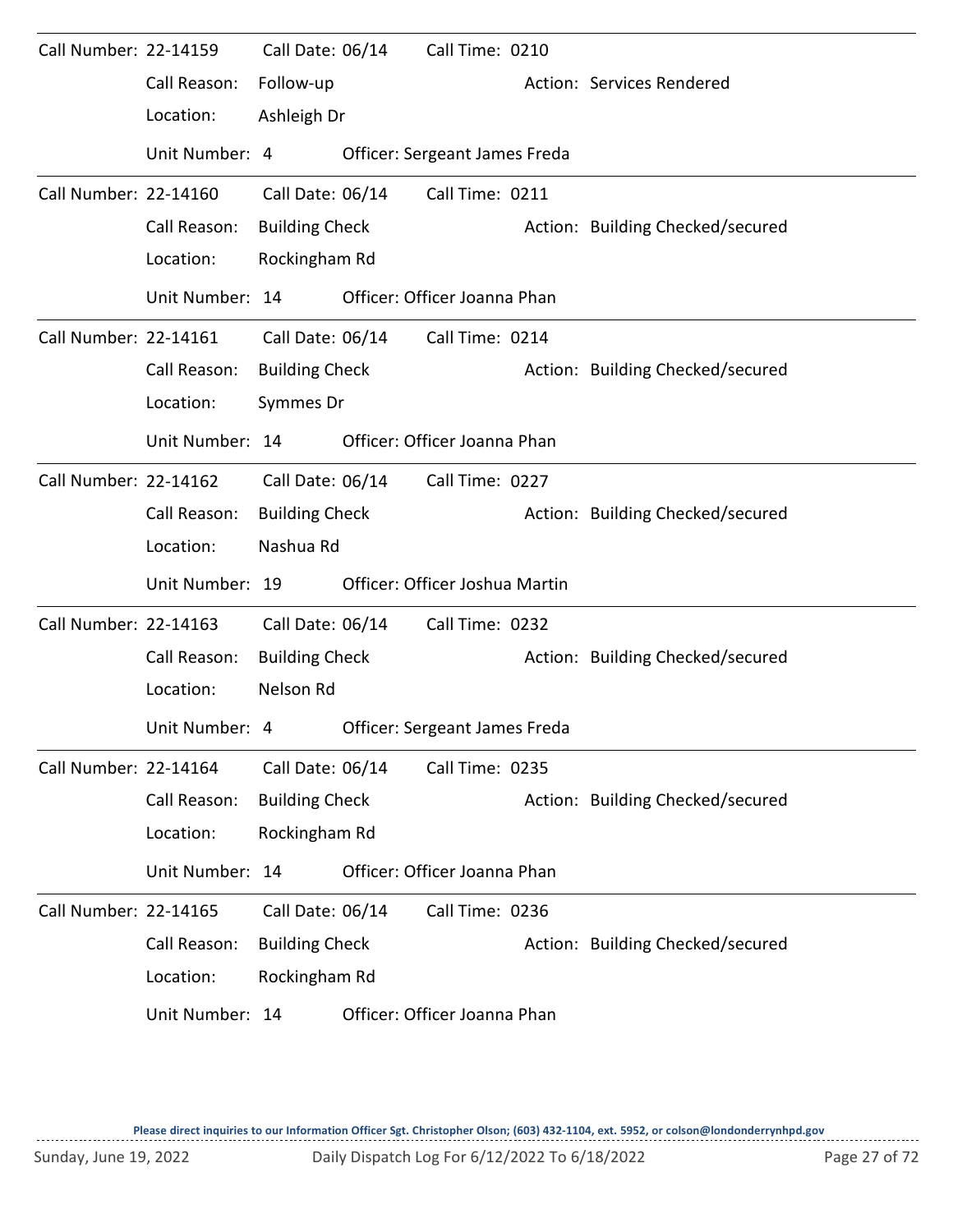Call Number: 22-14159 Call Date: 06/14 Call Time: 0210

Call Reason: Follow-up Action: Services Rendered

Location: Ashleigh Dr

Unit Number: 4 Officer: Sergeant James Freda

---

Call Number: 22-14160 Call Date: 06/14 Call Time: 0211

Call Reason: Building Check Action: Building Checked/secured

Location: Rockingham Rd

Unit Number: 14 Officer: Officer Joanna Phan

---

Call Number: 22-14161 Call Date: 06/14 Call Time: 0214

Call Reason: Building Check Action: Building Checked/secured

Location: Symmes Dr

Unit Number: 14 Officer: Officer Joanna Phan

---

Call Number: 22-14162 Call Date: 06/14 Call Time: 0227

Call Reason: Building Check Action: Building Checked/secured

Location: Nashua Rd

Unit Number: 19 Officer: Officer Joshua Martin

---

Call Number: 22-14163 Call Date: 06/14 Call Time: 0232

Call Reason: Building Check Action: Building Checked/secured

Location: Nelson Rd

Unit Number: 4 Officer: Sergeant James Freda

---

Call Number: 22-14164 Call Date: 06/14 Call Time: 0235

Call Reason: Building Check Action: Building Checked/secured

Location: Rockingham Rd

Unit Number: 14 Officer: Officer Joanna Phan

---

Call Number: 22-14165 Call Date: 06/14 Call Time: 0236

Call Reason: Building Check Action: Building Checked/secured

Location: Rockingham Rd

Unit Number: 14 Officer: Officer Joanna Phan

Please direct inquiries to our Information Officer Sgt. Christopher Olson; (603) 432-1104, ext. 5952, or colson@londonderrynhpd.gov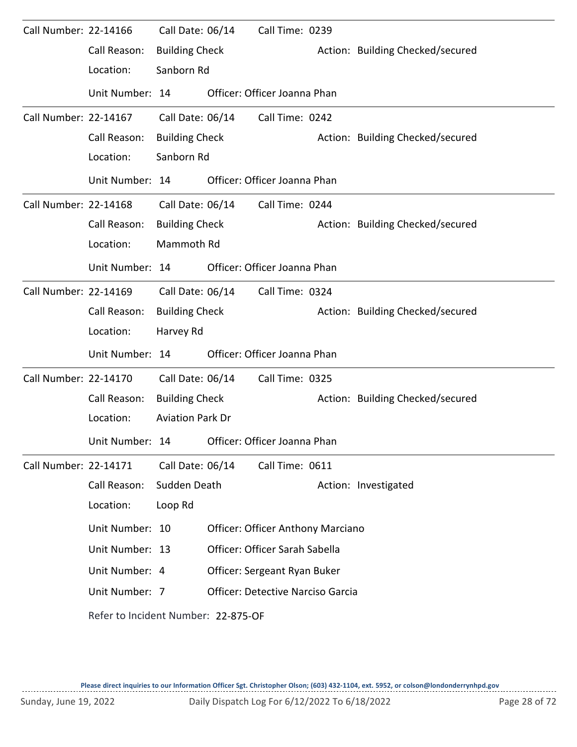Call Number: 22-14166  Call Date: 06/14  Call Time: 0239

Call Reason: Building Check  Action: Building Checked/secured

Location: Sanborn Rd

Unit Number: 14  Officer: Officer Joanna Phan

---

Call Number: 22-14167  Call Date: 06/14  Call Time: 0242

Call Reason: Building Check  Action: Building Checked/secured

Location: Sanborn Rd

Unit Number: 14  Officer: Officer Joanna Phan

---

Call Number: 22-14168  Call Date: 06/14  Call Time: 0244

Call Reason: Building Check  Action: Building Checked/secured

Location: Mammoth Rd

Unit Number: 14  Officer: Officer Joanna Phan

---

Call Number: 22-14169  Call Date: 06/14  Call Time: 0324

Call Reason: Building Check  Action: Building Checked/secured

Location: Harvey Rd

Unit Number: 14  Officer: Officer Joanna Phan

---

Call Number: 22-14170  Call Date: 06/14  Call Time: 0325

Call Reason: Building Check  Action: Building Checked/secured

Location: Aviation Park Dr

Unit Number: 14  Officer: Officer Joanna Phan

---

Call Number: 22-14171  Call Date: 06/14  Call Time: 0611

Call Reason: Sudden Death  Action: Investigated

Location: Loop Rd

Unit Number: 10  Officer: Officer Anthony Marciano

Unit Number: 13  Officer: Officer Sarah Sabella

Unit Number: 4  Officer: Sergeant Ryan Buker

Unit Number: 7  Officer: Detective Narciso Garcia

Refer to Incident Number: 22-875-OF

Please direct inquiries to our Information Officer Sgt. Christopher Olson; (603) 432-1104, ext. 5952, or colson@londonderrynhpd.gov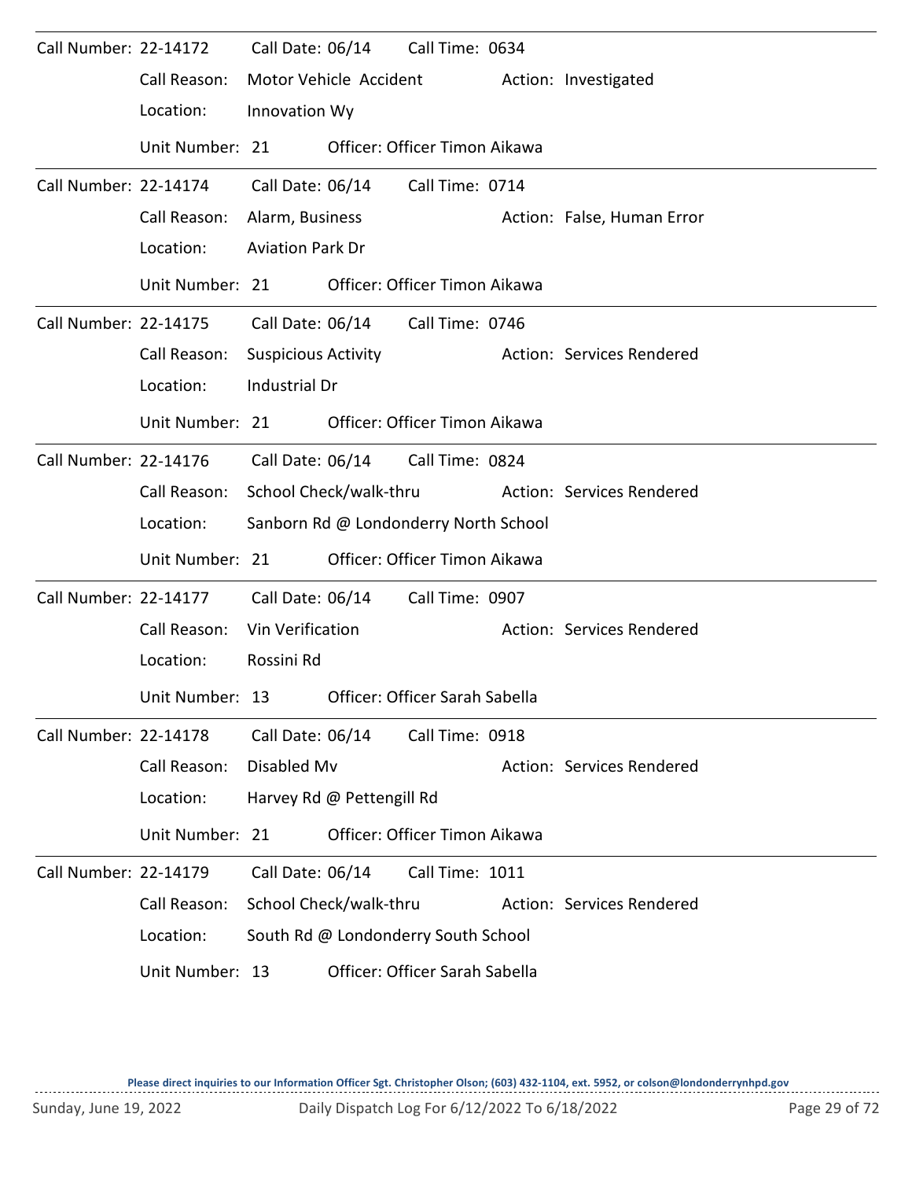Call Number: 22-14172 Call Date: 06/14 Call Time: 0634

Call Reason: Motor Vehicle Accident Action: Investigated

Location: Innovation Wy

Unit Number: 21 Officer: Officer Timon Aikawa

---

Call Number: 22-14174 Call Date: 06/14 Call Time: 0714

Call Reason: Alarm, Business Action: False, Human Error

Location: Aviation Park Dr

Unit Number: 21 Officer: Officer Timon Aikawa

---

Call Number: 22-14175 Call Date: 06/14 Call Time: 0746

Call Reason: Suspicious Activity Action: Services Rendered

Location: Industrial Dr

Unit Number: 21 Officer: Officer Timon Aikawa

---

Call Number: 22-14176 Call Date: 06/14 Call Time: 0824

Call Reason: School Check/walk-thru Action: Services Rendered

Location: Sanborn Rd @ Londonderry North School

Unit Number: 21 Officer: Officer Timon Aikawa

---

Call Number: 22-14177 Call Date: 06/14 Call Time: 0907

Call Reason: Vin Verification Action: Services Rendered

Location: Rossini Rd

Unit Number: 13 Officer: Officer Sarah Sabella

---

Call Number: 22-14178 Call Date: 06/14 Call Time: 0918

Call Reason: Disabled Mv Action: Services Rendered

Location: Harvey Rd @ Pettengill Rd

Unit Number: 21 Officer: Officer Timon Aikawa

---

Call Number: 22-14179 Call Date: 06/14 Call Time: 1011

Call Reason: School Check/walk-thru Action: Services Rendered

Location: South Rd @ Londonderry South School

Unit Number: 13 Officer: Officer Sarah Sabella

---

Please direct inquiries to our Information Officer Sgt. Christopher Olson; (603) 432-1104, ext. 5952, or colson@londonderrynhpd.gov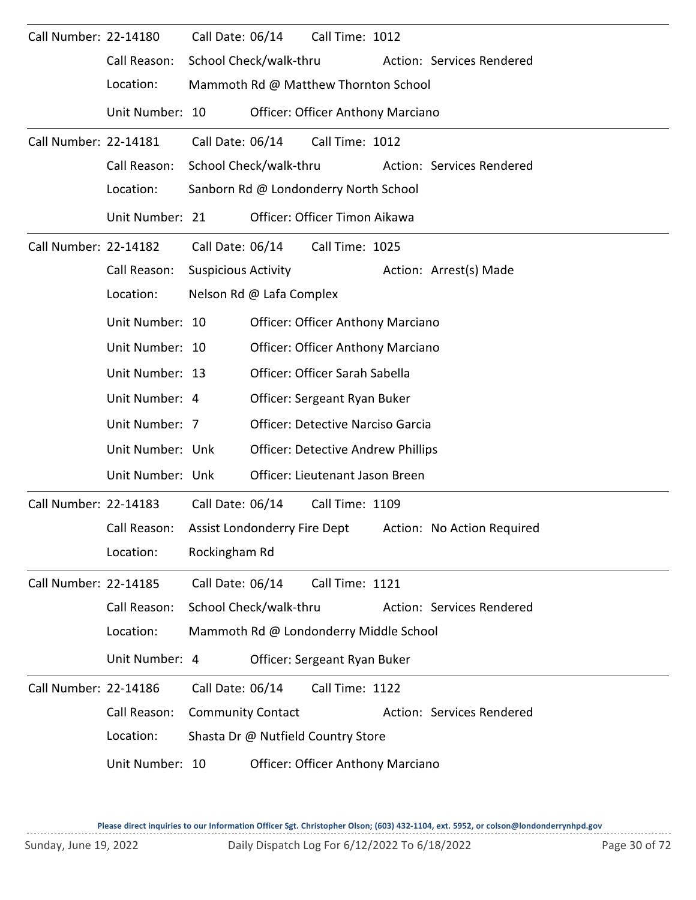**Call Number:** 22-14180 **Call Date:** 06/14 **Call Time:** 1012

Call Reason: School Check/walk-thru    Action: Services Rendered

Location: Mammoth Rd @ Matthew Thornton School

| Unit Number | Officer |
| --- | --- |
| 10 | Officer Anthony Marciano |

---

**Call Number:** 22-14181 **Call Date:** 06/14 **Call Time:** 1012

Call Reason: School Check/walk-thru    Action: Services Rendered

Location: Sanborn Rd @ Londonderry North School

| Unit Number | Officer |
| --- | --- |
| 21 | Officer Timon Aikawa |

---

**Call Number:** 22-14182 **Call Date:** 06/14 **Call Time:** 1025

Call Reason: Suspicious Activity    Action: Arrest(s) Made

Location: Nelson Rd @ Lafa Complex

| Unit Number | Officer |
| --- | --- |
| 10 | Officer Anthony Marciano |
| 10 | Officer Anthony Marciano |
| 13 | Officer Sarah Sabella |
| 4 | Sergeant Ryan Buker |
| 7 | Detective Narciso Garcia |
| Unk | Detective Andrew Phillips |
| Unk | Lieutenant Jason Breen |

---

**Call Number:** 22-14183 **Call Date:** 06/14 **Call Time:** 1109

Call Reason: Assist Londonderry Fire Dept    Action: No Action Required

Location: Rockingham Rd

---

**Call Number:** 22-14185 **Call Date:** 06/14 **Call Time:** 1121

Call Reason: School Check/walk-thru    Action: Services Rendered

Location: Mammoth Rd @ Londonderry Middle School

| Unit Number | Officer |
| --- | --- |
| 4 | Sergeant Ryan Buker |

---

**Call Number:** 22-14186 **Call Date:** 06/14 **Call Time:** 1122

Call Reason: Community Contact    Action: Services Rendered

Location: Shasta Dr @ Nutfield Country Store

| Unit Number | Officer |
| --- | --- |
| 10 | Officer Anthony Marciano |

Please direct inquiries to our Information Officer Sgt. Christopher Olson; (603) 432-1104, ext. 5952, or colson@londonderrynhpd.gov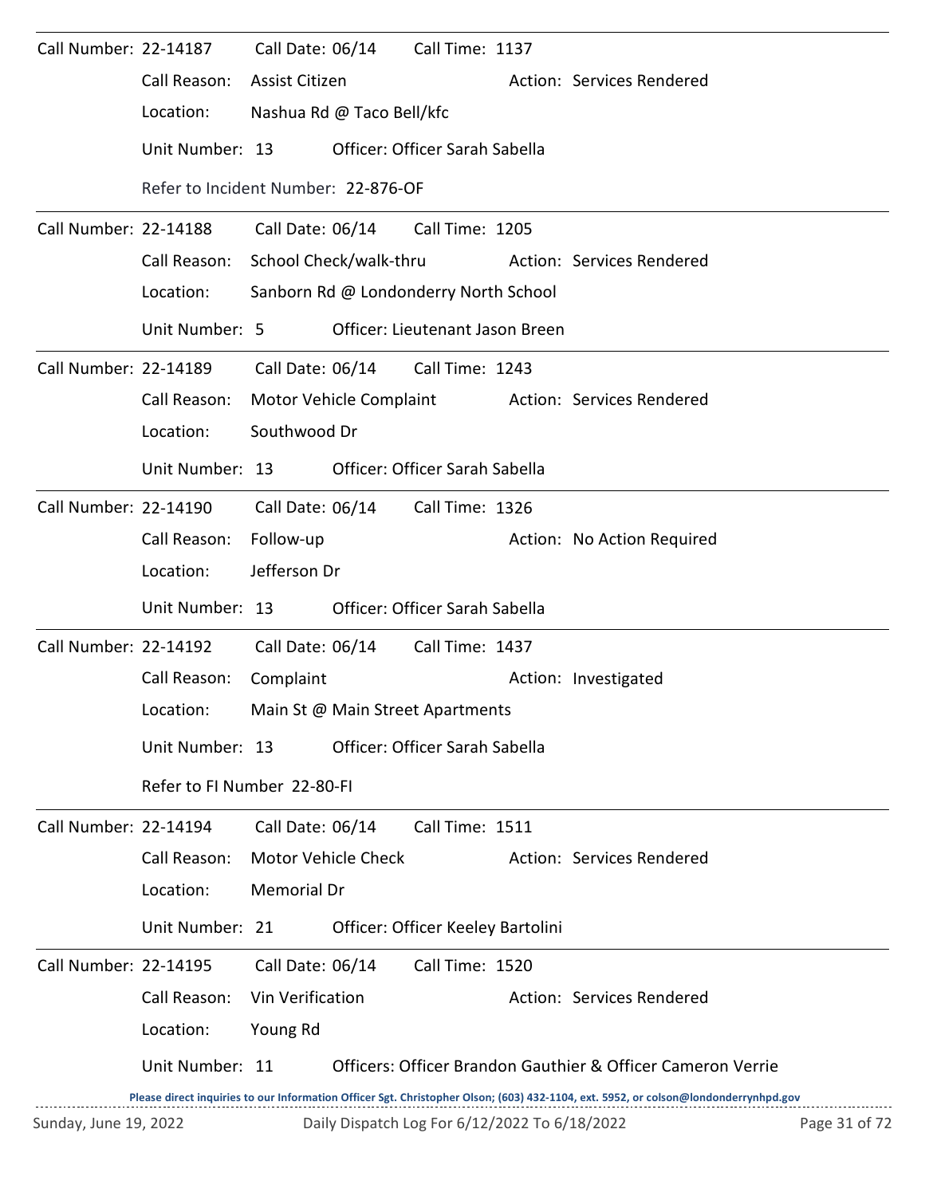Call Number: 22-14187 Call Date: 06/14 Call Time: 1137

Call Reason: Assist Citizen Action: Services Rendered

Location: Nashua Rd @ Taco Bell/kfc

Unit Number: 13 Officer: Officer Sarah Sabella

Refer to Incident Number: 22-876-OF

---

Call Number: 22-14188 Call Date: 06/14 Call Time: 1205

Call Reason: School Check/walk-thru Action: Services Rendered

Location: Sanborn Rd @ Londonderry North School

Unit Number: 5 Officer: Lieutenant Jason Breen

---

Call Number: 22-14189 Call Date: 06/14 Call Time: 1243

Call Reason: Motor Vehicle Complaint Action: Services Rendered

Location: Southwood Dr

Unit Number: 13 Officer: Officer Sarah Sabella

---

Call Number: 22-14190 Call Date: 06/14 Call Time: 1326

Call Reason: Follow-up Action: No Action Required

Location: Jefferson Dr

Unit Number: 13 Officer: Officer Sarah Sabella

---

Call Number: 22-14192 Call Date: 06/14 Call Time: 1437

Call Reason: Complaint Action: Investigated

Location: Main St @ Main Street Apartments

Unit Number: 13 Officer: Officer Sarah Sabella

Refer to FI Number 22-80-FI

---

Call Number: 22-14194 Call Date: 06/14 Call Time: 1511

Call Reason: Motor Vehicle Check Action: Services Rendered

Location: Memorial Dr

Unit Number: 21 Officer: Officer Keeley Bartolini

---

Call Number: 22-14195 Call Date: 06/14 Call Time: 1520

Call Reason: Vin Verification Action: Services Rendered

Location: Young Rd

Unit Number: 11 Officers: Officer Brandon Gauthier & Officer Cameron Verrie

Please direct inquiries to our Information Officer Sgt. Christopher Olson; (603) 432-1104, ext. 5952, or colson@londonderrynhpd.gov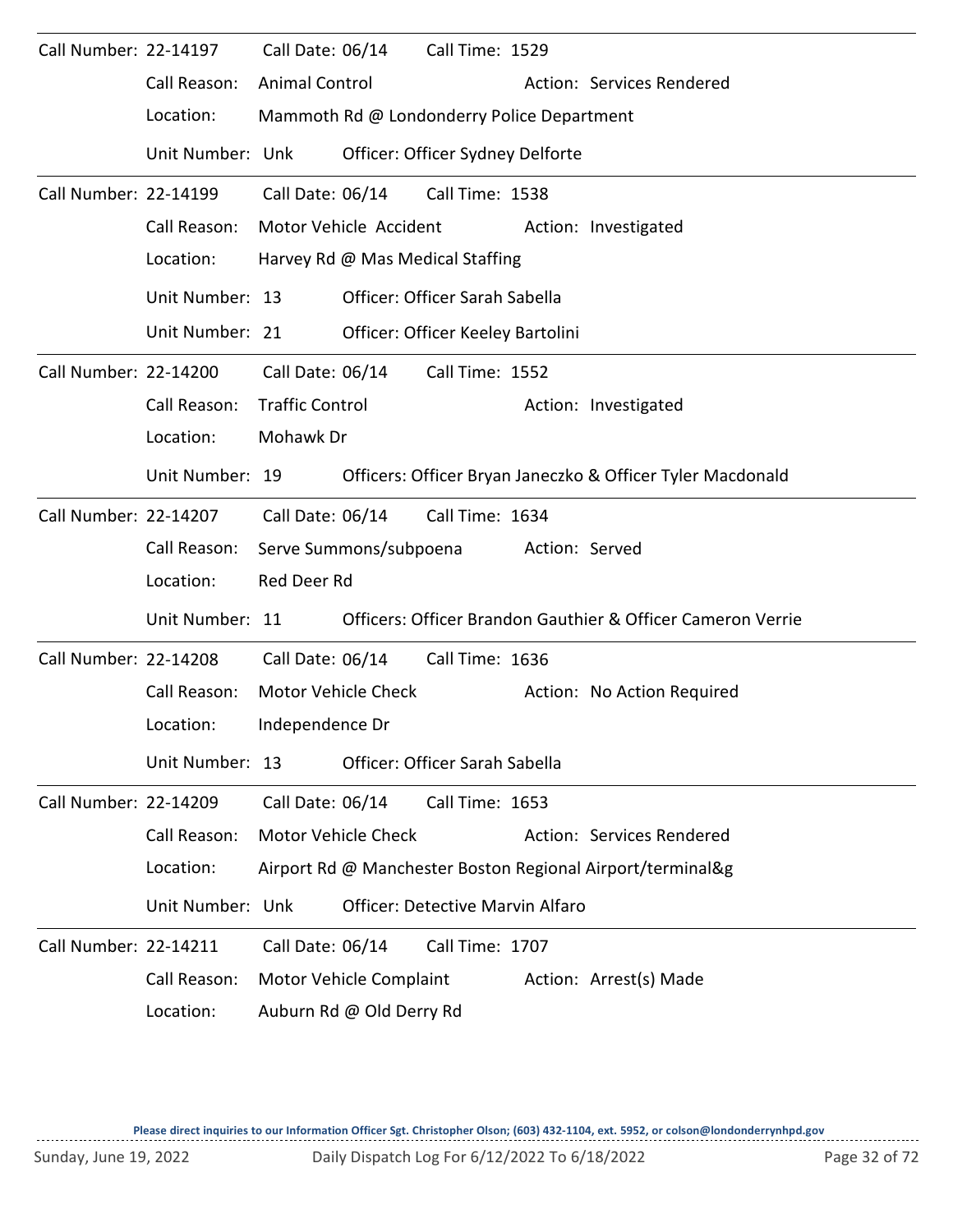Call Number: 22-14197 Call Date: 06/14 Call Time: 1529
Call Reason: Animal Control Action: Services Rendered
Location: Mammoth Rd @ Londonderry Police Department
Unit Number: Unk Officer: Officer Sydney Delforte

---

Call Number: 22-14199 Call Date: 06/14 Call Time: 1538
Call Reason: Motor Vehicle Accident Action: Investigated
Location: Harvey Rd @ Mas Medical Staffing
Unit Number: 13 Officer: Officer Sarah Sabella
Unit Number: 21 Officer: Officer Keeley Bartolini

---

Call Number: 22-14200 Call Date: 06/14 Call Time: 1552
Call Reason: Traffic Control Action: Investigated
Location: Mohawk Dr
Unit Number: 19 Officers: Officer Bryan Janeczko & Officer Tyler Macdonald

---

Call Number: 22-14207 Call Date: 06/14 Call Time: 1634
Call Reason: Serve Summons/subpoena Action: Served
Location: Red Deer Rd
Unit Number: 11 Officers: Officer Brandon Gauthier & Officer Cameron Verrie

---

Call Number: 22-14208 Call Date: 06/14 Call Time: 1636
Call Reason: Motor Vehicle Check Action: No Action Required
Location: Independence Dr
Unit Number: 13 Officer: Officer Sarah Sabella

---

Call Number: 22-14209 Call Date: 06/14 Call Time: 1653
Call Reason: Motor Vehicle Check Action: Services Rendered
Location: Airport Rd @ Manchester Boston Regional Airport/terminal&g
Unit Number: Unk Officer: Detective Marvin Alfaro

---

Call Number: 22-14211 Call Date: 06/14 Call Time: 1707
Call Reason: Motor Vehicle Complaint Action: Arrest(s) Made
Location: Auburn Rd @ Old Derry Rd

Please direct inquiries to our Information Officer Sgt. Christopher Olson; (603) 432-1104, ext. 5952, or colson@londonderrynhpd.gov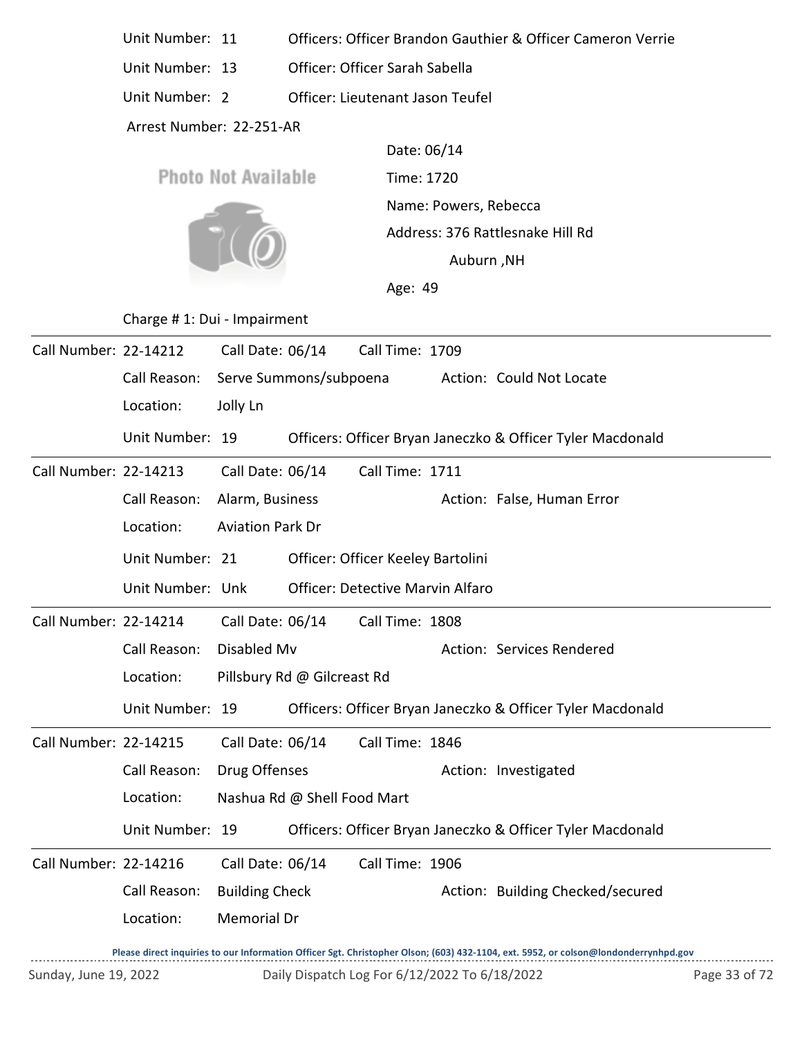Unit Number: 11 Officers: Officer Brandon Gauthier & Officer Cameron Verrie

Unit Number: 13 Officer: Officer Sarah Sabella

Unit Number: 2 Officer: Lieutenant Jason Teufel

Arrest Number: 22-251-AR

Photo Not Available

Date: 06/14

Time: 1720

Name: Powers, Rebecca

Address: 376 Rattlesnake Hill Rd
Auburn ,NH

Age: 49

Charge # 1: Dui - Impairment

---

Call Number: 22-14212 Call Date: 06/14 Call Time: 1709

Call Reason: Serve Summons/subpoena Action: Could Not Locate

Location: Jolly Ln

Unit Number: 19 Officers: Officer Bryan Janeczko & Officer Tyler Macdonald

---

Call Number: 22-14213 Call Date: 06/14 Call Time: 1711

Call Reason: Alarm, Business Action: False, Human Error

Location: Aviation Park Dr

Unit Number: 21 Officer: Officer Keeley Bartolini

Unit Number: Unk Officer: Detective Marvin Alfaro

---

Call Number: 22-14214 Call Date: 06/14 Call Time: 1808

Call Reason: Disabled Mv Action: Services Rendered

Location: Pillsbury Rd @ Gilcreast Rd

Unit Number: 19 Officers: Officer Bryan Janeczko & Officer Tyler Macdonald

---

Call Number: 22-14215 Call Date: 06/14 Call Time: 1846

Call Reason: Drug Offenses Action: Investigated

Location: Nashua Rd @ Shell Food Mart

Unit Number: 19 Officers: Officer Bryan Janeczko & Officer Tyler Macdonald

---

Call Number: 22-14216 Call Date: 06/14 Call Time: 1906

Call Reason: Building Check Action: Building Checked/secured

Location: Memorial Dr

**Please direct inquiries to our Information Officer Sgt. Christopher Olson; (603) 432-1104, ext. 5952, or colson@londonderrynhpd.gov**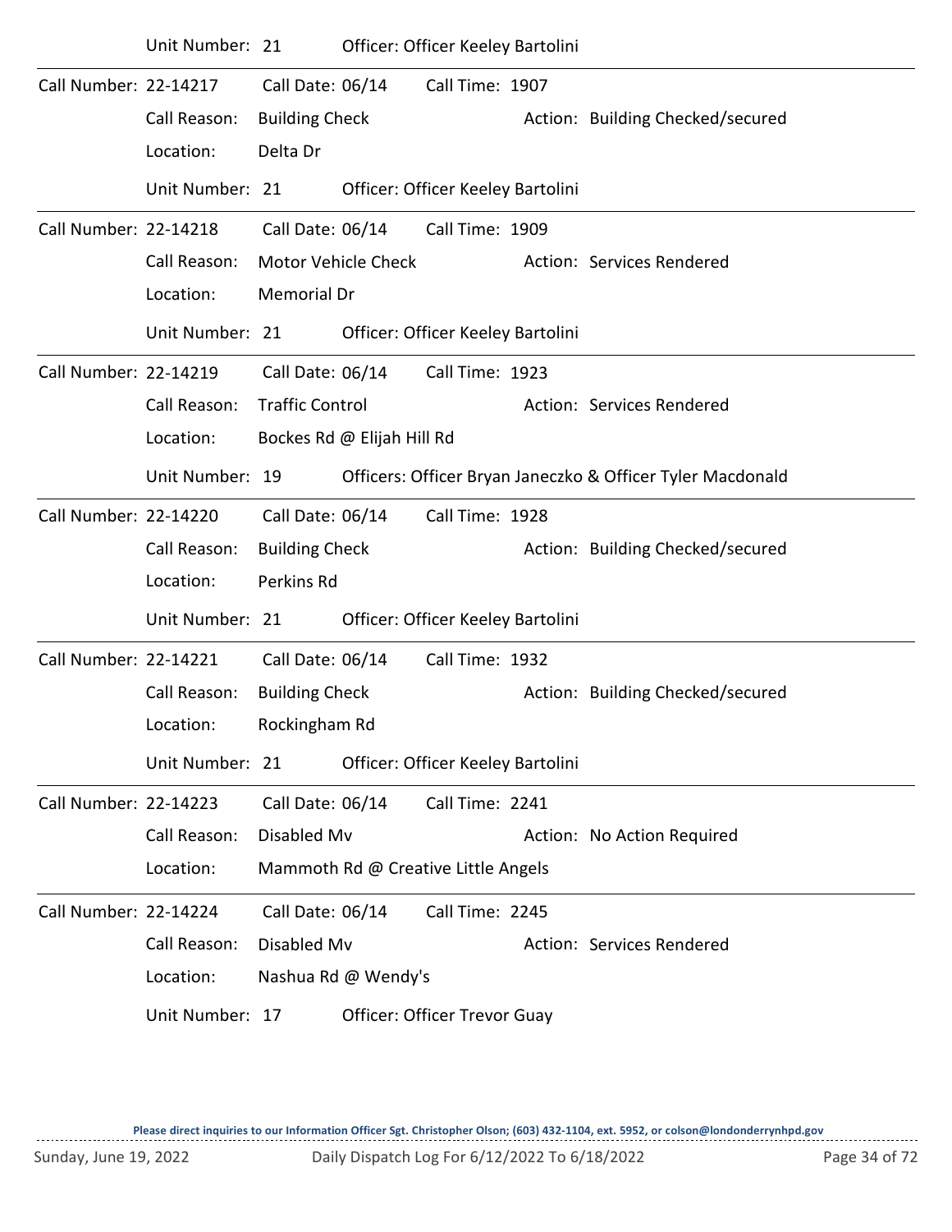Unit Number: 21 Officer: Officer Keeley Bartolini

---

Call Number: 22-14217 Call Date: 06/14 Call Time: 1907

Call Reason: Building Check Action: Building Checked/secured

Location: Delta Dr

Unit Number: 21 Officer: Officer Keeley Bartolini

---

Call Number: 22-14218 Call Date: 06/14 Call Time: 1909

Call Reason: Motor Vehicle Check Action: Services Rendered

Location: Memorial Dr

Unit Number: 21 Officer: Officer Keeley Bartolini

---

Call Number: 22-14219 Call Date: 06/14 Call Time: 1923

Call Reason: Traffic Control Action: Services Rendered

Location: Bockes Rd @ Elijah Hill Rd

Unit Number: 19 Officers: Officer Bryan Janeczko & Officer Tyler Macdonald

---

Call Number: 22-14220 Call Date: 06/14 Call Time: 1928

Call Reason: Building Check Action: Building Checked/secured

Location: Perkins Rd

Unit Number: 21 Officer: Officer Keeley Bartolini

---

Call Number: 22-14221 Call Date: 06/14 Call Time: 1932

Call Reason: Building Check Action: Building Checked/secured

Location: Rockingham Rd

Unit Number: 21 Officer: Officer Keeley Bartolini

---

Call Number: 22-14223 Call Date: 06/14 Call Time: 2241

Call Reason: Disabled Mv Action: No Action Required

Location: Mammoth Rd @ Creative Little Angels

---

Call Number: 22-14224 Call Date: 06/14 Call Time: 2245

Call Reason: Disabled Mv Action: Services Rendered

Location: Nashua Rd @ Wendy's

Unit Number: 17 Officer: Officer Trevor Guay

---

**Please direct inquiries to our Information Officer Sgt. Christopher Olson; (603) 432-1104, ext. 5952, or colson@londonderrynhpd.gov**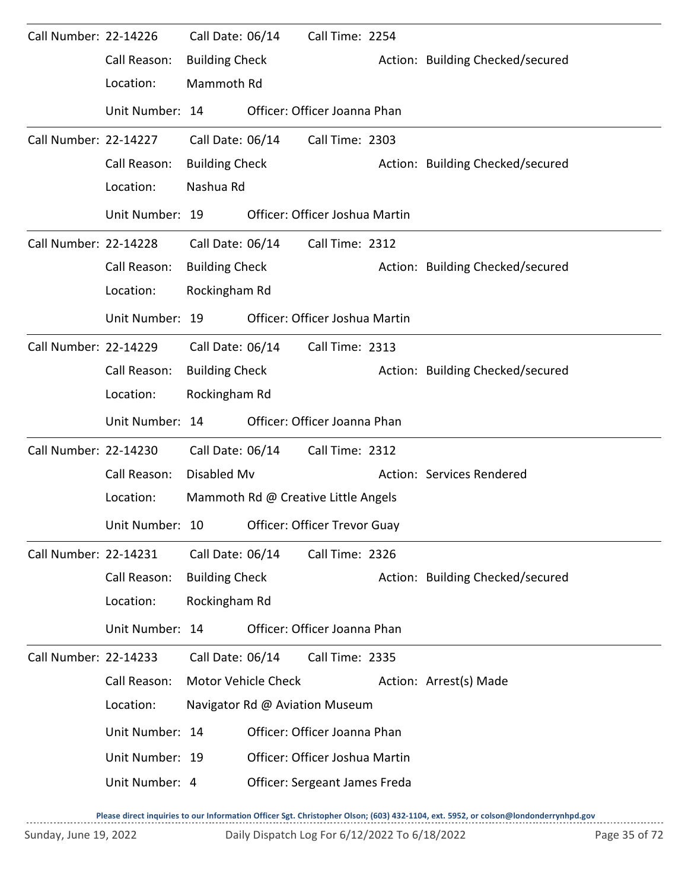Call Number: 22-14226 Call Date: 06/14 Call Time: 2254

Call Reason: Building Check Action: Building Checked/secured

Location: Mammoth Rd

Unit Number: 14 Officer: Officer Joanna Phan

---

Call Number: 22-14227 Call Date: 06/14 Call Time: 2303

Call Reason: Building Check Action: Building Checked/secured

Location: Nashua Rd

Unit Number: 19 Officer: Officer Joshua Martin

---

Call Number: 22-14228 Call Date: 06/14 Call Time: 2312

Call Reason: Building Check Action: Building Checked/secured

Location: Rockingham Rd

Unit Number: 19 Officer: Officer Joshua Martin

---

Call Number: 22-14229 Call Date: 06/14 Call Time: 2313

Call Reason: Building Check Action: Building Checked/secured

Location: Rockingham Rd

Unit Number: 14 Officer: Officer Joanna Phan

---

Call Number: 22-14230 Call Date: 06/14 Call Time: 2312

Call Reason: Disabled Mv Action: Services Rendered

Location: Mammoth Rd @ Creative Little Angels

Unit Number: 10 Officer: Officer Trevor Guay

---

Call Number: 22-14231 Call Date: 06/14 Call Time: 2326

Call Reason: Building Check Action: Building Checked/secured

Location: Rockingham Rd

Unit Number: 14 Officer: Officer Joanna Phan

---

Call Number: 22-14233 Call Date: 06/14 Call Time: 2335

Call Reason: Motor Vehicle Check Action: Arrest(s) Made

Location: Navigator Rd @ Aviation Museum

Unit Number: 14 Officer: Officer Joanna Phan

Unit Number: 19 Officer: Officer Joshua Martin

Unit Number: 4 Officer: Sergeant James Freda

**Please direct inquiries to our Information Officer Sgt. Christopher Olson; (603) 432-1104, ext. 5952, or colson@londonderrynhpd.gov**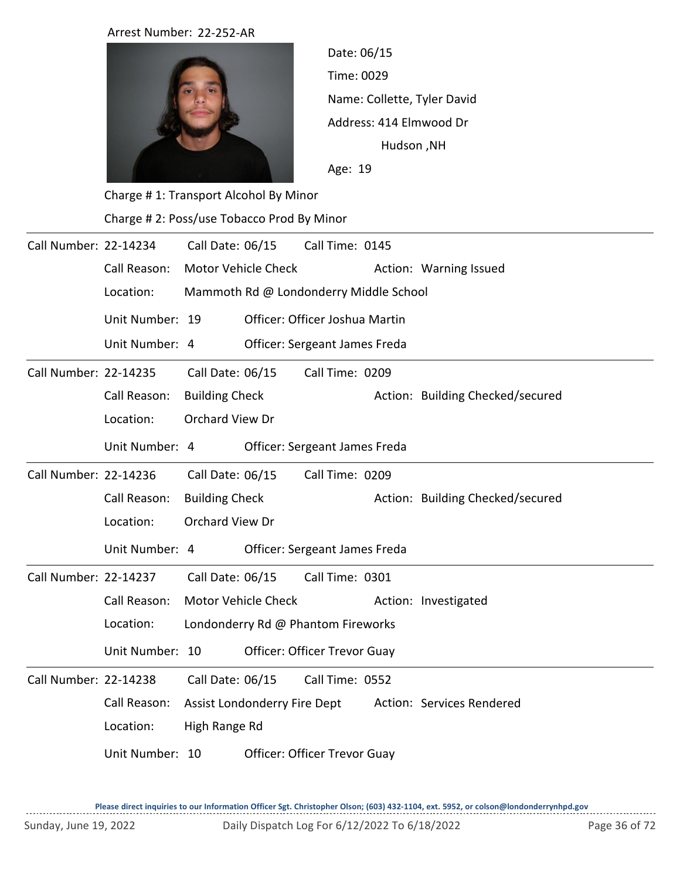Arrest Number: 22-252-AR

Date: 06/15

Time: 0029

Name: Collette, Tyler David

Address: 414 Elmwood Dr
Hudson ,NH

Age: 19

Charge # 1: Transport Alcohol By Minor

Charge # 2: Poss/use Tobacco Prod By Minor

---

Call Number: 22-14234 Call Date: 06/15 Call Time: 0145

Call Reason: Motor Vehicle Check Action: Warning Issued

Location: Mammoth Rd @ Londonderry Middle School

Unit Number: 19 Officer: Officer Joshua Martin

Unit Number: 4 Officer: Sergeant James Freda

---

Call Number: 22-14235 Call Date: 06/15 Call Time: 0209

Call Reason: Building Check Action: Building Checked/secured

Location: Orchard View Dr

Unit Number: 4 Officer: Sergeant James Freda

---

Call Number: 22-14236 Call Date: 06/15 Call Time: 0209

Call Reason: Building Check Action: Building Checked/secured

Location: Orchard View Dr

Unit Number: 4 Officer: Sergeant James Freda

---

Call Number: 22-14237 Call Date: 06/15 Call Time: 0301

Call Reason: Motor Vehicle Check Action: Investigated

Location: Londonderry Rd @ Phantom Fireworks

Unit Number: 10 Officer: Officer Trevor Guay

---

Call Number: 22-14238 Call Date: 06/15 Call Time: 0552

Call Reason: Assist Londonderry Fire Dept Action: Services Rendered

Location: High Range Rd

Unit Number: 10 Officer: Officer Trevor Guay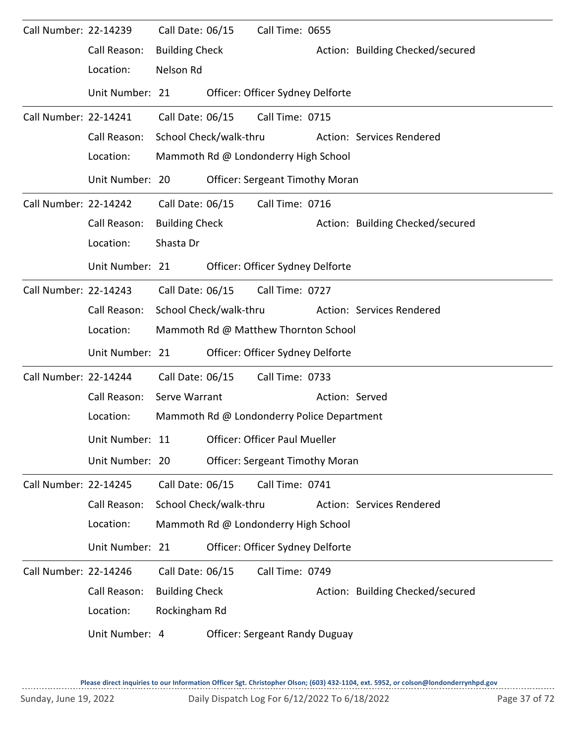Call Number: 22-14239 Call Date: 06/15 Call Time: 0655

Call Reason: Building Check Action: Building Checked/secured

Location: Nelson Rd

Unit Number: 21 Officer: Officer Sydney Delforte

---

Call Number: 22-14241 Call Date: 06/15 Call Time: 0715

Call Reason: School Check/walk-thru Action: Services Rendered

Location: Mammoth Rd @ Londonderry High School

Unit Number: 20 Officer: Sergeant Timothy Moran

---

Call Number: 22-14242 Call Date: 06/15 Call Time: 0716

Call Reason: Building Check Action: Building Checked/secured

Location: Shasta Dr

Unit Number: 21 Officer: Officer Sydney Delforte

---

Call Number: 22-14243 Call Date: 06/15 Call Time: 0727

Call Reason: School Check/walk-thru Action: Services Rendered

Location: Mammoth Rd @ Matthew Thornton School

Unit Number: 21 Officer: Officer Sydney Delforte

---

Call Number: 22-14244 Call Date: 06/15 Call Time: 0733

Call Reason: Serve Warrant Action: Served

Location: Mammoth Rd @ Londonderry Police Department

Unit Number: 11 Officer: Officer Paul Mueller

Unit Number: 20 Officer: Sergeant Timothy Moran

---

Call Number: 22-14245 Call Date: 06/15 Call Time: 0741

Call Reason: School Check/walk-thru Action: Services Rendered

Location: Mammoth Rd @ Londonderry High School

Unit Number: 21 Officer: Officer Sydney Delforte

---

Call Number: 22-14246 Call Date: 06/15 Call Time: 0749

Call Reason: Building Check Action: Building Checked/secured

Location: Rockingham Rd

Unit Number: 4 Officer: Sergeant Randy Duguay

Please direct inquiries to our Information Officer Sgt. Christopher Olson; (603) 432-1104, ext. 5952, or colson@londonderrynhpd.gov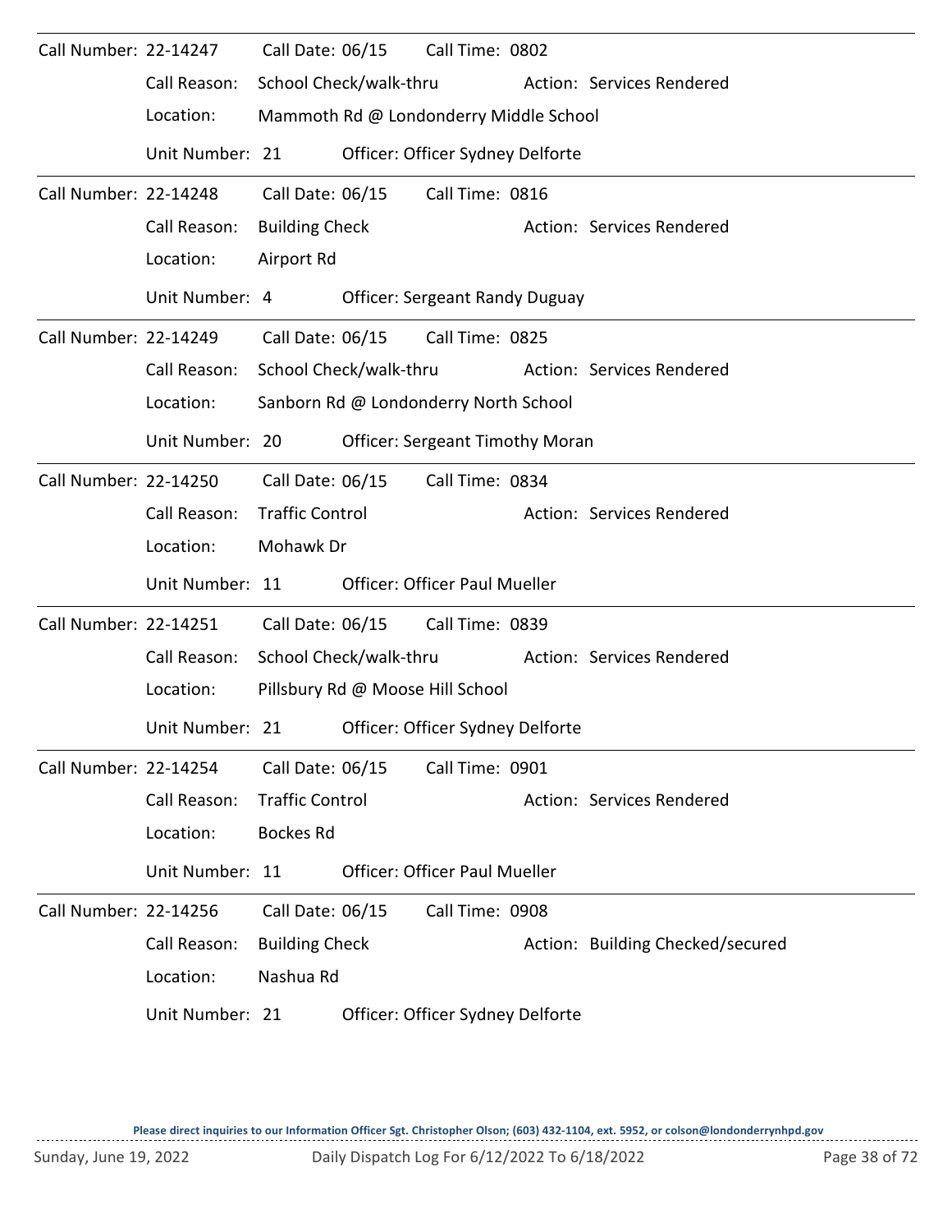| Call Number: 22-14247 | Call Date: 06/15 | Call Time: 0802 |
|---|---|---|
| Call Reason: School Check/walk-thru | | Action: Services Rendered |
| Location: Mammoth Rd @ Londonderry Middle School | | |
| Unit Number: 21 | Officer: Officer Sydney Delforte | |

| Call Number: 22-14248 | Call Date: 06/15 | Call Time: 0816 |
|---|---|---|
| Call Reason: Building Check | | Action: Services Rendered |
| Location: Airport Rd | | |
| Unit Number: 4 | Officer: Sergeant Randy Duguay | |

| Call Number: 22-14249 | Call Date: 06/15 | Call Time: 0825 |
|---|---|---|
| Call Reason: School Check/walk-thru | | Action: Services Rendered |
| Location: Sanborn Rd @ Londonderry North School | | |
| Unit Number: 20 | Officer: Sergeant Timothy Moran | |

| Call Number: 22-14250 | Call Date: 06/15 | Call Time: 0834 |
|---|---|---|
| Call Reason: Traffic Control | | Action: Services Rendered |
| Location: Mohawk Dr | | |
| Unit Number: 11 | Officer: Officer Paul Mueller | |

| Call Number: 22-14251 | Call Date: 06/15 | Call Time: 0839 |
|---|---|---|
| Call Reason: School Check/walk-thru | | Action: Services Rendered |
| Location: Pillsbury Rd @ Moose Hill School | | |
| Unit Number: 21 | Officer: Officer Sydney Delforte | |

| Call Number: 22-14254 | Call Date: 06/15 | Call Time: 0901 |
|---|---|---|
| Call Reason: Traffic Control | | Action: Services Rendered |
| Location: Bockes Rd | | |
| Unit Number: 11 | Officer: Officer Paul Mueller | |

| Call Number: 22-14256 | Call Date: 06/15 | Call Time: 0908 |
|---|---|---|
| Call Reason: Building Check | | Action: Building Checked/secured |
| Location: Nashua Rd | | |
| Unit Number: 21 | Officer: Officer Sydney Delforte | |

Please direct inquiries to our Information Officer Sgt. Christopher Olson; (603) 432-1104, ext. 5952, or colson@londonderrynhpd.gov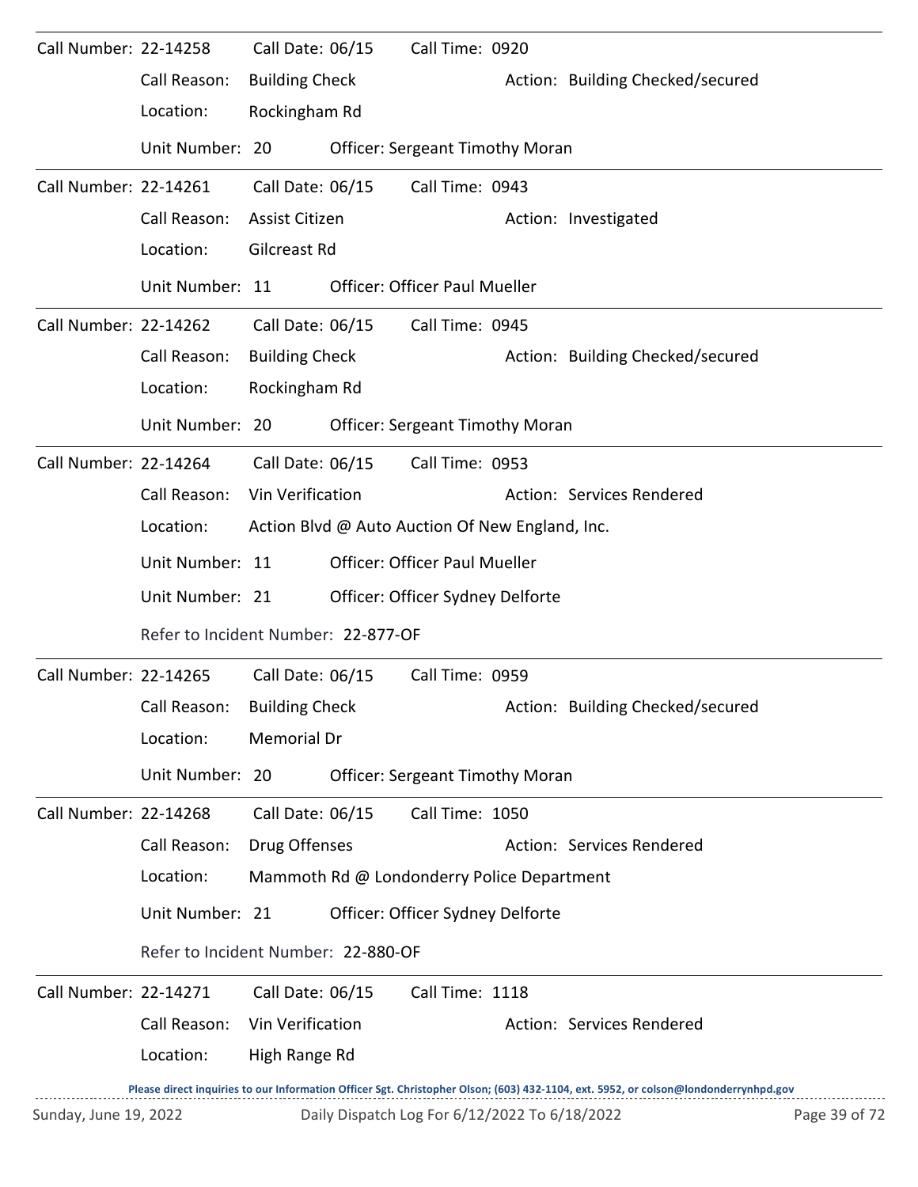Call Number: 22-14258 Call Date: 06/15 Call Time: 0920

Call Reason: Building Check Action: Building Checked/secured

Location: Rockingham Rd

Unit Number: 20 Officer: Sergeant Timothy Moran

---

Call Number: 22-14261 Call Date: 06/15 Call Time: 0943

Call Reason: Assist Citizen Action: Investigated

Location: Gilcreast Rd

Unit Number: 11 Officer: Officer Paul Mueller

---

Call Number: 22-14262 Call Date: 06/15 Call Time: 0945

Call Reason: Building Check Action: Building Checked/secured

Location: Rockingham Rd

Unit Number: 20 Officer: Sergeant Timothy Moran

---

Call Number: 22-14264 Call Date: 06/15 Call Time: 0953

Call Reason: Vin Verification Action: Services Rendered

Location: Action Blvd @ Auto Auction Of New England, Inc.

Unit Number: 11 Officer: Officer Paul Mueller

Unit Number: 21 Officer: Officer Sydney Delforte

Refer to Incident Number: 22-877-OF

---

Call Number: 22-14265 Call Date: 06/15 Call Time: 0959

Call Reason: Building Check Action: Building Checked/secured

Location: Memorial Dr

Unit Number: 20 Officer: Sergeant Timothy Moran

---

Call Number: 22-14268 Call Date: 06/15 Call Time: 1050

Call Reason: Drug Offenses Action: Services Rendered

Location: Mammoth Rd @ Londonderry Police Department

Unit Number: 21 Officer: Officer Sydney Delforte

Refer to Incident Number: 22-880-OF

---

Call Number: 22-14271 Call Date: 06/15 Call Time: 1118

Call Reason: Vin Verification Action: Services Rendered

Location: High Range Rd

Please direct inquiries to our Information Officer Sgt. Christopher Olson; (603) 432-1104, ext. 5952, or colson@londonderrynhpd.gov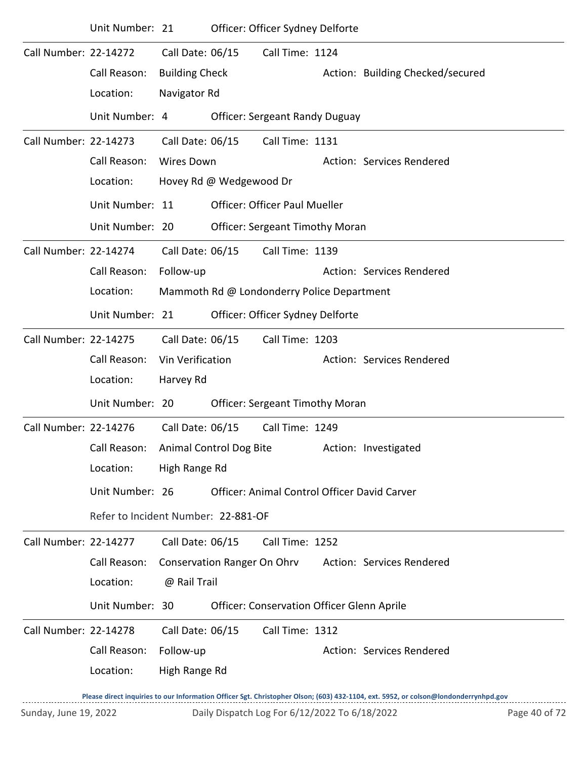Unit Number: 21 Officer: Officer Sydney Delforte

---

Call Number: 22-14272 Call Date: 06/15 Call Time: 1124

Call Reason: Building Check Action: Building Checked/secured

Location: Navigator Rd

Unit Number: 4 Officer: Sergeant Randy Duguay

---

Call Number: 22-14273 Call Date: 06/15 Call Time: 1131

Call Reason: Wires Down Action: Services Rendered

Location: Hovey Rd @ Wedgewood Dr

Unit Number: 11 Officer: Officer Paul Mueller

Unit Number: 20 Officer: Sergeant Timothy Moran

---

Call Number: 22-14274 Call Date: 06/15 Call Time: 1139

Call Reason: Follow-up Action: Services Rendered

Location: Mammoth Rd @ Londonderry Police Department

Unit Number: 21 Officer: Officer Sydney Delforte

---

Call Number: 22-14275 Call Date: 06/15 Call Time: 1203

Call Reason: Vin Verification Action: Services Rendered

Location: Harvey Rd

Unit Number: 20 Officer: Sergeant Timothy Moran

---

Call Number: 22-14276 Call Date: 06/15 Call Time: 1249

Call Reason: Animal Control Dog Bite Action: Investigated

Location: High Range Rd

Unit Number: 26 Officer: Animal Control Officer David Carver

Refer to Incident Number: 22-881-OF

---

Call Number: 22-14277 Call Date: 06/15 Call Time: 1252

Call Reason: Conservation Ranger On Ohrv Action: Services Rendered

Location: @ Rail Trail

Unit Number: 30 Officer: Conservation Officer Glenn Aprile

---

Call Number: 22-14278 Call Date: 06/15 Call Time: 1312

Call Reason: Follow-up Action: Services Rendered

Location: High Range Rd

Please direct inquiries to our Information Officer Sgt. Christopher Olson; (603) 432-1104, ext. 5952, or colson@londonderrynhpd.gov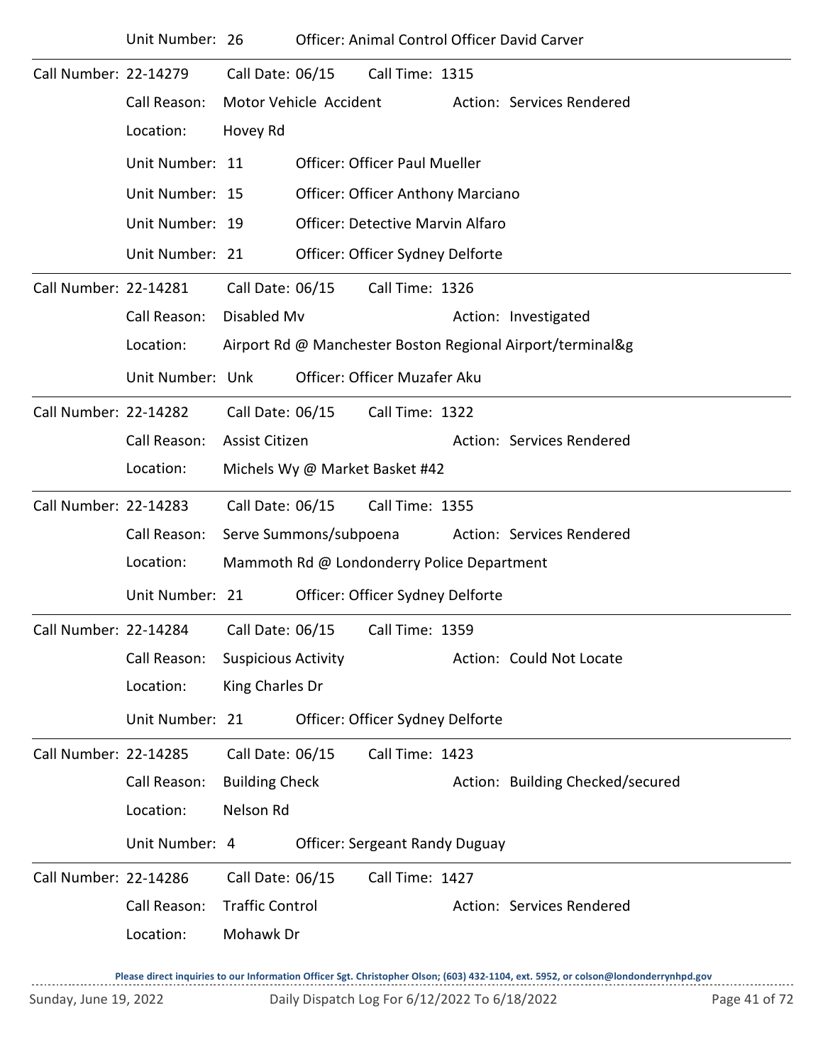Unit Number: 26 Officer: Animal Control Officer David Carver

---

Call Number: 22-14279 Call Date: 06/15 Call Time: 1315

Call Reason: Motor Vehicle Accident Action: Services Rendered

Location: Hovey Rd

Unit Number: 11 Officer: Officer Paul Mueller

Unit Number: 15 Officer: Officer Anthony Marciano

Unit Number: 19 Officer: Detective Marvin Alfaro

Unit Number: 21 Officer: Officer Sydney Delforte

---

Call Number: 22-14281 Call Date: 06/15 Call Time: 1326

Call Reason: Disabled Mv Action: Investigated

Location: Airport Rd @ Manchester Boston Regional Airport/terminal&g

Unit Number: Unk Officer: Officer Muzafer Aku

---

Call Number: 22-14282 Call Date: 06/15 Call Time: 1322

Call Reason: Assist Citizen Action: Services Rendered

Location: Michels Wy @ Market Basket #42

---

Call Number: 22-14283 Call Date: 06/15 Call Time: 1355

Call Reason: Serve Summons/subpoena Action: Services Rendered

Location: Mammoth Rd @ Londonderry Police Department

Unit Number: 21 Officer: Officer Sydney Delforte

---

Call Number: 22-14284 Call Date: 06/15 Call Time: 1359

Call Reason: Suspicious Activity Action: Could Not Locate

Location: King Charles Dr

Unit Number: 21 Officer: Officer Sydney Delforte

---

Call Number: 22-14285 Call Date: 06/15 Call Time: 1423

Call Reason: Building Check Action: Building Checked/secured

Location: Nelson Rd

Unit Number: 4 Officer: Sergeant Randy Duguay

---

Call Number: 22-14286 Call Date: 06/15 Call Time: 1427

Call Reason: Traffic Control Action: Services Rendered

Location: Mohawk Dr

**Please direct inquiries to our Information Officer Sgt. Christopher Olson; (603) 432-1104, ext. 5952, or colson@londonderrynhpd.gov**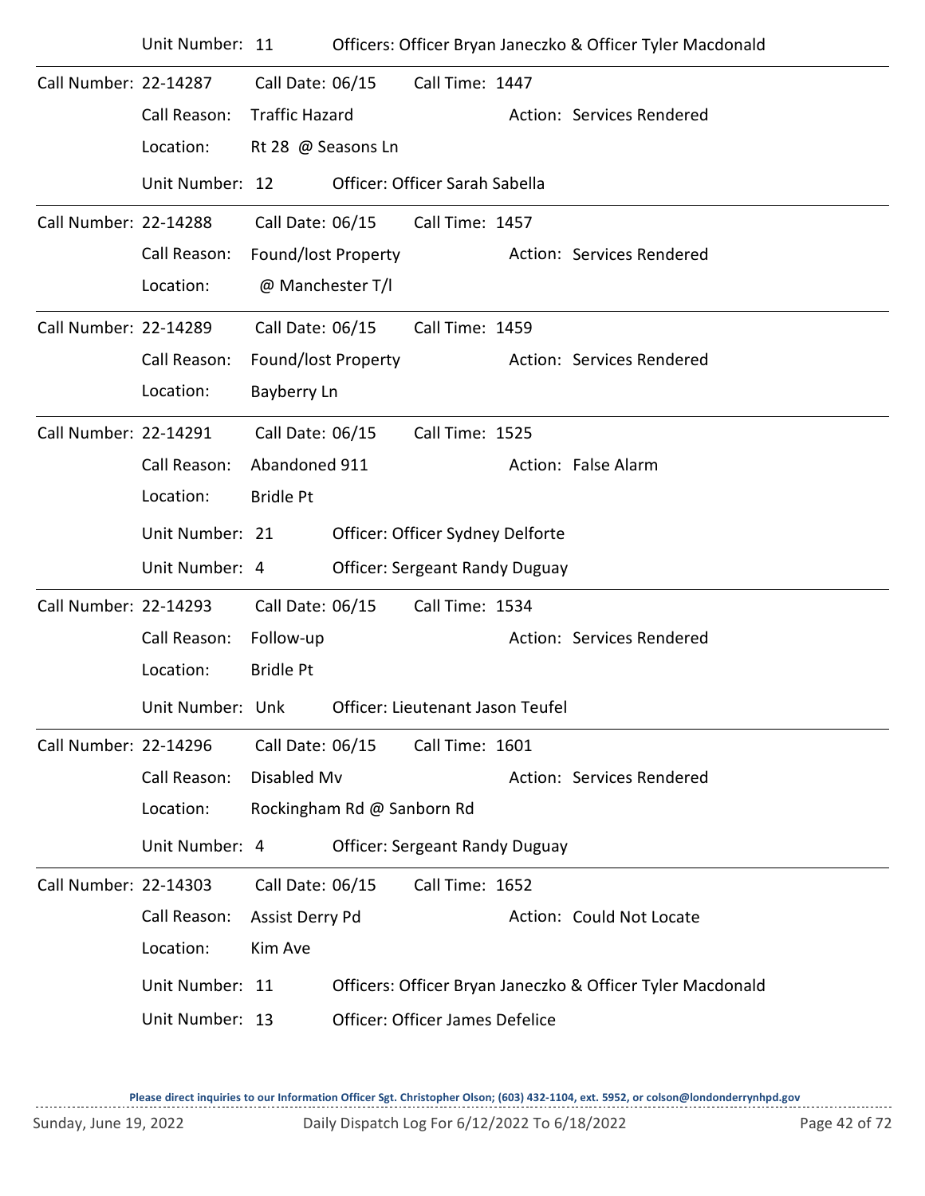Unit Number: 11 Officers: Officer Bryan Janeczko & Officer Tyler Macdonald

---

Call Number: 22-14287 Call Date: 06/15 Call Time: 1447

Call Reason: Traffic Hazard Action: Services Rendered

Location: Rt 28 @ Seasons Ln

Unit Number: 12 Officer: Officer Sarah Sabella

---

Call Number: 22-14288 Call Date: 06/15 Call Time: 1457

Call Reason: Found/lost Property Action: Services Rendered

Location: @ Manchester T/l

---

Call Number: 22-14289 Call Date: 06/15 Call Time: 1459

Call Reason: Found/lost Property Action: Services Rendered

Location: Bayberry Ln

---

Call Number: 22-14291 Call Date: 06/15 Call Time: 1525

Call Reason: Abandoned 911 Action: False Alarm

Location: Bridle Pt

Unit Number: 21 Officer: Officer Sydney Delforte

Unit Number: 4 Officer: Sergeant Randy Duguay

---

Call Number: 22-14293 Call Date: 06/15 Call Time: 1534

Call Reason: Follow-up Action: Services Rendered

Location: Bridle Pt

Unit Number: Unk Officer: Lieutenant Jason Teufel

---

Call Number: 22-14296 Call Date: 06/15 Call Time: 1601

Call Reason: Disabled Mv Action: Services Rendered

Location: Rockingham Rd @ Sanborn Rd

Unit Number: 4 Officer: Sergeant Randy Duguay

---

Call Number: 22-14303 Call Date: 06/15 Call Time: 1652

Call Reason: Assist Derry Pd Action: Could Not Locate

Location: Kim Ave

Unit Number: 11 Officers: Officer Bryan Janeczko & Officer Tyler Macdonald

Unit Number: 13 Officer: Officer James Defelice

---

Please direct inquiries to our Information Officer Sgt. Christopher Olson; (603) 432-1104, ext. 5952, or colson@londonderrynhpd.gov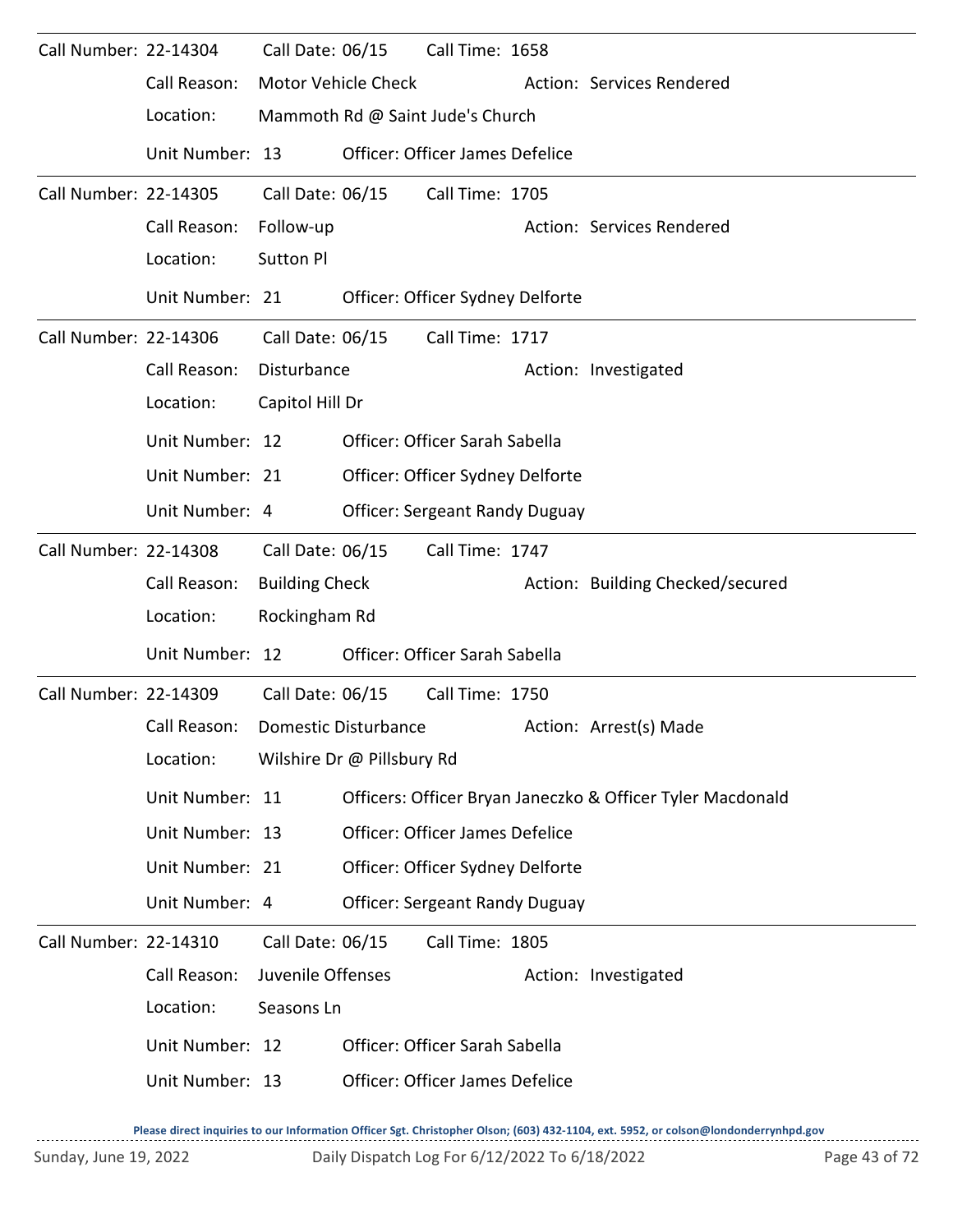**Call Number:** 22-14304 **Call Date:** 06/15 **Call Time:** 1658

Call Reason: Motor Vehicle Check — Action: Services Rendered

Location: Mammoth Rd @ Saint Jude's Church

Unit Number: 13 — Officer: Officer James Defelice

---

**Call Number:** 22-14305 **Call Date:** 06/15 **Call Time:** 1705

Call Reason: Follow-up — Action: Services Rendered

Location: Sutton Pl

Unit Number: 21 — Officer: Officer Sydney Delforte

---

**Call Number:** 22-14306 **Call Date:** 06/15 **Call Time:** 1717

Call Reason: Disturbance — Action: Investigated

Location: Capitol Hill Dr

Unit Number: 12 — Officer: Officer Sarah Sabella

Unit Number: 21 — Officer: Officer Sydney Delforte

Unit Number: 4 — Officer: Sergeant Randy Duguay

---

**Call Number:** 22-14308 **Call Date:** 06/15 **Call Time:** 1747

Call Reason: Building Check — Action: Building Checked/secured

Location: Rockingham Rd

Unit Number: 12 — Officer: Officer Sarah Sabella

---

**Call Number:** 22-14309 **Call Date:** 06/15 **Call Time:** 1750

Call Reason: Domestic Disturbance — Action: Arrest(s) Made

Location: Wilshire Dr @ Pillsbury Rd

Unit Number: 11 — Officers: Officer Bryan Janeczko & Officer Tyler Macdonald

Unit Number: 13 — Officer: Officer James Defelice

Unit Number: 21 — Officer: Officer Sydney Delforte

Unit Number: 4 — Officer: Sergeant Randy Duguay

---

**Call Number:** 22-14310 **Call Date:** 06/15 **Call Time:** 1805

Call Reason: Juvenile Offenses — Action: Investigated

Location: Seasons Ln

Unit Number: 12 — Officer: Officer Sarah Sabella

Unit Number: 13 — Officer: Officer James Defelice

Please direct inquiries to our Information Officer Sgt. Christopher Olson; (603) 432-1104, ext. 5952, or colson@londonderrynhpd.gov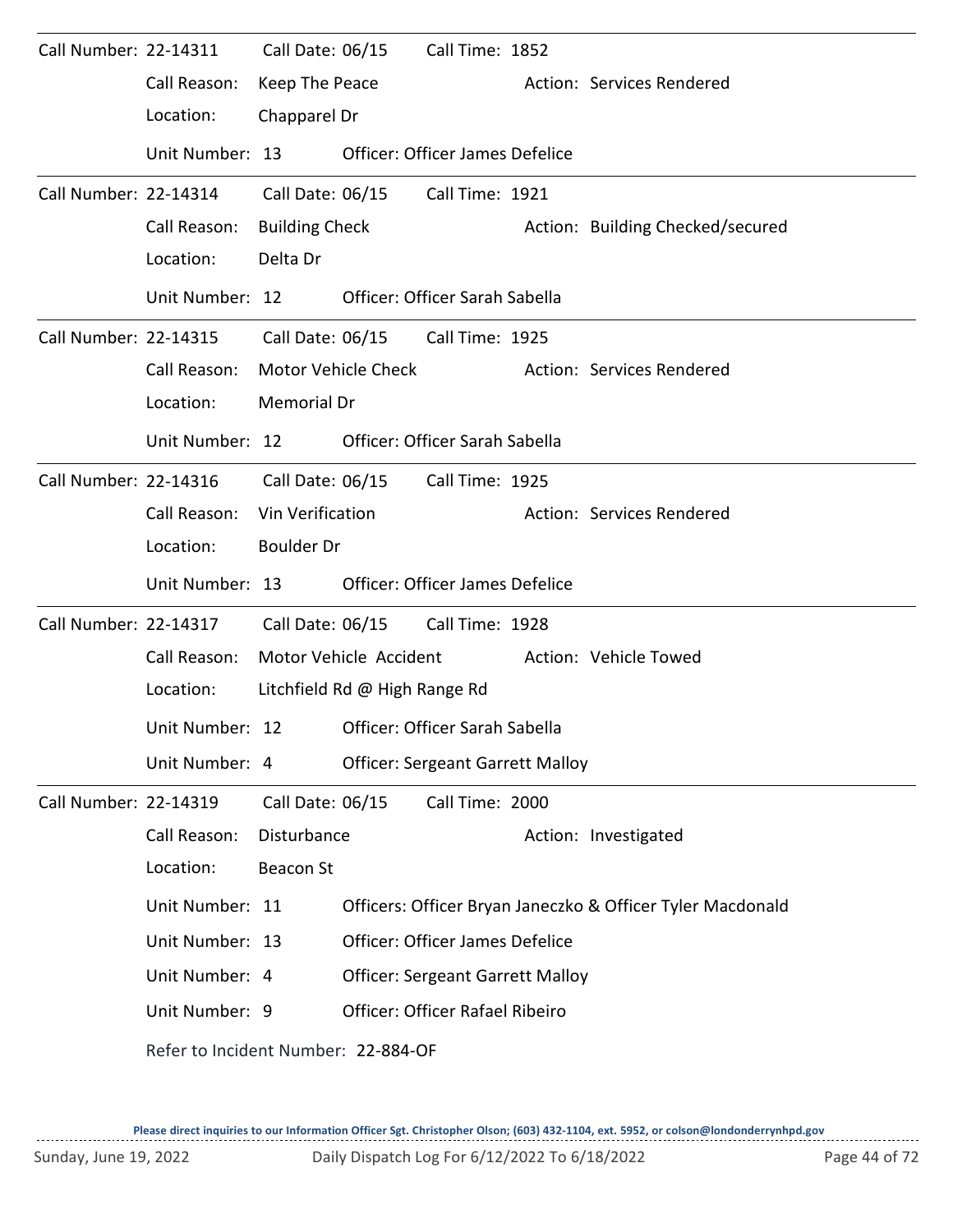Call Number: 22-14311 Call Date: 06/15 Call Time: 1852

Call Reason: Keep The Peace Action: Services Rendered

Location: Chapparel Dr

Unit Number: 13 Officer: Officer James Defelice

---

Call Number: 22-14314 Call Date: 06/15 Call Time: 1921

Call Reason: Building Check Action: Building Checked/secured

Location: Delta Dr

Unit Number: 12 Officer: Officer Sarah Sabella

---

Call Number: 22-14315 Call Date: 06/15 Call Time: 1925

Call Reason: Motor Vehicle Check Action: Services Rendered

Location: Memorial Dr

Unit Number: 12 Officer: Officer Sarah Sabella

---

Call Number: 22-14316 Call Date: 06/15 Call Time: 1925

Call Reason: Vin Verification Action: Services Rendered

Location: Boulder Dr

Unit Number: 13 Officer: Officer James Defelice

---

Call Number: 22-14317 Call Date: 06/15 Call Time: 1928

Call Reason: Motor Vehicle Accident Action: Vehicle Towed

Location: Litchfield Rd @ High Range Rd

Unit Number: 12 Officer: Officer Sarah Sabella

Unit Number: 4 Officer: Sergeant Garrett Malloy

---

Call Number: 22-14319 Call Date: 06/15 Call Time: 2000

Call Reason: Disturbance Action: Investigated

Location: Beacon St

Unit Number: 11 Officers: Officer Bryan Janeczko & Officer Tyler Macdonald

Unit Number: 13 Officer: Officer James Defelice

Unit Number: 4 Officer: Sergeant Garrett Malloy

Unit Number: 9 Officer: Officer Rafael Ribeiro

Refer to Incident Number: 22-884-OF

**Please direct inquiries to our Information Officer Sgt. Christopher Olson; (603) 432-1104, ext. 5952, or colson@londonderrynhpd.gov**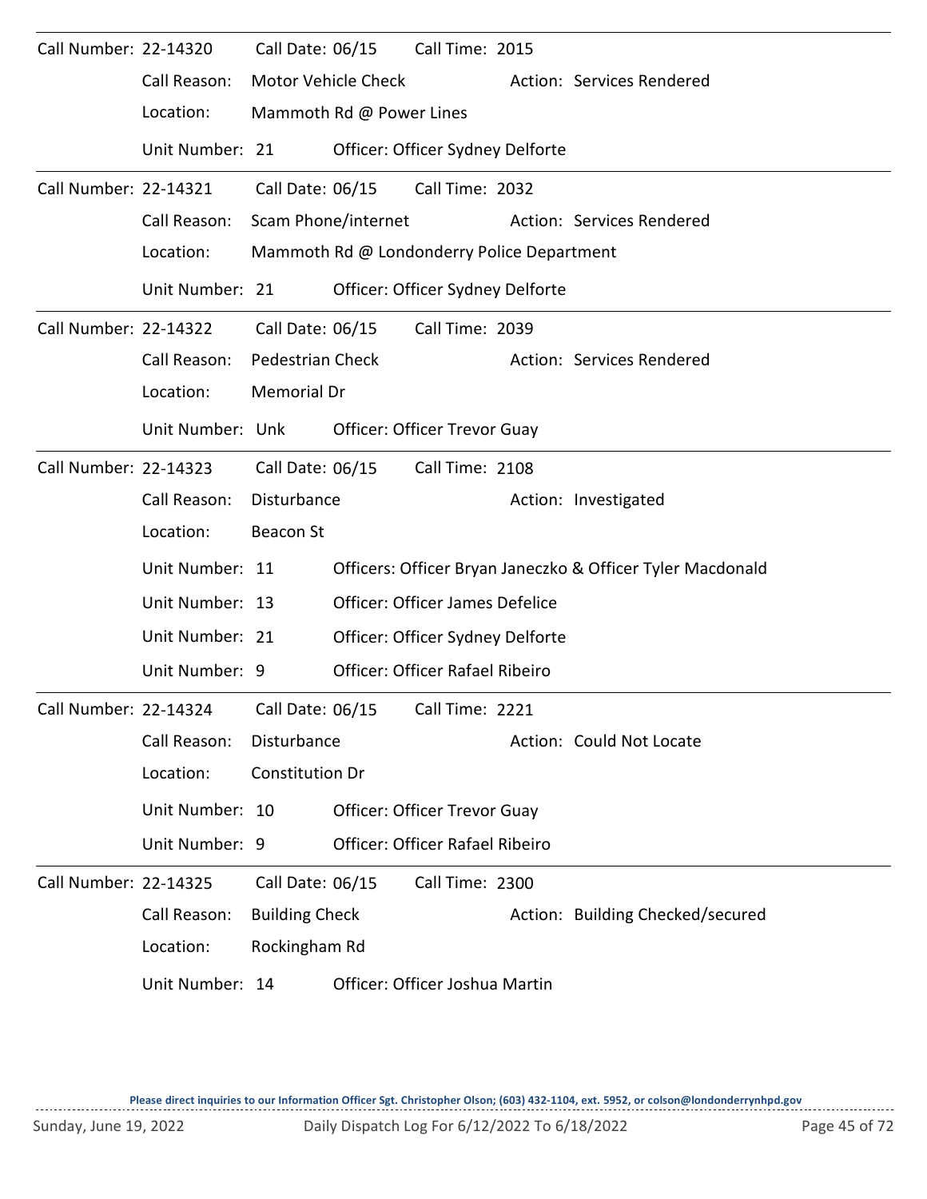Call Number: 22-14320 Call Date: 06/15 Call Time: 2015

Call Reason: Motor Vehicle Check Action: Services Rendered

Location: Mammoth Rd @ Power Lines

Unit Number: 21 Officer: Officer Sydney Delforte

---

Call Number: 22-14321 Call Date: 06/15 Call Time: 2032

Call Reason: Scam Phone/internet Action: Services Rendered

Location: Mammoth Rd @ Londonderry Police Department

Unit Number: 21 Officer: Officer Sydney Delforte

---

Call Number: 22-14322 Call Date: 06/15 Call Time: 2039

Call Reason: Pedestrian Check Action: Services Rendered

Location: Memorial Dr

Unit Number: Unk Officer: Officer Trevor Guay

---

Call Number: 22-14323 Call Date: 06/15 Call Time: 2108

Call Reason: Disturbance Action: Investigated

Location: Beacon St

Unit Number: 11 Officers: Officer Bryan Janeczko & Officer Tyler Macdonald

Unit Number: 13 Officer: Officer James Defelice

Unit Number: 21 Officer: Officer Sydney Delforte

Unit Number: 9 Officer: Officer Rafael Ribeiro

---

Call Number: 22-14324 Call Date: 06/15 Call Time: 2221

Call Reason: Disturbance Action: Could Not Locate

Location: Constitution Dr

Unit Number: 10 Officer: Officer Trevor Guay

Unit Number: 9 Officer: Officer Rafael Ribeiro

---

Call Number: 22-14325 Call Date: 06/15 Call Time: 2300

Call Reason: Building Check Action: Building Checked/secured

Location: Rockingham Rd

Unit Number: 14 Officer: Officer Joshua Martin

Please direct inquiries to our Information Officer Sgt. Christopher Olson; (603) 432-1104, ext. 5952, or colson@londonderrynhpd.gov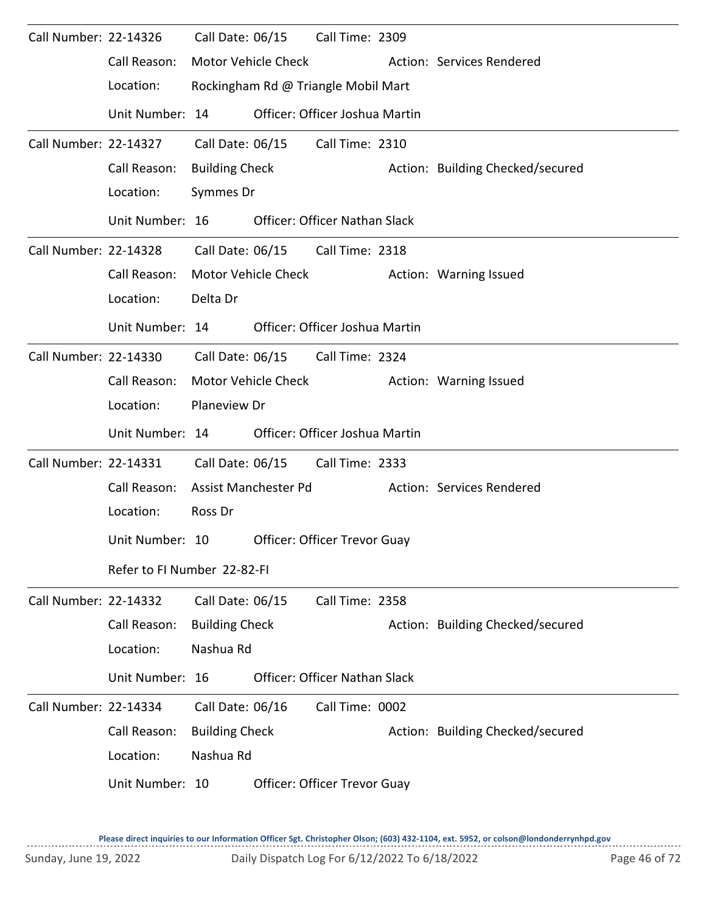Call Number: 22-14326 Call Date: 06/15 Call Time: 2309

Call Reason: Motor Vehicle Check Action: Services Rendered

Location: Rockingham Rd @ Triangle Mobil Mart

Unit Number: 14 Officer: Officer Joshua Martin

---

Call Number: 22-14327 Call Date: 06/15 Call Time: 2310

Call Reason: Building Check Action: Building Checked/secured

Location: Symmes Dr

Unit Number: 16 Officer: Officer Nathan Slack

---

Call Number: 22-14328 Call Date: 06/15 Call Time: 2318

Call Reason: Motor Vehicle Check Action: Warning Issued

Location: Delta Dr

Unit Number: 14 Officer: Officer Joshua Martin

---

Call Number: 22-14330 Call Date: 06/15 Call Time: 2324

Call Reason: Motor Vehicle Check Action: Warning Issued

Location: Planeview Dr

Unit Number: 14 Officer: Officer Joshua Martin

---

Call Number: 22-14331 Call Date: 06/15 Call Time: 2333

Call Reason: Assist Manchester Pd Action: Services Rendered

Location: Ross Dr

Unit Number: 10 Officer: Officer Trevor Guay

Refer to FI Number 22-82-FI

---

Call Number: 22-14332 Call Date: 06/15 Call Time: 2358

Call Reason: Building Check Action: Building Checked/secured

Location: Nashua Rd

Unit Number: 16 Officer: Officer Nathan Slack

---

Call Number: 22-14334 Call Date: 06/16 Call Time: 0002

Call Reason: Building Check Action: Building Checked/secured

Location: Nashua Rd

Unit Number: 10 Officer: Officer Trevor Guay

**Please direct inquiries to our Information Officer Sgt. Christopher Olson; (603) 432-1104, ext. 5952, or colson@londonderrynhpd.gov**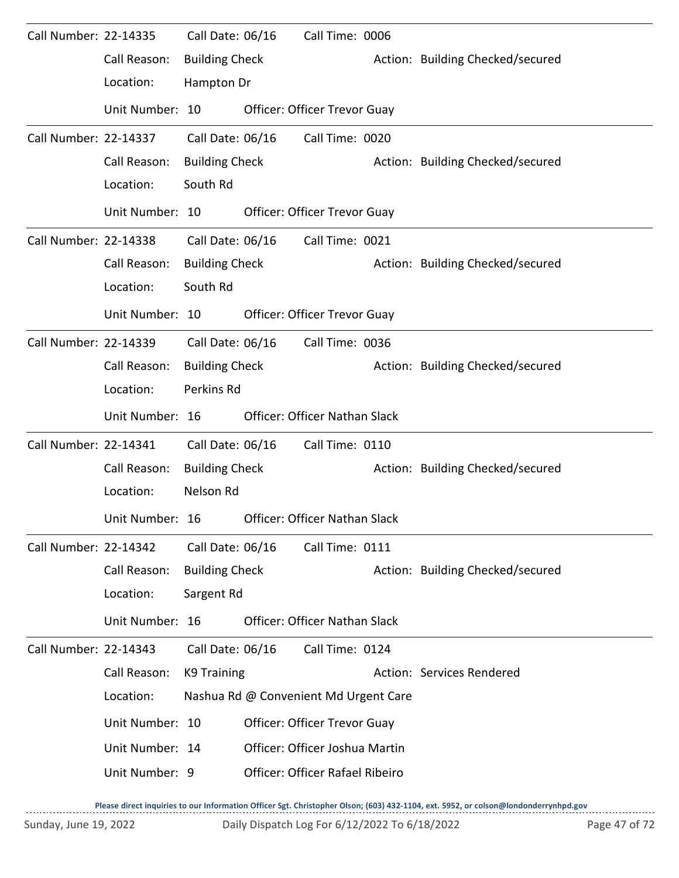Call Number: 22-14335 Call Date: 06/16 Call Time: 0006

Call Reason: Building Check Action: Building Checked/secured

Location: Hampton Dr

Unit Number: 10 Officer: Officer Trevor Guay

---

Call Number: 22-14337 Call Date: 06/16 Call Time: 0020

Call Reason: Building Check Action: Building Checked/secured

Location: South Rd

Unit Number: 10 Officer: Officer Trevor Guay

---

Call Number: 22-14338 Call Date: 06/16 Call Time: 0021

Call Reason: Building Check Action: Building Checked/secured

Location: South Rd

Unit Number: 10 Officer: Officer Trevor Guay

---

Call Number: 22-14339 Call Date: 06/16 Call Time: 0036

Call Reason: Building Check Action: Building Checked/secured

Location: Perkins Rd

Unit Number: 16 Officer: Officer Nathan Slack

---

Call Number: 22-14341 Call Date: 06/16 Call Time: 0110

Call Reason: Building Check Action: Building Checked/secured

Location: Nelson Rd

Unit Number: 16 Officer: Officer Nathan Slack

---

Call Number: 22-14342 Call Date: 06/16 Call Time: 0111

Call Reason: Building Check Action: Building Checked/secured

Location: Sargent Rd

Unit Number: 16 Officer: Officer Nathan Slack

---

Call Number: 22-14343 Call Date: 06/16 Call Time: 0124

Call Reason: K9 Training Action: Services Rendered

Location: Nashua Rd @ Convenient Md Urgent Care

Unit Number: 10 Officer: Officer Trevor Guay

Unit Number: 14 Officer: Officer Joshua Martin

Unit Number: 9 Officer: Officer Rafael Ribeiro

**Please direct inquiries to our Information Officer Sgt. Christopher Olson; (603) 432-1104, ext. 5952, or colson@londonderrynhpd.gov**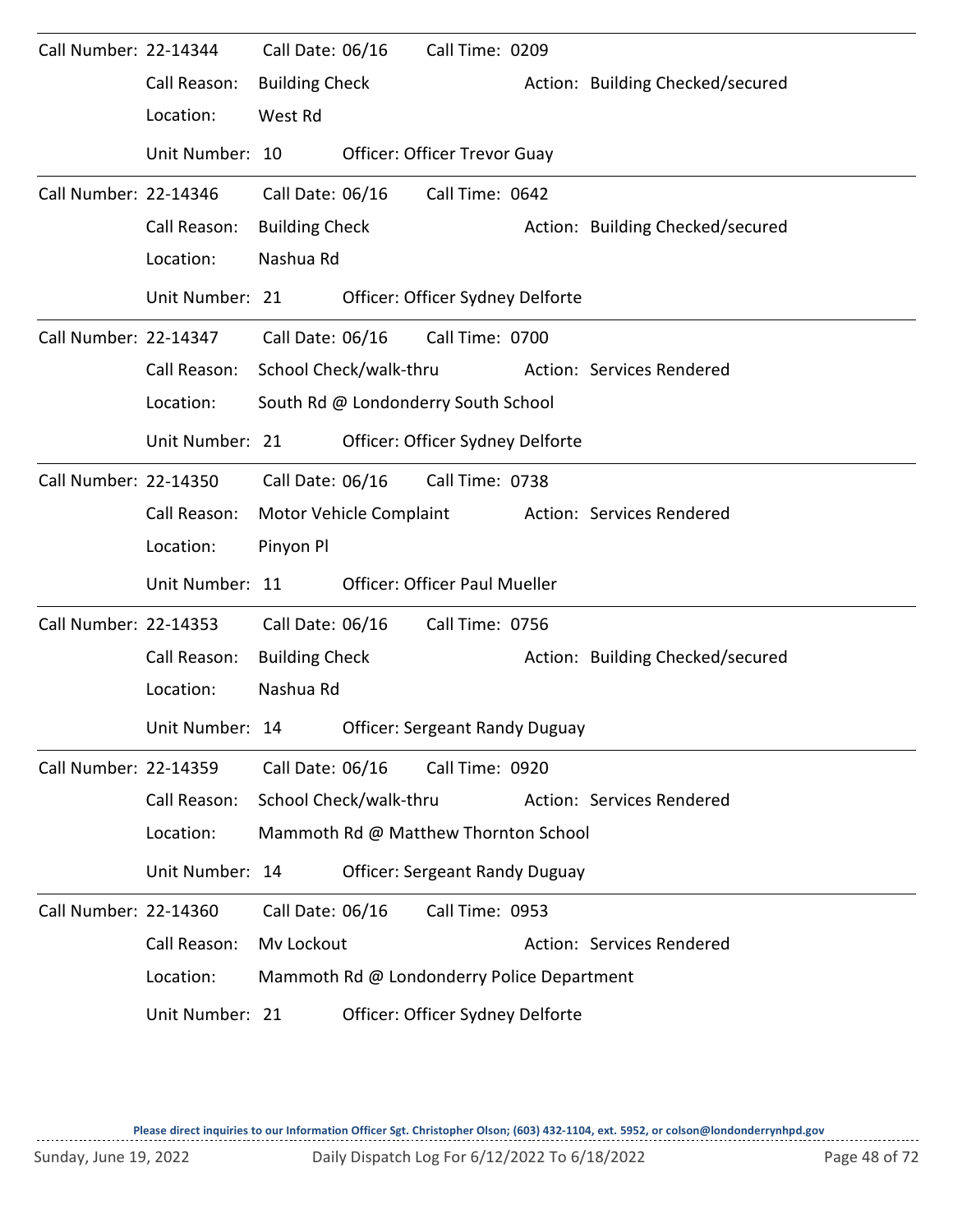Call Number: 22-14344 Call Date: 06/16 Call Time: 0209
Call Reason: Building Check Action: Building Checked/secured
Location: West Rd
Unit Number: 10 Officer: Officer Trevor Guay

---

Call Number: 22-14346 Call Date: 06/16 Call Time: 0642
Call Reason: Building Check Action: Building Checked/secured
Location: Nashua Rd
Unit Number: 21 Officer: Officer Sydney Delforte

---

Call Number: 22-14347 Call Date: 06/16 Call Time: 0700
Call Reason: School Check/walk-thru Action: Services Rendered
Location: South Rd @ Londonderry South School
Unit Number: 21 Officer: Officer Sydney Delforte

---

Call Number: 22-14350 Call Date: 06/16 Call Time: 0738
Call Reason: Motor Vehicle Complaint Action: Services Rendered
Location: Pinyon Pl
Unit Number: 11 Officer: Officer Paul Mueller

---

Call Number: 22-14353 Call Date: 06/16 Call Time: 0756
Call Reason: Building Check Action: Building Checked/secured
Location: Nashua Rd
Unit Number: 14 Officer: Sergeant Randy Duguay

---

Call Number: 22-14359 Call Date: 06/16 Call Time: 0920
Call Reason: School Check/walk-thru Action: Services Rendered
Location: Mammoth Rd @ Matthew Thornton School
Unit Number: 14 Officer: Sergeant Randy Duguay

---

Call Number: 22-14360 Call Date: 06/16 Call Time: 0953
Call Reason: Mv Lockout Action: Services Rendered
Location: Mammoth Rd @ Londonderry Police Department
Unit Number: 21 Officer: Officer Sydney Delforte

Please direct inquiries to our Information Officer Sgt. Christopher Olson; (603) 432-1104, ext. 5952, or colson@londonderrynhpd.gov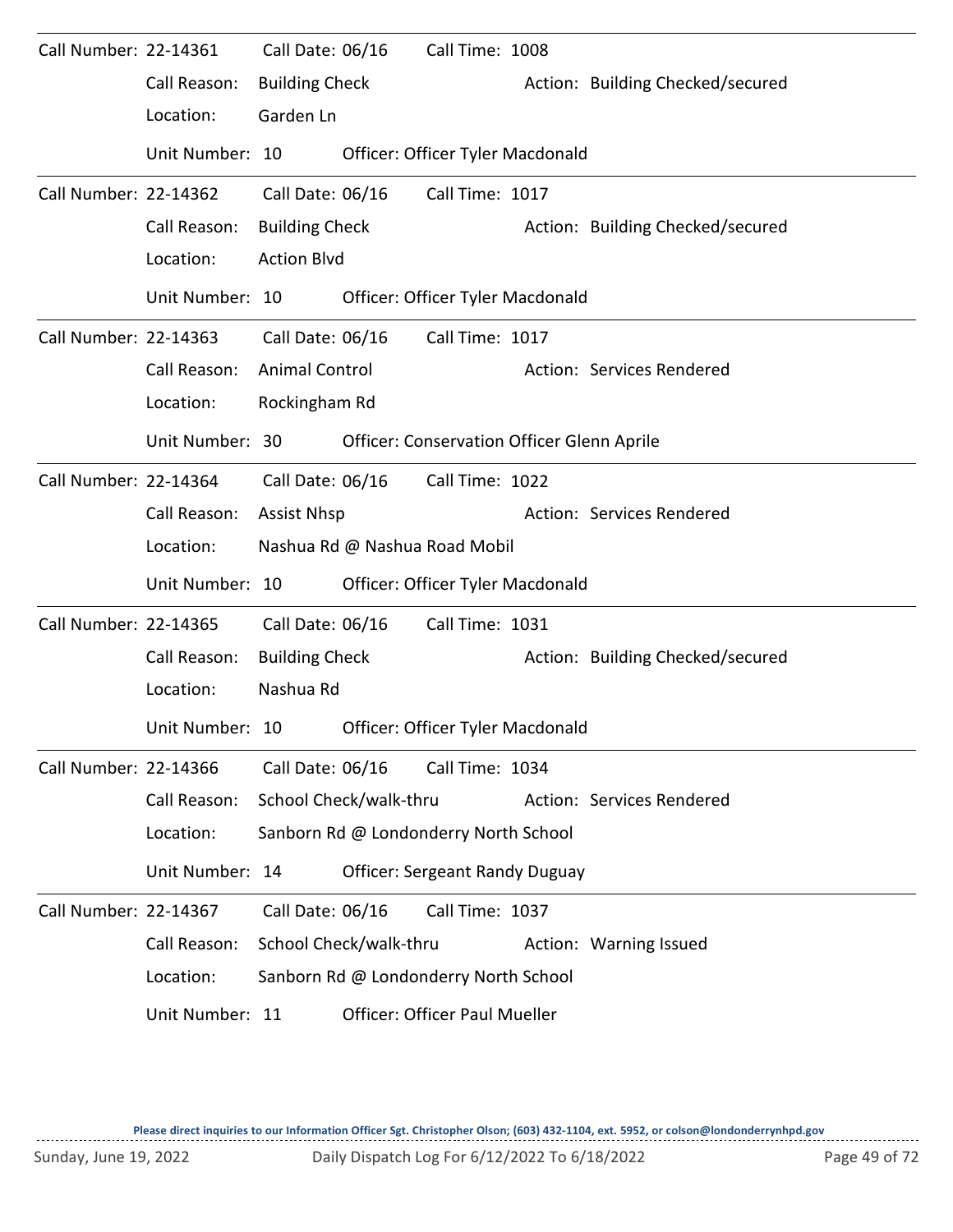Call Number: 22-14361 Call Date: 06/16 Call Time: 1008

Call Reason: Building Check Action: Building Checked/secured

Location: Garden Ln

Unit Number: 10 Officer: Officer Tyler Macdonald

---

Call Number: 22-14362 Call Date: 06/16 Call Time: 1017

Call Reason: Building Check Action: Building Checked/secured

Location: Action Blvd

Unit Number: 10 Officer: Officer Tyler Macdonald

---

Call Number: 22-14363 Call Date: 06/16 Call Time: 1017

Call Reason: Animal Control Action: Services Rendered

Location: Rockingham Rd

Unit Number: 30 Officer: Conservation Officer Glenn Aprile

---

Call Number: 22-14364 Call Date: 06/16 Call Time: 1022

Call Reason: Assist Nhsp Action: Services Rendered

Location: Nashua Rd @ Nashua Road Mobil

Unit Number: 10 Officer: Officer Tyler Macdonald

---

Call Number: 22-14365 Call Date: 06/16 Call Time: 1031

Call Reason: Building Check Action: Building Checked/secured

Location: Nashua Rd

Unit Number: 10 Officer: Officer Tyler Macdonald

---

Call Number: 22-14366 Call Date: 06/16 Call Time: 1034

Call Reason: School Check/walk-thru Action: Services Rendered

Location: Sanborn Rd @ Londonderry North School

Unit Number: 14 Officer: Sergeant Randy Duguay

---

Call Number: 22-14367 Call Date: 06/16 Call Time: 1037

Call Reason: School Check/walk-thru Action: Warning Issued

Location: Sanborn Rd @ Londonderry North School

Unit Number: 11 Officer: Officer Paul Mueller

Please direct inquiries to our Information Officer Sgt. Christopher Olson; (603) 432-1104, ext. 5952, or colson@londonderrynhpd.gov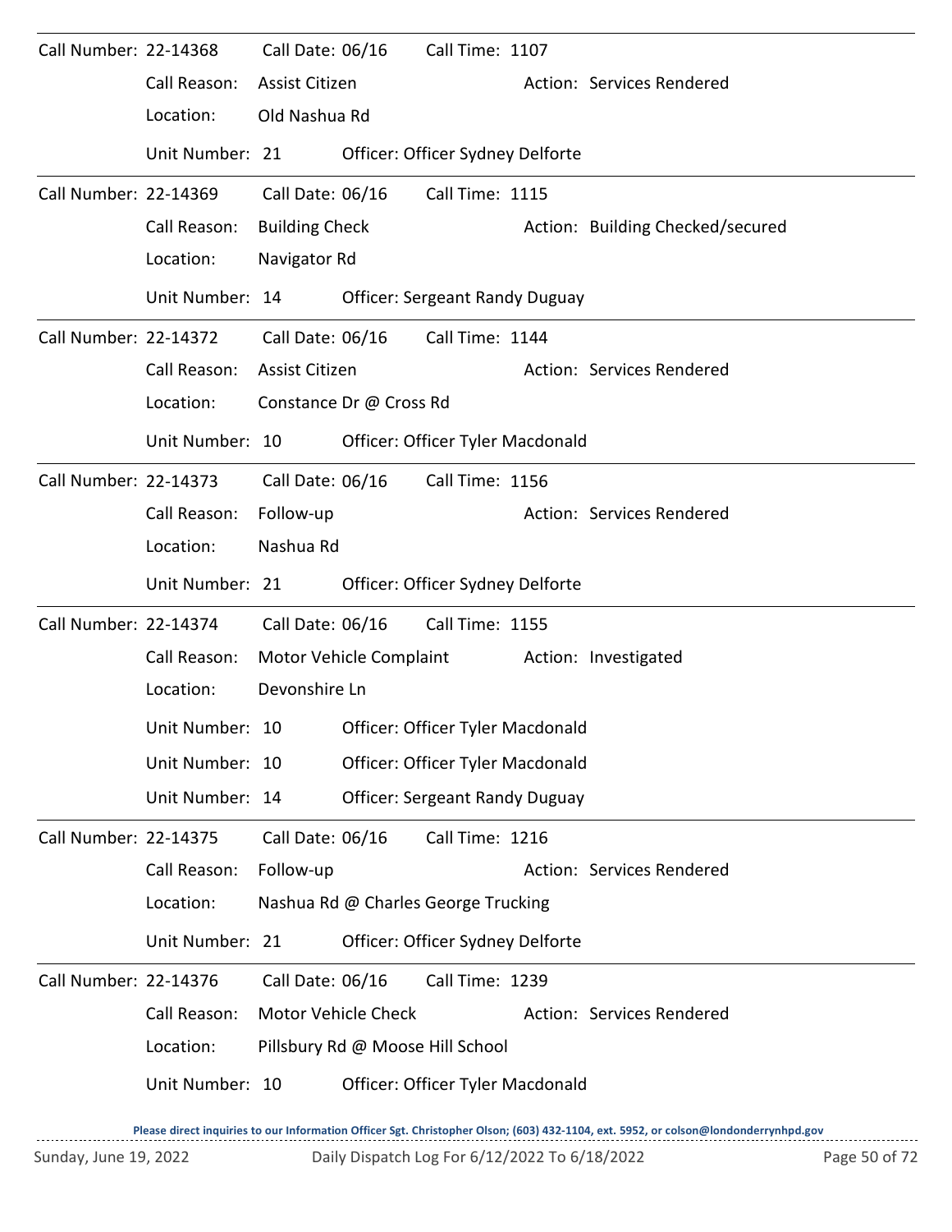Call Number: 22-14368 Call Date: 06/16 Call Time: 1107

Call Reason: Assist Citizen  Action: Services Rendered

Location: Old Nashua Rd

Unit Number: 21  Officer: Officer Sydney Delforte

---

Call Number: 22-14369 Call Date: 06/16 Call Time: 1115

Call Reason: Building Check  Action: Building Checked/secured

Location: Navigator Rd

Unit Number: 14  Officer: Sergeant Randy Duguay

---

Call Number: 22-14372 Call Date: 06/16 Call Time: 1144

Call Reason: Assist Citizen  Action: Services Rendered

Location: Constance Dr @ Cross Rd

Unit Number: 10  Officer: Officer Tyler Macdonald

---

Call Number: 22-14373 Call Date: 06/16 Call Time: 1156

Call Reason: Follow-up  Action: Services Rendered

Location: Nashua Rd

Unit Number: 21  Officer: Officer Sydney Delforte

---

Call Number: 22-14374 Call Date: 06/16 Call Time: 1155

Call Reason: Motor Vehicle Complaint  Action: Investigated

Location: Devonshire Ln

Unit Number: 10  Officer: Officer Tyler Macdonald

Unit Number: 10  Officer: Officer Tyler Macdonald

Unit Number: 14  Officer: Sergeant Randy Duguay

---

Call Number: 22-14375 Call Date: 06/16 Call Time: 1216

Call Reason: Follow-up  Action: Services Rendered

Location: Nashua Rd @ Charles George Trucking

Unit Number: 21  Officer: Officer Sydney Delforte

---

Call Number: 22-14376 Call Date: 06/16 Call Time: 1239

Call Reason: Motor Vehicle Check  Action: Services Rendered

Location: Pillsbury Rd @ Moose Hill School

Unit Number: 10  Officer: Officer Tyler Macdonald

Please direct inquiries to our Information Officer Sgt. Christopher Olson; (603) 432-1104, ext. 5952, or colson@londonderrynhpd.gov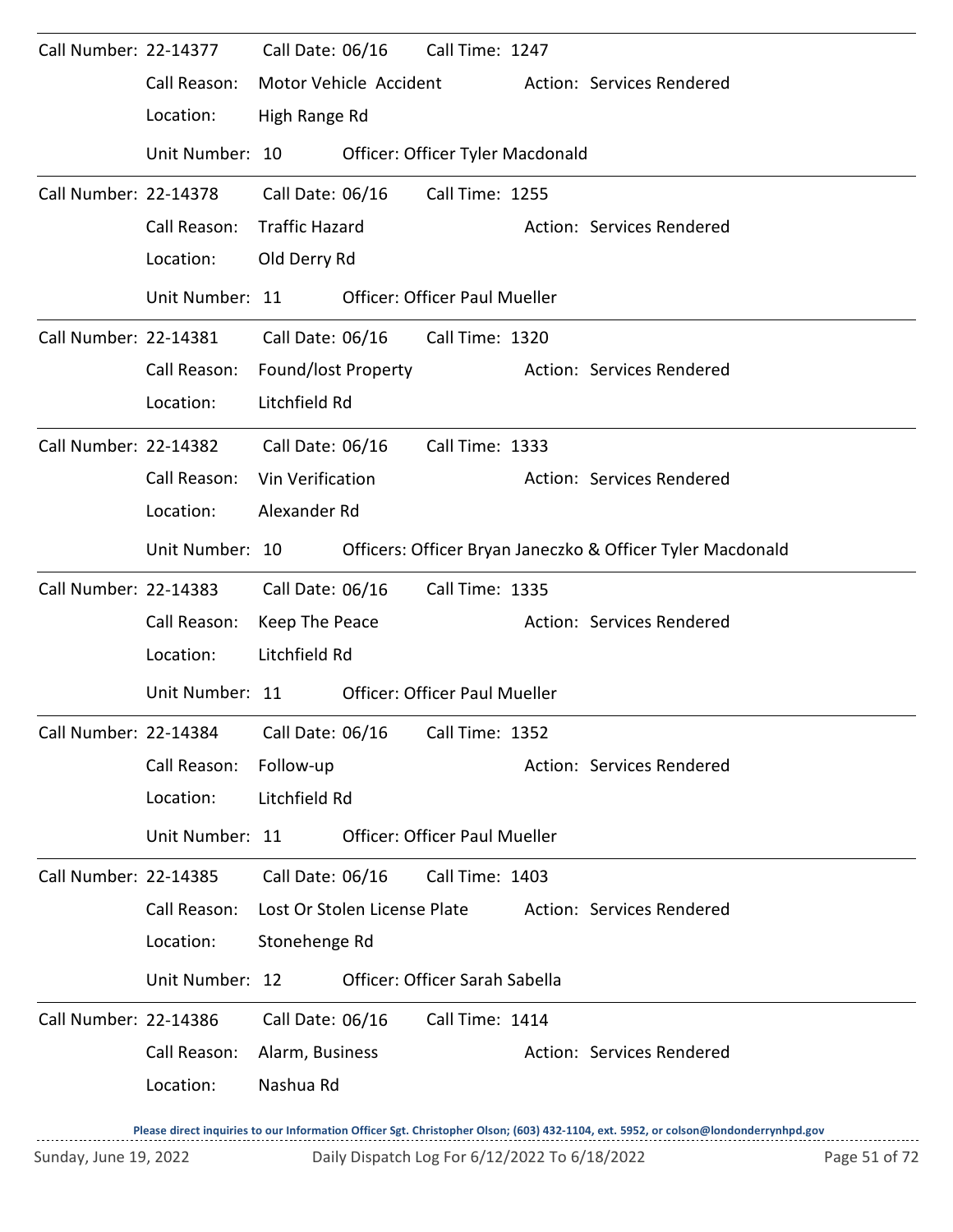Call Number: 22-14377 Call Date: 06/16 Call Time: 1247
Call Reason: Motor Vehicle Accident Action: Services Rendered
Location: High Range Rd
Unit Number: 10 Officer: Officer Tyler Macdonald

---

Call Number: 22-14378 Call Date: 06/16 Call Time: 1255
Call Reason: Traffic Hazard Action: Services Rendered
Location: Old Derry Rd
Unit Number: 11 Officer: Officer Paul Mueller

---

Call Number: 22-14381 Call Date: 06/16 Call Time: 1320
Call Reason: Found/lost Property Action: Services Rendered
Location: Litchfield Rd

---

Call Number: 22-14382 Call Date: 06/16 Call Time: 1333
Call Reason: Vin Verification Action: Services Rendered
Location: Alexander Rd
Unit Number: 10 Officers: Officer Bryan Janeczko & Officer Tyler Macdonald

---

Call Number: 22-14383 Call Date: 06/16 Call Time: 1335
Call Reason: Keep The Peace Action: Services Rendered
Location: Litchfield Rd
Unit Number: 11 Officer: Officer Paul Mueller

---

Call Number: 22-14384 Call Date: 06/16 Call Time: 1352
Call Reason: Follow-up Action: Services Rendered
Location: Litchfield Rd
Unit Number: 11 Officer: Officer Paul Mueller

---

Call Number: 22-14385 Call Date: 06/16 Call Time: 1403
Call Reason: Lost Or Stolen License Plate Action: Services Rendered
Location: Stonehenge Rd
Unit Number: 12 Officer: Officer Sarah Sabella

---

Call Number: 22-14386 Call Date: 06/16 Call Time: 1414
Call Reason: Alarm, Business Action: Services Rendered
Location: Nashua Rd

Please direct inquiries to our Information Officer Sgt. Christopher Olson; (603) 432-1104, ext. 5952, or colson@londonderrynhpd.gov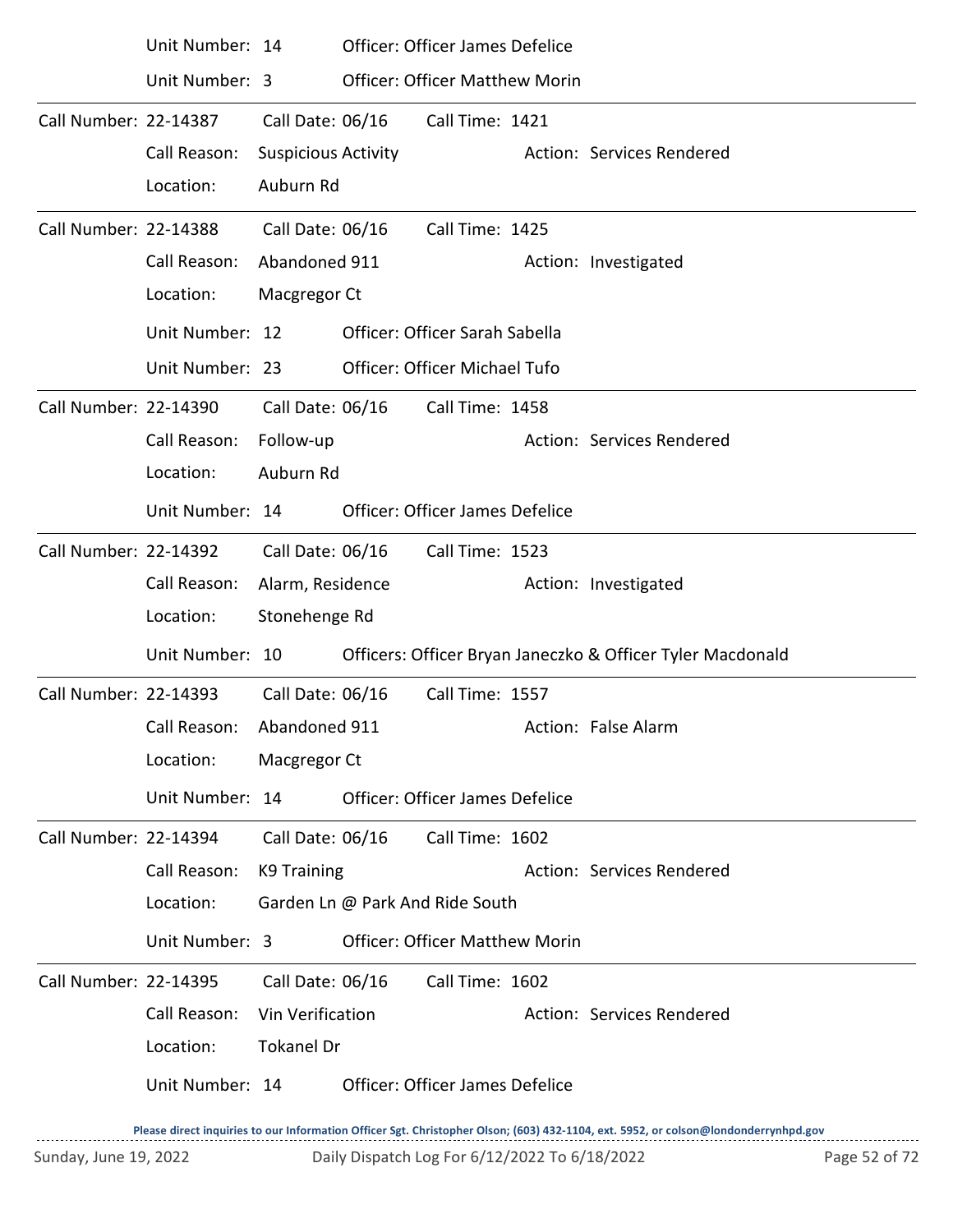Unit Number: 14 Officer: Officer James Defelice

Unit Number: 3 Officer: Officer Matthew Morin

---

Call Number: 22-14387 Call Date: 06/16 Call Time: 1421

Call Reason: Suspicious Activity Action: Services Rendered

Location: Auburn Rd

---

Call Number: 22-14388 Call Date: 06/16 Call Time: 1425

Call Reason: Abandoned 911 Action: Investigated

Location: Macgregor Ct

Unit Number: 12 Officer: Officer Sarah Sabella

Unit Number: 23 Officer: Officer Michael Tufo

---

Call Number: 22-14390 Call Date: 06/16 Call Time: 1458

Call Reason: Follow-up Action: Services Rendered

Location: Auburn Rd

Unit Number: 14 Officer: Officer James Defelice

---

Call Number: 22-14392 Call Date: 06/16 Call Time: 1523

Call Reason: Alarm, Residence Action: Investigated

Location: Stonehenge Rd

Unit Number: 10 Officers: Officer Bryan Janeczko & Officer Tyler Macdonald

---

Call Number: 22-14393 Call Date: 06/16 Call Time: 1557

Call Reason: Abandoned 911 Action: False Alarm

Location: Macgregor Ct

Unit Number: 14 Officer: Officer James Defelice

---

Call Number: 22-14394 Call Date: 06/16 Call Time: 1602

Call Reason: K9 Training Action: Services Rendered

Location: Garden Ln @ Park And Ride South

Unit Number: 3 Officer: Officer Matthew Morin

---

Call Number: 22-14395 Call Date: 06/16 Call Time: 1602

Call Reason: Vin Verification Action: Services Rendered

Location: Tokanel Dr

Unit Number: 14 Officer: Officer James Defelice

Please direct inquiries to our Information Officer Sgt. Christopher Olson; (603) 432-1104, ext. 5952, or colson@londonderrynhpd.gov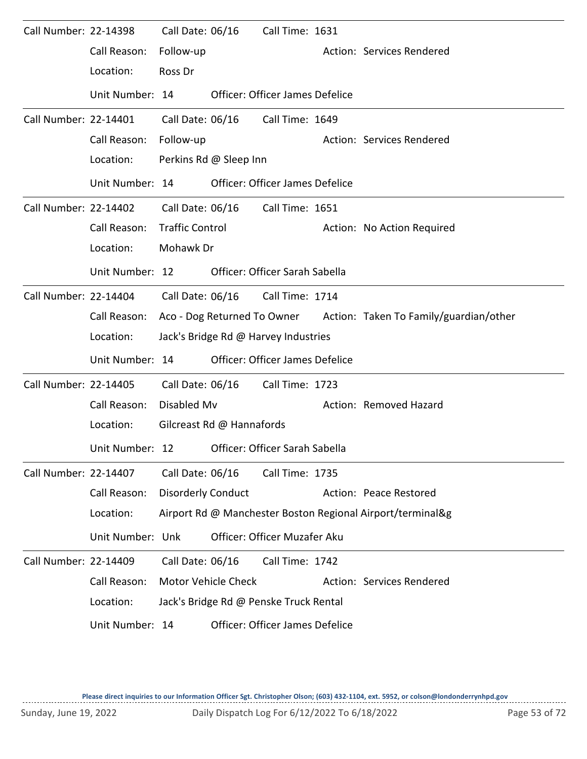Call Number: 22-14398 Call Date: 06/16 Call Time: 1631

Call Reason: Follow-up Action: Services Rendered

Location: Ross Dr

Unit Number: 14 Officer: Officer James Defelice

---

Call Number: 22-14401 Call Date: 06/16 Call Time: 1649

Call Reason: Follow-up Action: Services Rendered

Location: Perkins Rd @ Sleep Inn

Unit Number: 14 Officer: Officer James Defelice

---

Call Number: 22-14402 Call Date: 06/16 Call Time: 1651

Call Reason: Traffic Control Action: No Action Required

Location: Mohawk Dr

Unit Number: 12 Officer: Officer Sarah Sabella

---

Call Number: 22-14404 Call Date: 06/16 Call Time: 1714

Call Reason: Aco - Dog Returned To Owner Action: Taken To Family/guardian/other

Location: Jack's Bridge Rd @ Harvey Industries

Unit Number: 14 Officer: Officer James Defelice

---

Call Number: 22-14405 Call Date: 06/16 Call Time: 1723

Call Reason: Disabled Mv Action: Removed Hazard

Location: Gilcreast Rd @ Hannafords

Unit Number: 12 Officer: Officer Sarah Sabella

---

Call Number: 22-14407 Call Date: 06/16 Call Time: 1735

Call Reason: Disorderly Conduct Action: Peace Restored

Location: Airport Rd @ Manchester Boston Regional Airport/terminal&g

Unit Number: Unk Officer: Officer Muzafer Aku

---

Call Number: 22-14409 Call Date: 06/16 Call Time: 1742

Call Reason: Motor Vehicle Check Action: Services Rendered

Location: Jack's Bridge Rd @ Penske Truck Rental

Unit Number: 14 Officer: Officer James Defelice

Please direct inquiries to our Information Officer Sgt. Christopher Olson; (603) 432-1104, ext. 5952, or colson@londonderrynhpd.gov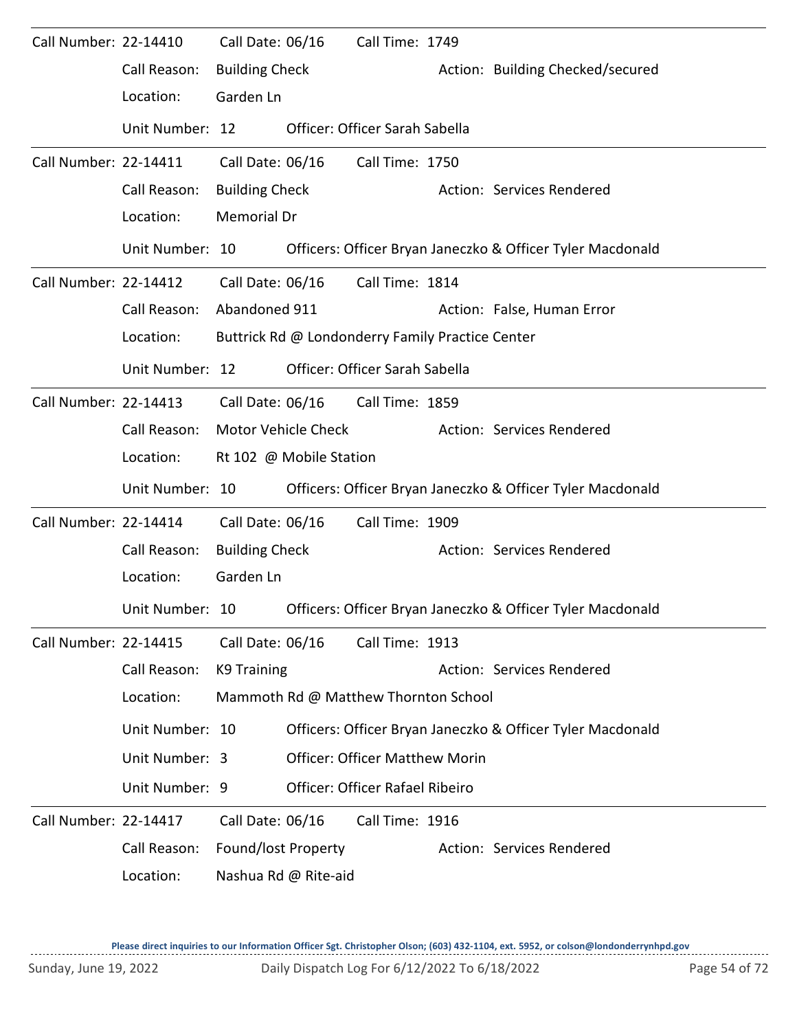Call Number: 22-14410 Call Date: 06/16 Call Time: 1749

Call Reason: Building Check Action: Building Checked/secured

Location: Garden Ln

Unit Number: 12 Officer: Officer Sarah Sabella

---

Call Number: 22-14411 Call Date: 06/16 Call Time: 1750

Call Reason: Building Check Action: Services Rendered

Location: Memorial Dr

Unit Number: 10 Officers: Officer Bryan Janeczko & Officer Tyler Macdonald

---

Call Number: 22-14412 Call Date: 06/16 Call Time: 1814

Call Reason: Abandoned 911 Action: False, Human Error

Location: Buttrick Rd @ Londonderry Family Practice Center

Unit Number: 12 Officer: Officer Sarah Sabella

---

Call Number: 22-14413 Call Date: 06/16 Call Time: 1859

Call Reason: Motor Vehicle Check Action: Services Rendered

Location: Rt 102 @ Mobile Station

Unit Number: 10 Officers: Officer Bryan Janeczko & Officer Tyler Macdonald

---

Call Number: 22-14414 Call Date: 06/16 Call Time: 1909

Call Reason: Building Check Action: Services Rendered

Location: Garden Ln

Unit Number: 10 Officers: Officer Bryan Janeczko & Officer Tyler Macdonald

---

Call Number: 22-14415 Call Date: 06/16 Call Time: 1913

Call Reason: K9 Training Action: Services Rendered

Location: Mammoth Rd @ Matthew Thornton School

Unit Number: 10 Officers: Officer Bryan Janeczko & Officer Tyler Macdonald

Unit Number: 3 Officer: Officer Matthew Morin

Unit Number: 9 Officer: Officer Rafael Ribeiro

---

Call Number: 22-14417 Call Date: 06/16 Call Time: 1916

Call Reason: Found/lost Property Action: Services Rendered

Location: Nashua Rd @ Rite-aid

**Please direct inquiries to our Information Officer Sgt. Christopher Olson; (603) 432-1104, ext. 5952, or colson@londonderrynhpd.gov**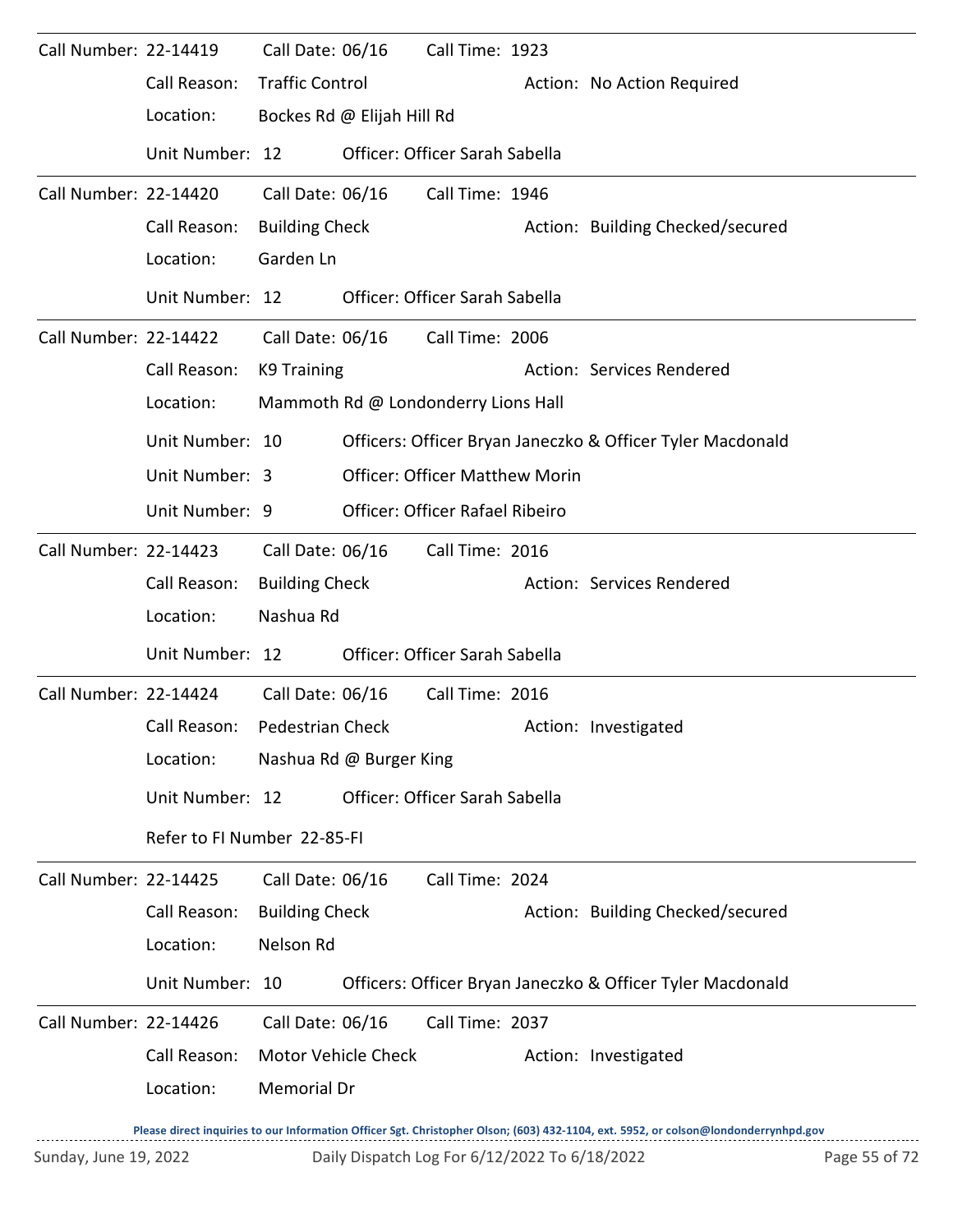Call Number: 22-14419 Call Date: 06/16 Call Time: 1923

Call Reason: Traffic Control Action: No Action Required

Location: Bockes Rd @ Elijah Hill Rd

Unit Number: 12 Officer: Officer Sarah Sabella

---

Call Number: 22-14420 Call Date: 06/16 Call Time: 1946

Call Reason: Building Check Action: Building Checked/secured

Location: Garden Ln

Unit Number: 12 Officer: Officer Sarah Sabella

---

Call Number: 22-14422 Call Date: 06/16 Call Time: 2006

Call Reason: K9 Training Action: Services Rendered

Location: Mammoth Rd @ Londonderry Lions Hall

Unit Number: 10 Officers: Officer Bryan Janeczko & Officer Tyler Macdonald

Unit Number: 3 Officer: Officer Matthew Morin

Unit Number: 9 Officer: Officer Rafael Ribeiro

---

Call Number: 22-14423 Call Date: 06/16 Call Time: 2016

Call Reason: Building Check Action: Services Rendered

Location: Nashua Rd

Unit Number: 12 Officer: Officer Sarah Sabella

---

Call Number: 22-14424 Call Date: 06/16 Call Time: 2016

Call Reason: Pedestrian Check Action: Investigated

Location: Nashua Rd @ Burger King

Unit Number: 12 Officer: Officer Sarah Sabella

Refer to FI Number 22-85-FI

---

Call Number: 22-14425 Call Date: 06/16 Call Time: 2024

Call Reason: Building Check Action: Building Checked/secured

Location: Nelson Rd

Unit Number: 10 Officers: Officer Bryan Janeczko & Officer Tyler Macdonald

---

Call Number: 22-14426 Call Date: 06/16 Call Time: 2037

Call Reason: Motor Vehicle Check Action: Investigated

Location: Memorial Dr

Please direct inquiries to our Information Officer Sgt. Christopher Olson; (603) 432-1104, ext. 5952, or colson@londonderrynhpd.gov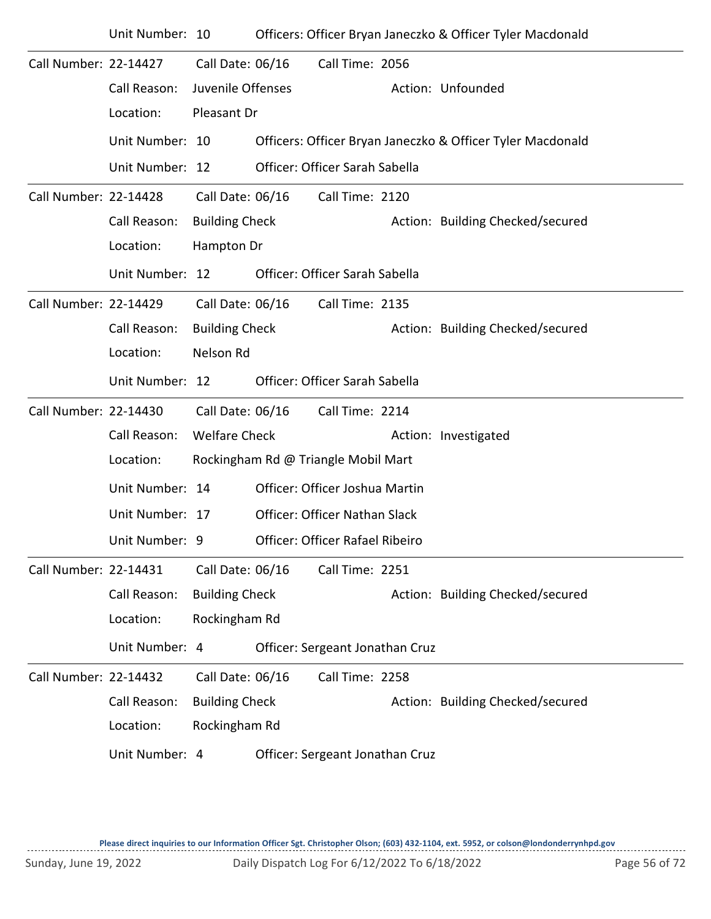Unit Number: 10 Officers: Officer Bryan Janeczko & Officer Tyler Macdonald

---

Call Number: 22-14427 Call Date: 06/16 Call Time: 2056

Call Reason: Juvenile Offenses Action: Unfounded

Location: Pleasant Dr

Unit Number: 10 Officers: Officer Bryan Janeczko & Officer Tyler Macdonald

Unit Number: 12 Officer: Officer Sarah Sabella

---

Call Number: 22-14428 Call Date: 06/16 Call Time: 2120

Call Reason: Building Check Action: Building Checked/secured

Location: Hampton Dr

Unit Number: 12 Officer: Officer Sarah Sabella

---

Call Number: 22-14429 Call Date: 06/16 Call Time: 2135

Call Reason: Building Check Action: Building Checked/secured

Location: Nelson Rd

Unit Number: 12 Officer: Officer Sarah Sabella

---

Call Number: 22-14430 Call Date: 06/16 Call Time: 2214

Call Reason: Welfare Check Action: Investigated

Location: Rockingham Rd @ Triangle Mobil Mart

Unit Number: 14 Officer: Officer Joshua Martin

Unit Number: 17 Officer: Officer Nathan Slack

Unit Number: 9 Officer: Officer Rafael Ribeiro

---

Call Number: 22-14431 Call Date: 06/16 Call Time: 2251

Call Reason: Building Check Action: Building Checked/secured

Location: Rockingham Rd

Unit Number: 4 Officer: Sergeant Jonathan Cruz

---

Call Number: 22-14432 Call Date: 06/16 Call Time: 2258

Call Reason: Building Check Action: Building Checked/secured

Location: Rockingham Rd

Unit Number: 4 Officer: Sergeant Jonathan Cruz

Please direct inquiries to our Information Officer Sgt. Christopher Olson; (603) 432-1104, ext. 5952, or colson@londonderrynhpd.gov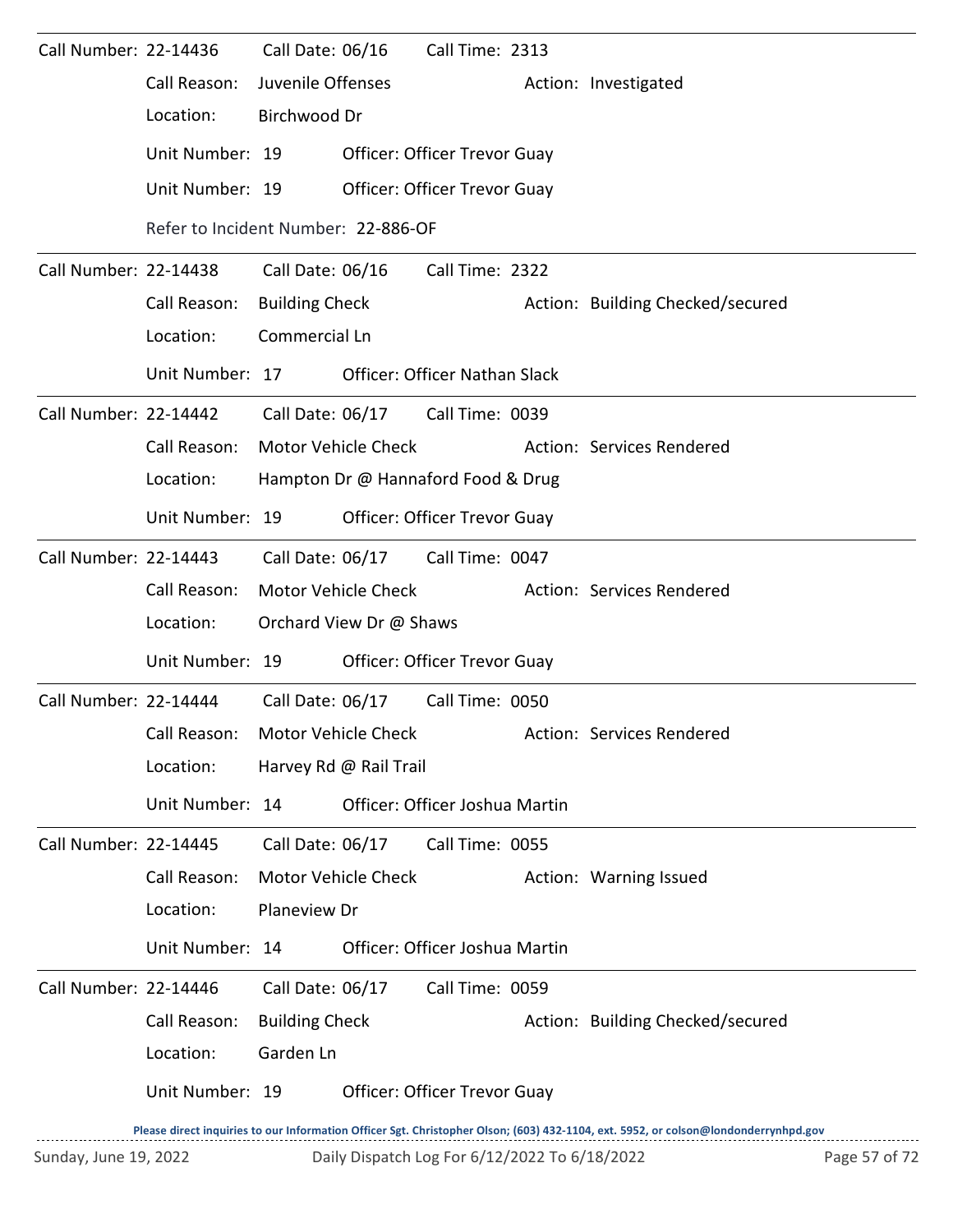Call Number: 22-14436 Call Date: 06/16 Call Time: 2313

Call Reason: Juvenile Offenses Action: Investigated

Location: Birchwood Dr

Unit Number: 19 Officer: Officer Trevor Guay

Unit Number: 19 Officer: Officer Trevor Guay

Refer to Incident Number: 22-886-OF

---

Call Number: 22-14438 Call Date: 06/16 Call Time: 2322

Call Reason: Building Check Action: Building Checked/secured

Location: Commercial Ln

Unit Number: 17 Officer: Officer Nathan Slack

---

Call Number: 22-14442 Call Date: 06/17 Call Time: 0039

Call Reason: Motor Vehicle Check Action: Services Rendered

Location: Hampton Dr @ Hannaford Food & Drug

Unit Number: 19 Officer: Officer Trevor Guay

---

Call Number: 22-14443 Call Date: 06/17 Call Time: 0047

Call Reason: Motor Vehicle Check Action: Services Rendered

Location: Orchard View Dr @ Shaws

Unit Number: 19 Officer: Officer Trevor Guay

---

Call Number: 22-14444 Call Date: 06/17 Call Time: 0050

Call Reason: Motor Vehicle Check Action: Services Rendered

Location: Harvey Rd @ Rail Trail

Unit Number: 14 Officer: Officer Joshua Martin

---

Call Number: 22-14445 Call Date: 06/17 Call Time: 0055

Call Reason: Motor Vehicle Check Action: Warning Issued

Location: Planeview Dr

Unit Number: 14 Officer: Officer Joshua Martin

---

Call Number: 22-14446 Call Date: 06/17 Call Time: 0059

Call Reason: Building Check Action: Building Checked/secured

Location: Garden Ln

Unit Number: 19 Officer: Officer Trevor Guay

**Please direct inquiries to our Information Officer Sgt. Christopher Olson; (603) 432-1104, ext. 5952, or colson@londonderrynhpd.gov**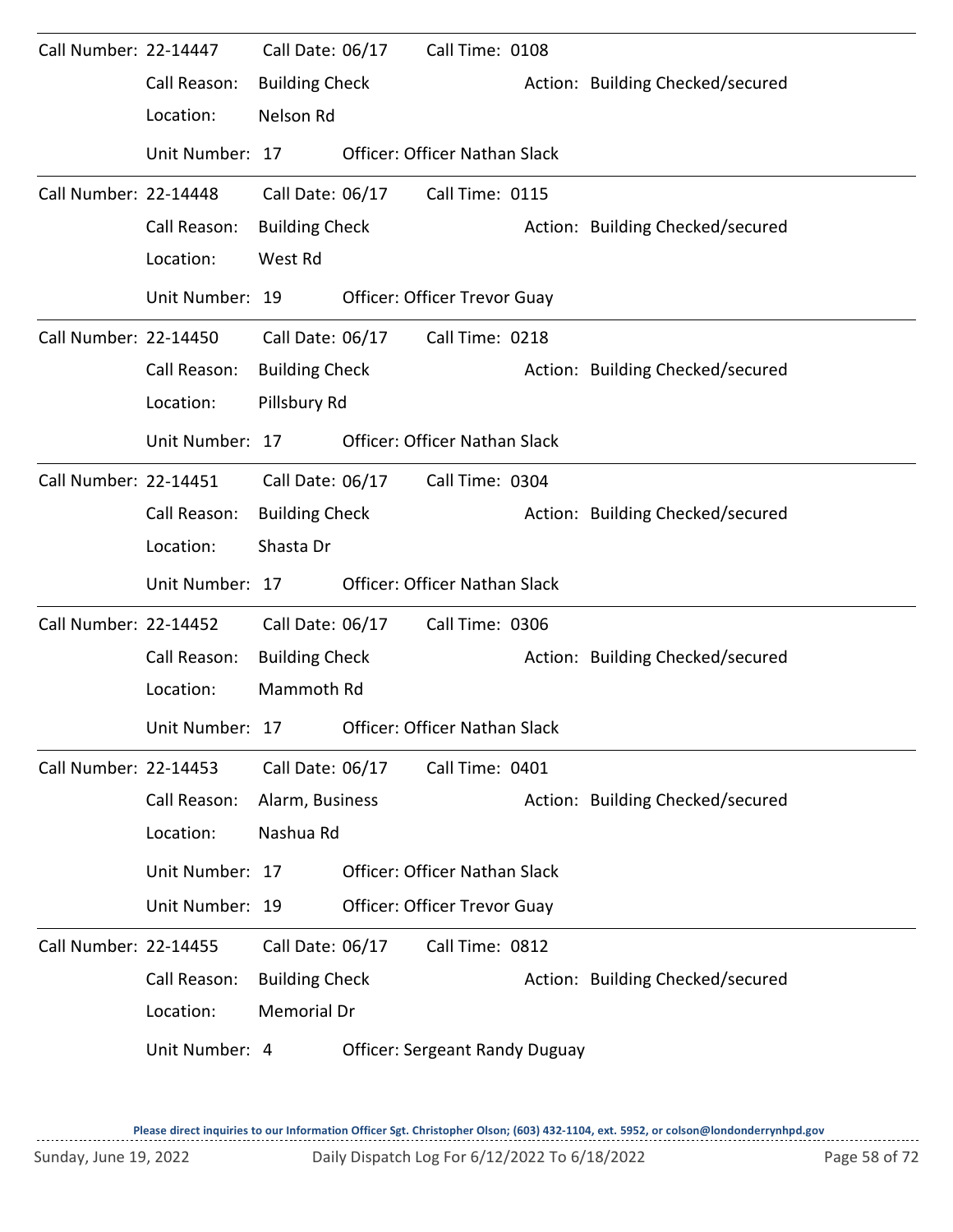Call Number: 22-14447 Call Date: 06/17 Call Time: 0108
Call Reason: Building Check Action: Building Checked/secured
Location: Nelson Rd
Unit Number: 17 Officer: Officer Nathan Slack

---

Call Number: 22-14448 Call Date: 06/17 Call Time: 0115
Call Reason: Building Check Action: Building Checked/secured
Location: West Rd
Unit Number: 19 Officer: Officer Trevor Guay

---

Call Number: 22-14450 Call Date: 06/17 Call Time: 0218
Call Reason: Building Check Action: Building Checked/secured
Location: Pillsbury Rd
Unit Number: 17 Officer: Officer Nathan Slack

---

Call Number: 22-14451 Call Date: 06/17 Call Time: 0304
Call Reason: Building Check Action: Building Checked/secured
Location: Shasta Dr
Unit Number: 17 Officer: Officer Nathan Slack

---

Call Number: 22-14452 Call Date: 06/17 Call Time: 0306
Call Reason: Building Check Action: Building Checked/secured
Location: Mammoth Rd
Unit Number: 17 Officer: Officer Nathan Slack

---

Call Number: 22-14453 Call Date: 06/17 Call Time: 0401
Call Reason: Alarm, Business Action: Building Checked/secured
Location: Nashua Rd
Unit Number: 17 Officer: Officer Nathan Slack
Unit Number: 19 Officer: Officer Trevor Guay

---

Call Number: 22-14455 Call Date: 06/17 Call Time: 0812
Call Reason: Building Check Action: Building Checked/secured
Location: Memorial Dr
Unit Number: 4 Officer: Sergeant Randy Duguay

---

**Please direct inquiries to our Information Officer Sgt. Christopher Olson; (603) 432-1104, ext. 5952, or colson@londonderrynhpd.gov**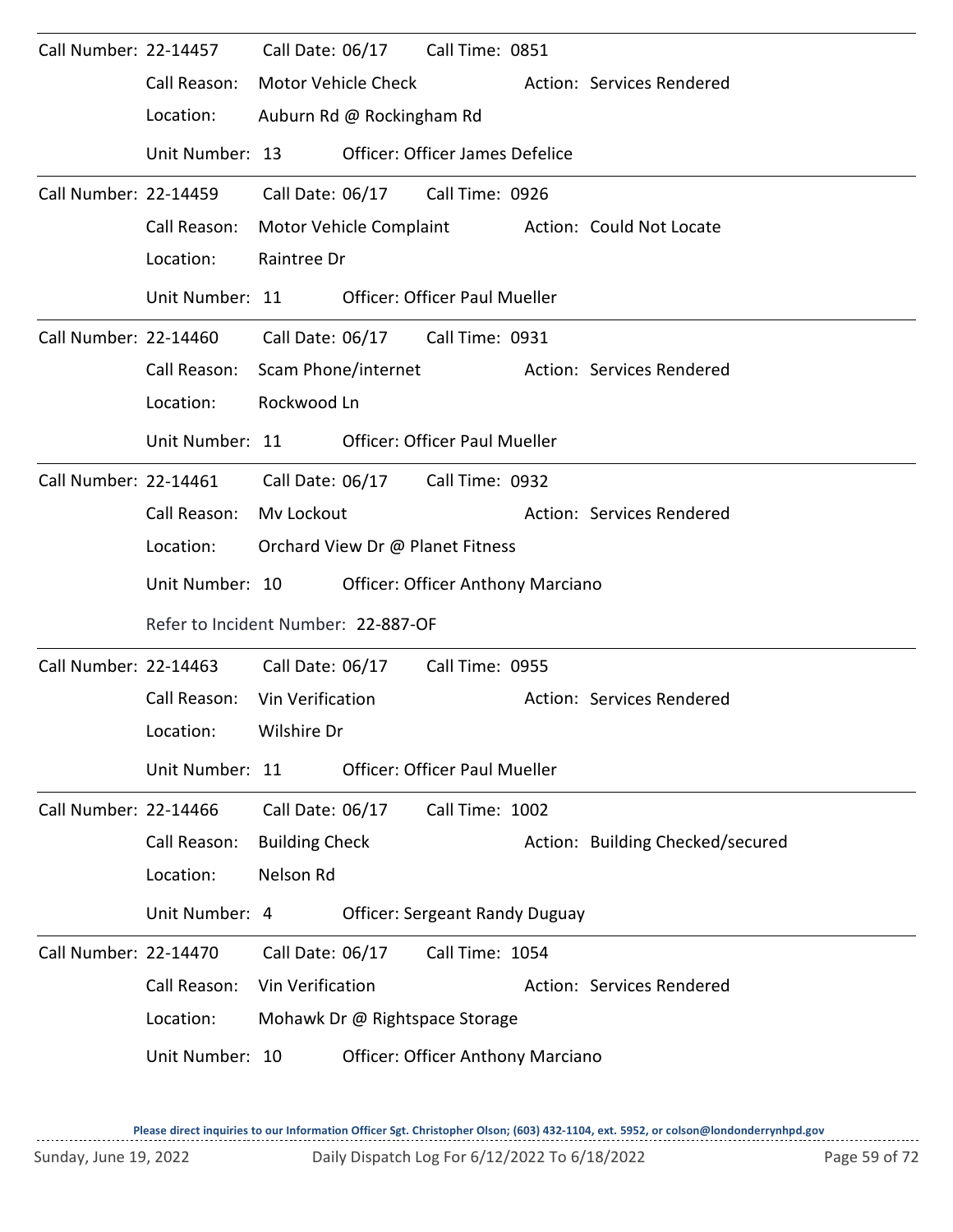Call Number: 22-14457 Call Date: 06/17 Call Time: 0851

Call Reason: Motor Vehicle Check Action: Services Rendered

Location: Auburn Rd @ Rockingham Rd

Unit Number: 13 Officer: Officer James Defelice

---

Call Number: 22-14459 Call Date: 06/17 Call Time: 0926

Call Reason: Motor Vehicle Complaint Action: Could Not Locate

Location: Raintree Dr

Unit Number: 11 Officer: Officer Paul Mueller

---

Call Number: 22-14460 Call Date: 06/17 Call Time: 0931

Call Reason: Scam Phone/internet Action: Services Rendered

Location: Rockwood Ln

Unit Number: 11 Officer: Officer Paul Mueller

---

Call Number: 22-14461 Call Date: 06/17 Call Time: 0932

Call Reason: Mv Lockout Action: Services Rendered

Location: Orchard View Dr @ Planet Fitness

Unit Number: 10 Officer: Officer Anthony Marciano

Refer to Incident Number: 22-887-OF

---

Call Number: 22-14463 Call Date: 06/17 Call Time: 0955

Call Reason: Vin Verification Action: Services Rendered

Location: Wilshire Dr

Unit Number: 11 Officer: Officer Paul Mueller

---

Call Number: 22-14466 Call Date: 06/17 Call Time: 1002

Call Reason: Building Check Action: Building Checked/secured

Location: Nelson Rd

Unit Number: 4 Officer: Sergeant Randy Duguay

---

Call Number: 22-14470 Call Date: 06/17 Call Time: 1054

Call Reason: Vin Verification Action: Services Rendered

Location: Mohawk Dr @ Rightspace Storage

Unit Number: 10 Officer: Officer Anthony Marciano

**Please direct inquiries to our Information Officer Sgt. Christopher Olson; (603) 432-1104, ext. 5952, or colson@londonderrynhpd.gov**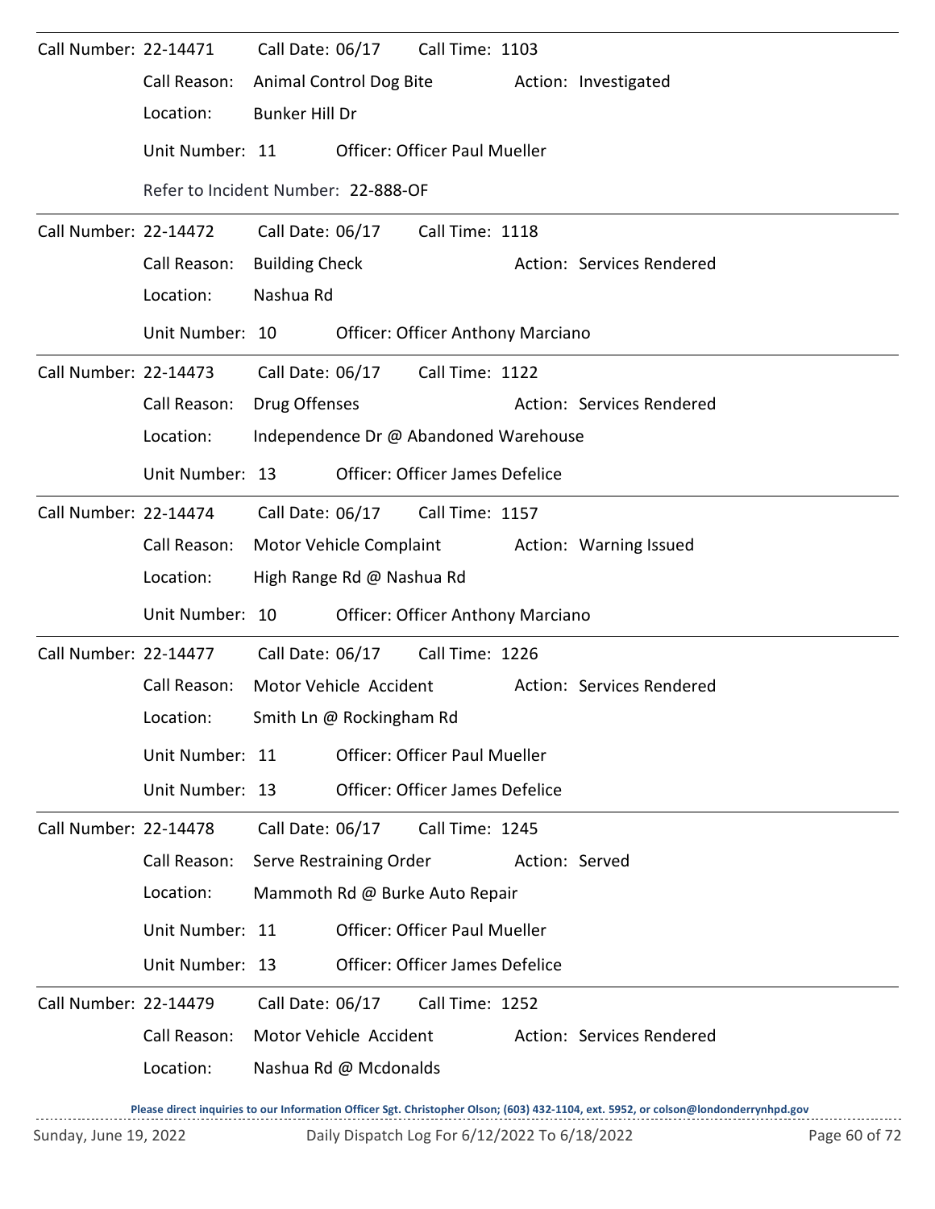Call Number: 22-14471 Call Date: 06/17 Call Time: 1103

Call Reason: Animal Control Dog Bite Action: Investigated

Location: Bunker Hill Dr

Unit Number: 11 Officer: Officer Paul Mueller

Refer to Incident Number: 22-888-OF

---

Call Number: 22-14472 Call Date: 06/17 Call Time: 1118

Call Reason: Building Check Action: Services Rendered

Location: Nashua Rd

Unit Number: 10 Officer: Officer Anthony Marciano

---

Call Number: 22-14473 Call Date: 06/17 Call Time: 1122

Call Reason: Drug Offenses Action: Services Rendered

Location: Independence Dr @ Abandoned Warehouse

Unit Number: 13 Officer: Officer James Defelice

---

Call Number: 22-14474 Call Date: 06/17 Call Time: 1157

Call Reason: Motor Vehicle Complaint Action: Warning Issued

Location: High Range Rd @ Nashua Rd

Unit Number: 10 Officer: Officer Anthony Marciano

---

Call Number: 22-14477 Call Date: 06/17 Call Time: 1226

Call Reason: Motor Vehicle Accident Action: Services Rendered

Location: Smith Ln @ Rockingham Rd

Unit Number: 11 Officer: Officer Paul Mueller

Unit Number: 13 Officer: Officer James Defelice

---

Call Number: 22-14478 Call Date: 06/17 Call Time: 1245

Call Reason: Serve Restraining Order Action: Served

Location: Mammoth Rd @ Burke Auto Repair

Unit Number: 11 Officer: Officer Paul Mueller

Unit Number: 13 Officer: Officer James Defelice

---

Call Number: 22-14479 Call Date: 06/17 Call Time: 1252

Call Reason: Motor Vehicle Accident Action: Services Rendered

Location: Nashua Rd @ Mcdonalds

**Please direct inquiries to our Information Officer Sgt. Christopher Olson; (603) 432-1104, ext. 5952, or colson@londonderrynhpd.gov**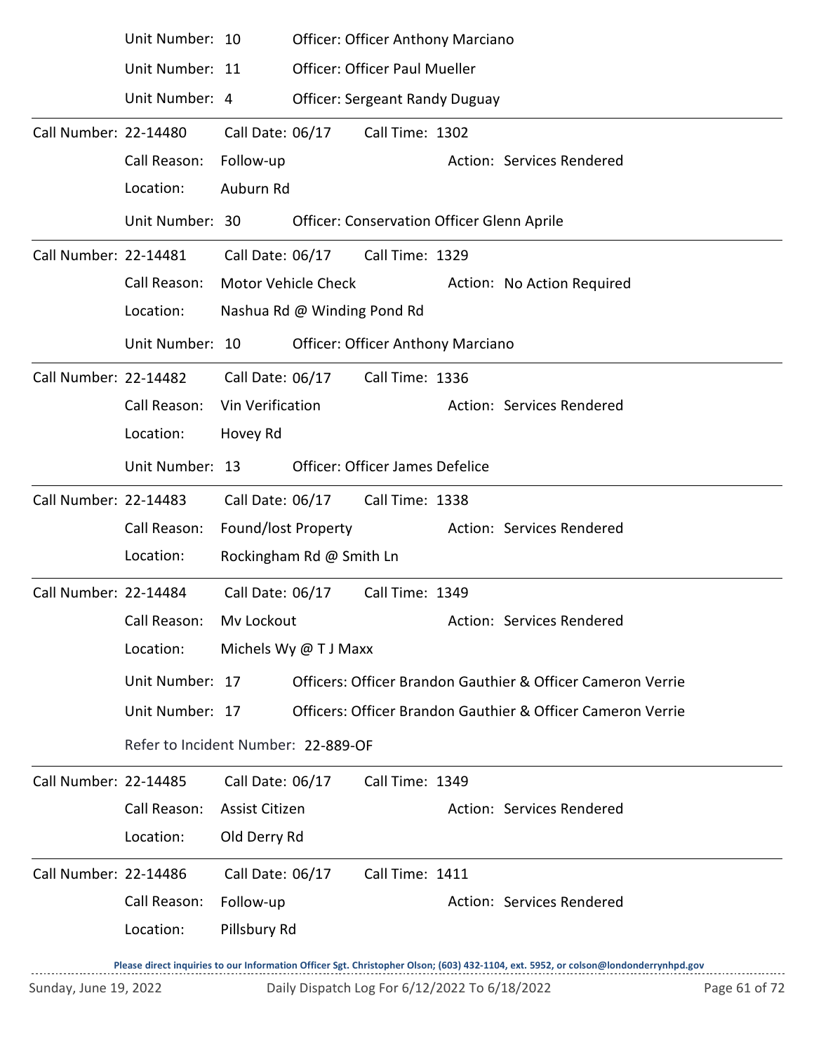Unit Number: 10 Officer: Officer Anthony Marciano

Unit Number: 11 Officer: Officer Paul Mueller

Unit Number: 4 Officer: Sergeant Randy Duguay

---

Call Number: 22-14480 Call Date: 06/17 Call Time: 1302

Call Reason: Follow-up Action: Services Rendered

Location: Auburn Rd

Unit Number: 30 Officer: Conservation Officer Glenn Aprile

---

Call Number: 22-14481 Call Date: 06/17 Call Time: 1329

Call Reason: Motor Vehicle Check Action: No Action Required

Location: Nashua Rd @ Winding Pond Rd

Unit Number: 10 Officer: Officer Anthony Marciano

---

Call Number: 22-14482 Call Date: 06/17 Call Time: 1336

Call Reason: Vin Verification Action: Services Rendered

Location: Hovey Rd

Unit Number: 13 Officer: Officer James Defelice

---

Call Number: 22-14483 Call Date: 06/17 Call Time: 1338

Call Reason: Found/lost Property Action: Services Rendered

Location: Rockingham Rd @ Smith Ln

---

Call Number: 22-14484 Call Date: 06/17 Call Time: 1349

Call Reason: Mv Lockout Action: Services Rendered

Location: Michels Wy @ T J Maxx

Unit Number: 17 Officers: Officer Brandon Gauthier & Officer Cameron Verrie

Unit Number: 17 Officers: Officer Brandon Gauthier & Officer Cameron Verrie

Refer to Incident Number: 22-889-OF

---

Call Number: 22-14485 Call Date: 06/17 Call Time: 1349

Call Reason: Assist Citizen Action: Services Rendered

Location: Old Derry Rd

---

Call Number: 22-14486 Call Date: 06/17 Call Time: 1411

Call Reason: Follow-up Action: Services Rendered

Location: Pillsbury Rd

Please direct inquiries to our Information Officer Sgt. Christopher Olson; (603) 432-1104, ext. 5952, or colson@londonderrynhpd.gov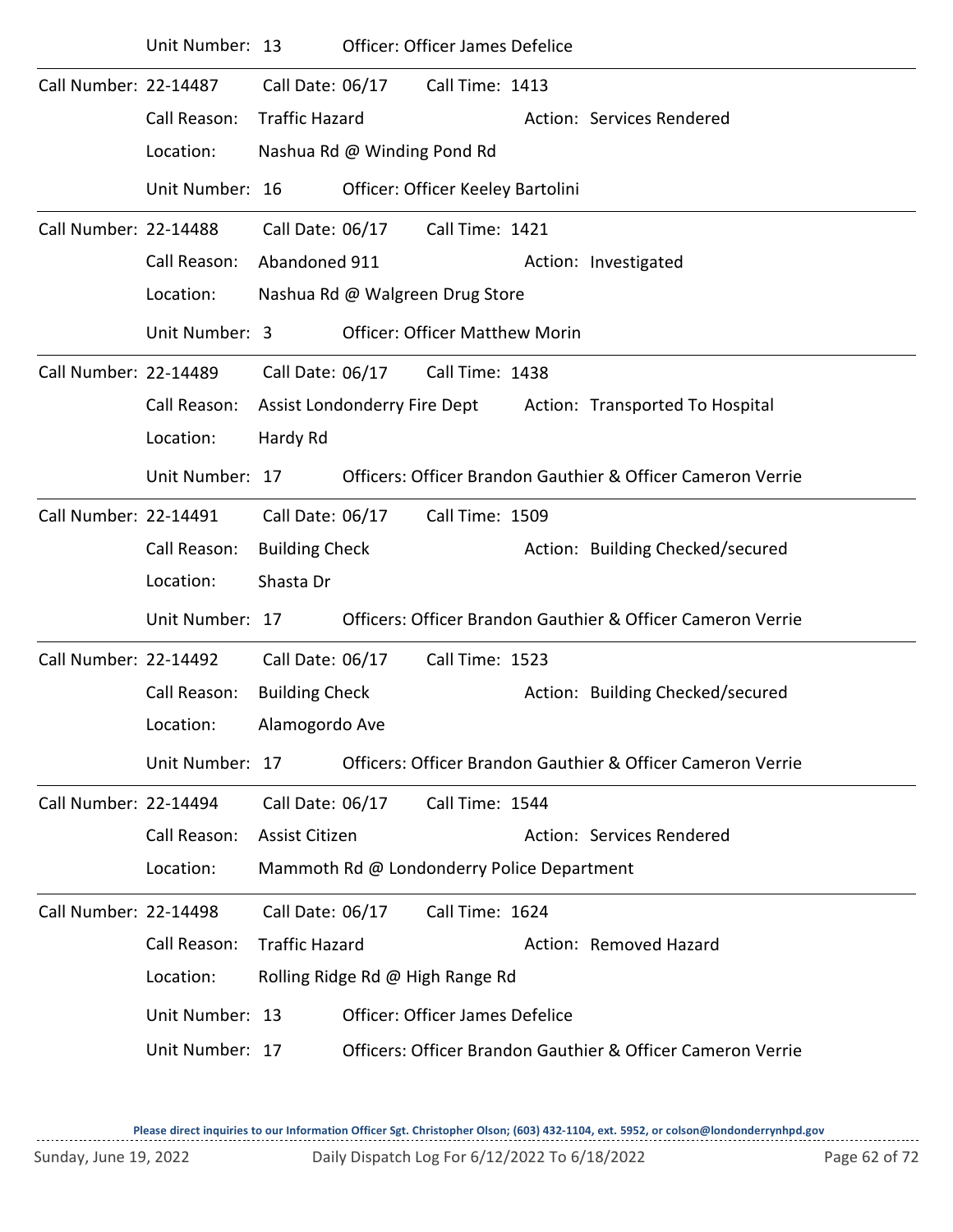Unit Number: 13    Officer: Officer James Defelice

---

Call Number: 22-14487    Call Date: 06/17    Call Time: 1413

Call Reason: Traffic Hazard    Action: Services Rendered

Location: Nashua Rd @ Winding Pond Rd

Unit Number: 16    Officer: Officer Keeley Bartolini

---

Call Number: 22-14488    Call Date: 06/17    Call Time: 1421

Call Reason: Abandoned 911    Action: Investigated

Location: Nashua Rd @ Walgreen Drug Store

Unit Number: 3    Officer: Officer Matthew Morin

---

Call Number: 22-14489    Call Date: 06/17    Call Time: 1438

Call Reason: Assist Londonderry Fire Dept    Action: Transported To Hospital

Location: Hardy Rd

Unit Number: 17    Officers: Officer Brandon Gauthier & Officer Cameron Verrie

---

Call Number: 22-14491    Call Date: 06/17    Call Time: 1509

Call Reason: Building Check    Action: Building Checked/secured

Location: Shasta Dr

Unit Number: 17    Officers: Officer Brandon Gauthier & Officer Cameron Verrie

---

Call Number: 22-14492    Call Date: 06/17    Call Time: 1523

Call Reason: Building Check    Action: Building Checked/secured

Location: Alamogordo Ave

Unit Number: 17    Officers: Officer Brandon Gauthier & Officer Cameron Verrie

---

Call Number: 22-14494    Call Date: 06/17    Call Time: 1544

Call Reason: Assist Citizen    Action: Services Rendered

Location: Mammoth Rd @ Londonderry Police Department

---

Call Number: 22-14498    Call Date: 06/17    Call Time: 1624

Call Reason: Traffic Hazard    Action: Removed Hazard

Location: Rolling Ridge Rd @ High Range Rd

Unit Number: 13    Officer: Officer James Defelice

Unit Number: 17    Officers: Officer Brandon Gauthier & Officer Cameron Verrie

**Please direct inquiries to our Information Officer Sgt. Christopher Olson; (603) 432-1104, ext. 5952, or colson@londonderrynhpd.gov**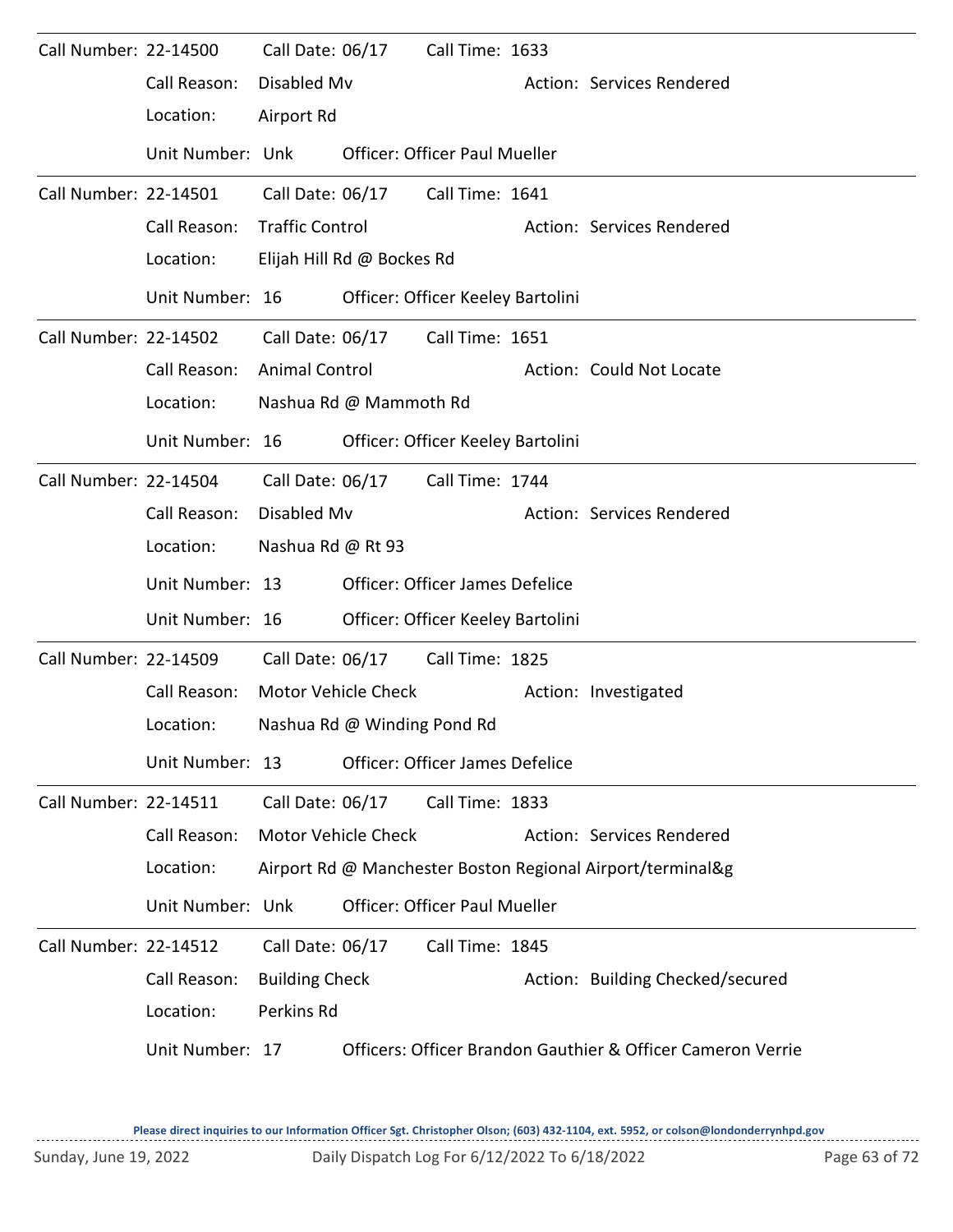Call Number: 22-14500 Call Date: 06/17 Call Time: 1633

Call Reason: Disabled Mv Action: Services Rendered

Location: Airport Rd

Unit Number: Unk Officer: Officer Paul Mueller

---

Call Number: 22-14501 Call Date: 06/17 Call Time: 1641

Call Reason: Traffic Control Action: Services Rendered

Location: Elijah Hill Rd @ Bockes Rd

Unit Number: 16 Officer: Officer Keeley Bartolini

---

Call Number: 22-14502 Call Date: 06/17 Call Time: 1651

Call Reason: Animal Control Action: Could Not Locate

Location: Nashua Rd @ Mammoth Rd

Unit Number: 16 Officer: Officer Keeley Bartolini

---

Call Number: 22-14504 Call Date: 06/17 Call Time: 1744

Call Reason: Disabled Mv Action: Services Rendered

Location: Nashua Rd @ Rt 93

Unit Number: 13 Officer: Officer James Defelice

Unit Number: 16 Officer: Officer Keeley Bartolini

---

Call Number: 22-14509 Call Date: 06/17 Call Time: 1825

Call Reason: Motor Vehicle Check Action: Investigated

Location: Nashua Rd @ Winding Pond Rd

Unit Number: 13 Officer: Officer James Defelice

---

Call Number: 22-14511 Call Date: 06/17 Call Time: 1833

Call Reason: Motor Vehicle Check Action: Services Rendered

Location: Airport Rd @ Manchester Boston Regional Airport/terminal&g

Unit Number: Unk Officer: Officer Paul Mueller

---

Call Number: 22-14512 Call Date: 06/17 Call Time: 1845

Call Reason: Building Check Action: Building Checked/secured

Location: Perkins Rd

Unit Number: 17 Officers: Officer Brandon Gauthier & Officer Cameron Verrie

---

Please direct inquiries to our Information Officer Sgt. Christopher Olson; (603) 432-1104, ext. 5952, or colson@londonderrynhpd.gov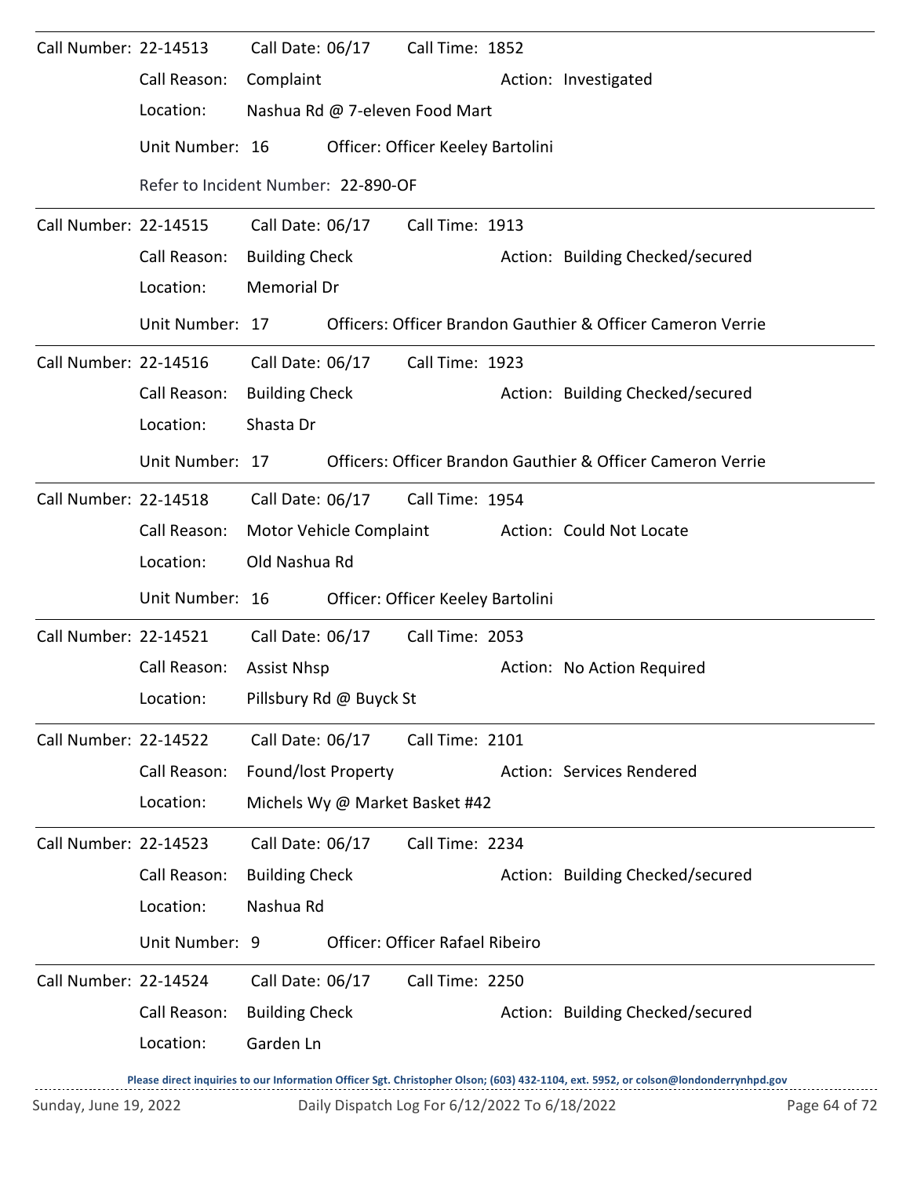Call Number: 22-14513 Call Date: 06/17 Call Time: 1852

Call Reason: Complaint Action: Investigated

Location: Nashua Rd @ 7-eleven Food Mart

Unit Number: 16 Officer: Officer Keeley Bartolini

Refer to Incident Number: 22-890-OF

---

Call Number: 22-14515 Call Date: 06/17 Call Time: 1913

Call Reason: Building Check Action: Building Checked/secured

Location: Memorial Dr

Unit Number: 17 Officers: Officer Brandon Gauthier & Officer Cameron Verrie

---

Call Number: 22-14516 Call Date: 06/17 Call Time: 1923

Call Reason: Building Check Action: Building Checked/secured

Location: Shasta Dr

Unit Number: 17 Officers: Officer Brandon Gauthier & Officer Cameron Verrie

---

Call Number: 22-14518 Call Date: 06/17 Call Time: 1954

Call Reason: Motor Vehicle Complaint Action: Could Not Locate

Location: Old Nashua Rd

Unit Number: 16 Officer: Officer Keeley Bartolini

---

Call Number: 22-14521 Call Date: 06/17 Call Time: 2053

Call Reason: Assist Nhsp Action: No Action Required

Location: Pillsbury Rd @ Buyck St

---

Call Number: 22-14522 Call Date: 06/17 Call Time: 2101

Call Reason: Found/lost Property Action: Services Rendered

Location: Michels Wy @ Market Basket #42

---

Call Number: 22-14523 Call Date: 06/17 Call Time: 2234

Call Reason: Building Check Action: Building Checked/secured

Location: Nashua Rd

Unit Number: 9 Officer: Officer Rafael Ribeiro

---

Call Number: 22-14524 Call Date: 06/17 Call Time: 2250

Call Reason: Building Check Action: Building Checked/secured

Location: Garden Ln

Please direct inquiries to our Information Officer Sgt. Christopher Olson; (603) 432-1104, ext. 5952, or colson@londonderrynhpd.gov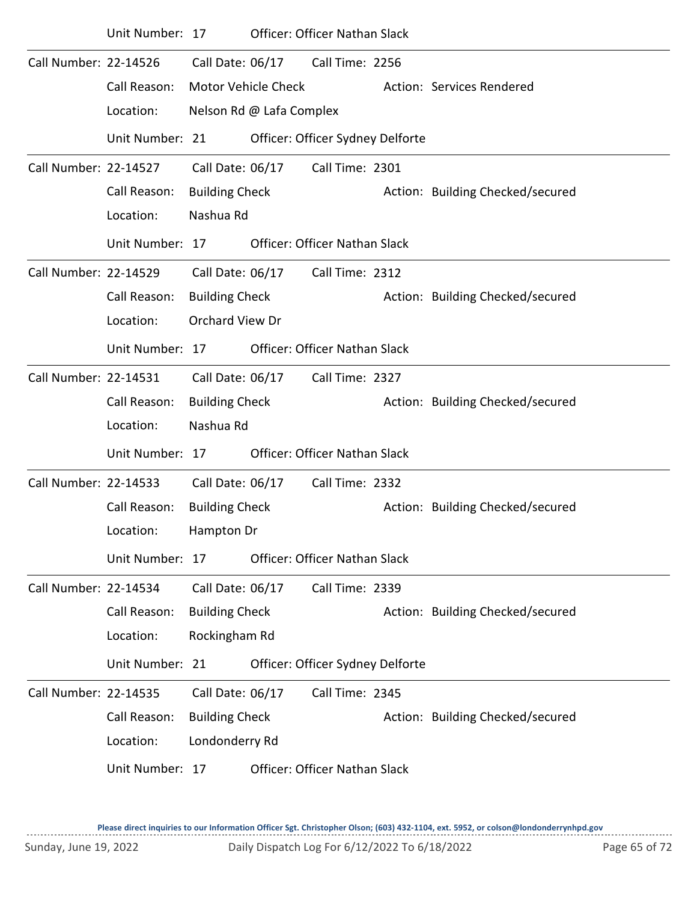Unit Number: 17 Officer: Officer Nathan Slack

---

Call Number: 22-14526 Call Date: 06/17 Call Time: 2256

Call Reason: Motor Vehicle Check Action: Services Rendered

Location: Nelson Rd @ Lafa Complex

Unit Number: 21 Officer: Officer Sydney Delforte

---

Call Number: 22-14527 Call Date: 06/17 Call Time: 2301

Call Reason: Building Check Action: Building Checked/secured

Location: Nashua Rd

Unit Number: 17 Officer: Officer Nathan Slack

---

Call Number: 22-14529 Call Date: 06/17 Call Time: 2312

Call Reason: Building Check Action: Building Checked/secured

Location: Orchard View Dr

Unit Number: 17 Officer: Officer Nathan Slack

---

Call Number: 22-14531 Call Date: 06/17 Call Time: 2327

Call Reason: Building Check Action: Building Checked/secured

Location: Nashua Rd

Unit Number: 17 Officer: Officer Nathan Slack

---

Call Number: 22-14533 Call Date: 06/17 Call Time: 2332

Call Reason: Building Check Action: Building Checked/secured

Location: Hampton Dr

Unit Number: 17 Officer: Officer Nathan Slack

---

Call Number: 22-14534 Call Date: 06/17 Call Time: 2339

Call Reason: Building Check Action: Building Checked/secured

Location: Rockingham Rd

Unit Number: 21 Officer: Officer Sydney Delforte

---

Call Number: 22-14535 Call Date: 06/17 Call Time: 2345

Call Reason: Building Check Action: Building Checked/secured

Location: Londonderry Rd

Unit Number: 17 Officer: Officer Nathan Slack

**Please direct inquiries to our Information Officer Sgt. Christopher Olson; (603) 432-1104, ext. 5952, or colson@londonderrynhpd.gov**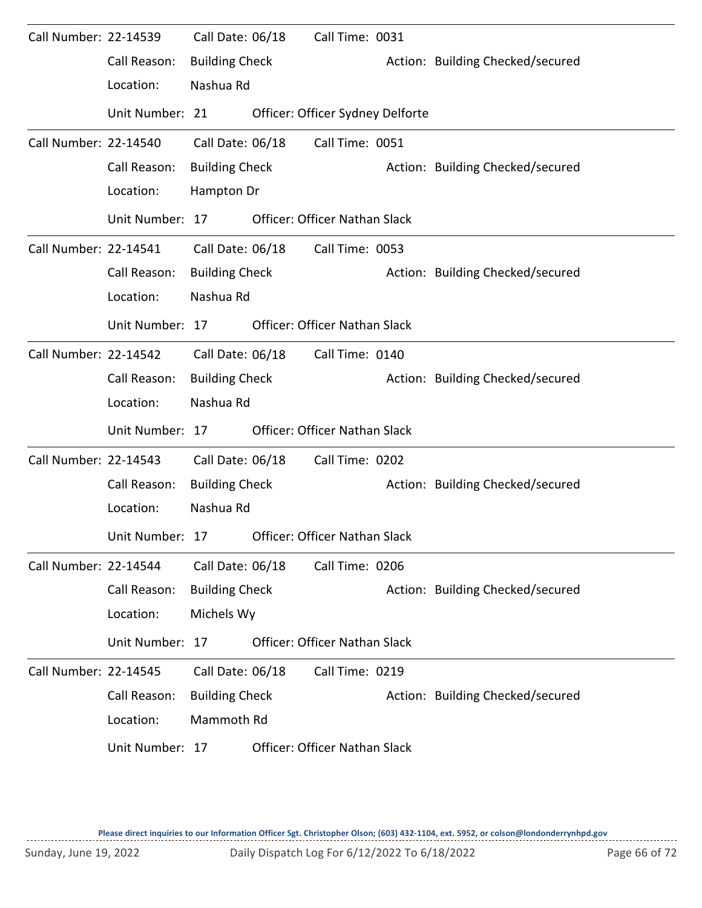Call Number: 22-14539 Call Date: 06/18 Call Time: 0031

Call Reason: Building Check Action: Building Checked/secured

Location: Nashua Rd

Unit Number: 21 Officer: Officer Sydney Delforte

---

Call Number: 22-14540 Call Date: 06/18 Call Time: 0051

Call Reason: Building Check Action: Building Checked/secured

Location: Hampton Dr

Unit Number: 17 Officer: Officer Nathan Slack

---

Call Number: 22-14541 Call Date: 06/18 Call Time: 0053

Call Reason: Building Check Action: Building Checked/secured

Location: Nashua Rd

Unit Number: 17 Officer: Officer Nathan Slack

---

Call Number: 22-14542 Call Date: 06/18 Call Time: 0140

Call Reason: Building Check Action: Building Checked/secured

Location: Nashua Rd

Unit Number: 17 Officer: Officer Nathan Slack

---

Call Number: 22-14543 Call Date: 06/18 Call Time: 0202

Call Reason: Building Check Action: Building Checked/secured

Location: Nashua Rd

Unit Number: 17 Officer: Officer Nathan Slack

---

Call Number: 22-14544 Call Date: 06/18 Call Time: 0206

Call Reason: Building Check Action: Building Checked/secured

Location: Michels Wy

Unit Number: 17 Officer: Officer Nathan Slack

---

Call Number: 22-14545 Call Date: 06/18 Call Time: 0219

Call Reason: Building Check Action: Building Checked/secured

Location: Mammoth Rd

Unit Number: 17 Officer: Officer Nathan Slack

**Please direct inquiries to our Information Officer Sgt. Christopher Olson; (603) 432-1104, ext. 5952, or colson@londonderrynhpd.gov**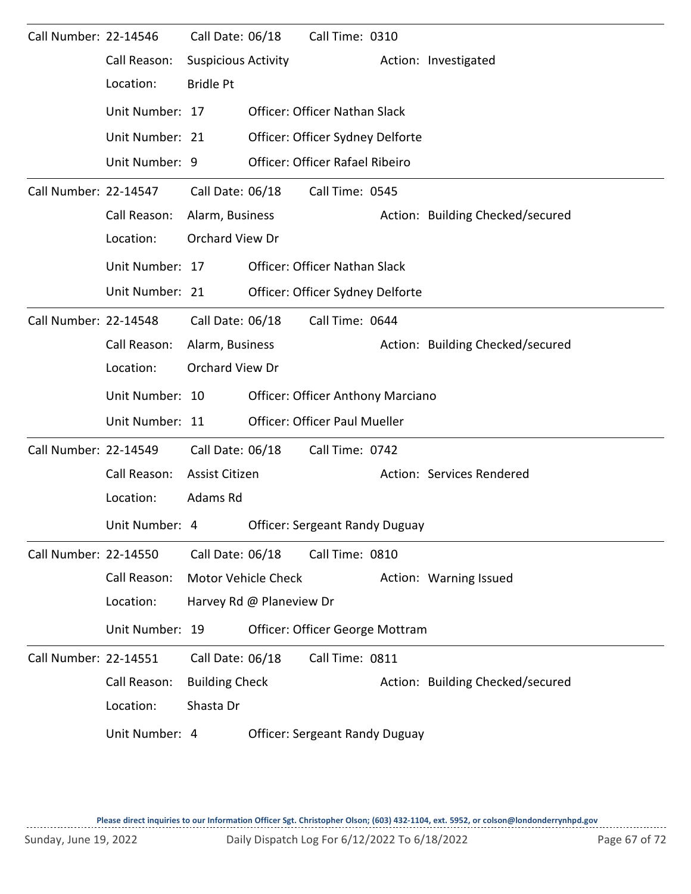**Call Number:** 22-14546 **Call Date:** 06/18 **Call Time:** 0310

Call Reason: Suspicious Activity    Action: Investigated

Location: Bridle Pt

Unit Number: 17    Officer: Officer Nathan Slack

Unit Number: 21    Officer: Officer Sydney Delforte

Unit Number: 9    Officer: Officer Rafael Ribeiro

---

**Call Number:** 22-14547 **Call Date:** 06/18 **Call Time:** 0545

Call Reason: Alarm, Business    Action: Building Checked/secured

Location: Orchard View Dr

Unit Number: 17    Officer: Officer Nathan Slack

Unit Number: 21    Officer: Officer Sydney Delforte

---

**Call Number:** 22-14548 **Call Date:** 06/18 **Call Time:** 0644

Call Reason: Alarm, Business    Action: Building Checked/secured

Location: Orchard View Dr

Unit Number: 10    Officer: Officer Anthony Marciano

Unit Number: 11    Officer: Officer Paul Mueller

---

**Call Number:** 22-14549 **Call Date:** 06/18 **Call Time:** 0742

Call Reason: Assist Citizen    Action: Services Rendered

Location: Adams Rd

Unit Number: 4    Officer: Sergeant Randy Duguay

---

**Call Number:** 22-14550 **Call Date:** 06/18 **Call Time:** 0810

Call Reason: Motor Vehicle Check    Action: Warning Issued

Location: Harvey Rd @ Planeview Dr

Unit Number: 19    Officer: Officer George Mottram

---

**Call Number:** 22-14551 **Call Date:** 06/18 **Call Time:** 0811

Call Reason: Building Check    Action: Building Checked/secured

Location: Shasta Dr

Unit Number: 4    Officer: Sergeant Randy Duguay

---

Please direct inquiries to our Information Officer Sgt. Christopher Olson; (603) 432-1104, ext. 5952, or colson@londonderrynhpd.gov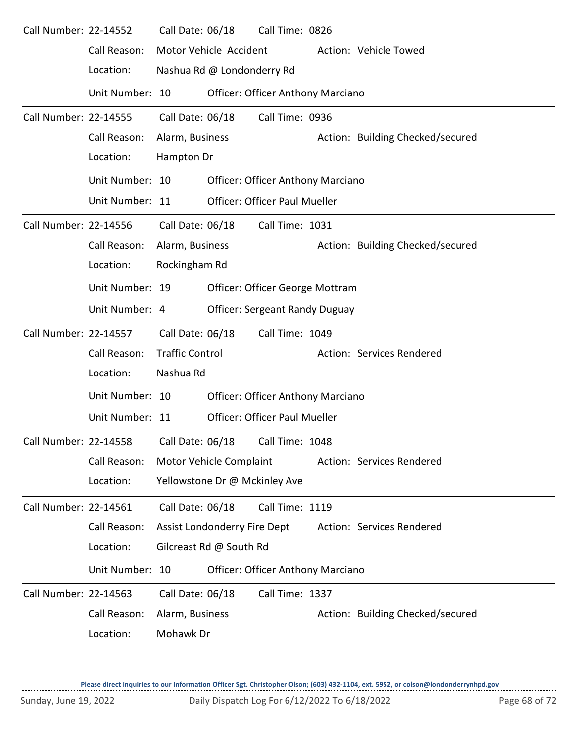Call Number: 22-14552 Call Date: 06/18 Call Time: 0826

Call Reason: Motor Vehicle Accident Action: Vehicle Towed

Location: Nashua Rd @ Londonderry Rd

Unit Number: 10 Officer: Officer Anthony Marciano

---

Call Number: 22-14555 Call Date: 06/18 Call Time: 0936

Call Reason: Alarm, Business Action: Building Checked/secured

Location: Hampton Dr

Unit Number: 10 Officer: Officer Anthony Marciano

Unit Number: 11 Officer: Officer Paul Mueller

---

Call Number: 22-14556 Call Date: 06/18 Call Time: 1031

Call Reason: Alarm, Business Action: Building Checked/secured

Location: Rockingham Rd

Unit Number: 19 Officer: Officer George Mottram

Unit Number: 4 Officer: Sergeant Randy Duguay

---

Call Number: 22-14557 Call Date: 06/18 Call Time: 1049

Call Reason: Traffic Control Action: Services Rendered

Location: Nashua Rd

Unit Number: 10 Officer: Officer Anthony Marciano

Unit Number: 11 Officer: Officer Paul Mueller

---

Call Number: 22-14558 Call Date: 06/18 Call Time: 1048

Call Reason: Motor Vehicle Complaint Action: Services Rendered

Location: Yellowstone Dr @ Mckinley Ave

---

Call Number: 22-14561 Call Date: 06/18 Call Time: 1119

Call Reason: Assist Londonderry Fire Dept Action: Services Rendered

Location: Gilcreast Rd @ South Rd

Unit Number: 10 Officer: Officer Anthony Marciano

---

Call Number: 22-14563 Call Date: 06/18 Call Time: 1337

Call Reason: Alarm, Business Action: Building Checked/secured

Location: Mohawk Dr

**Please direct inquiries to our Information Officer Sgt. Christopher Olson; (603) 432-1104, ext. 5952, or colson@londonderrynhpd.gov**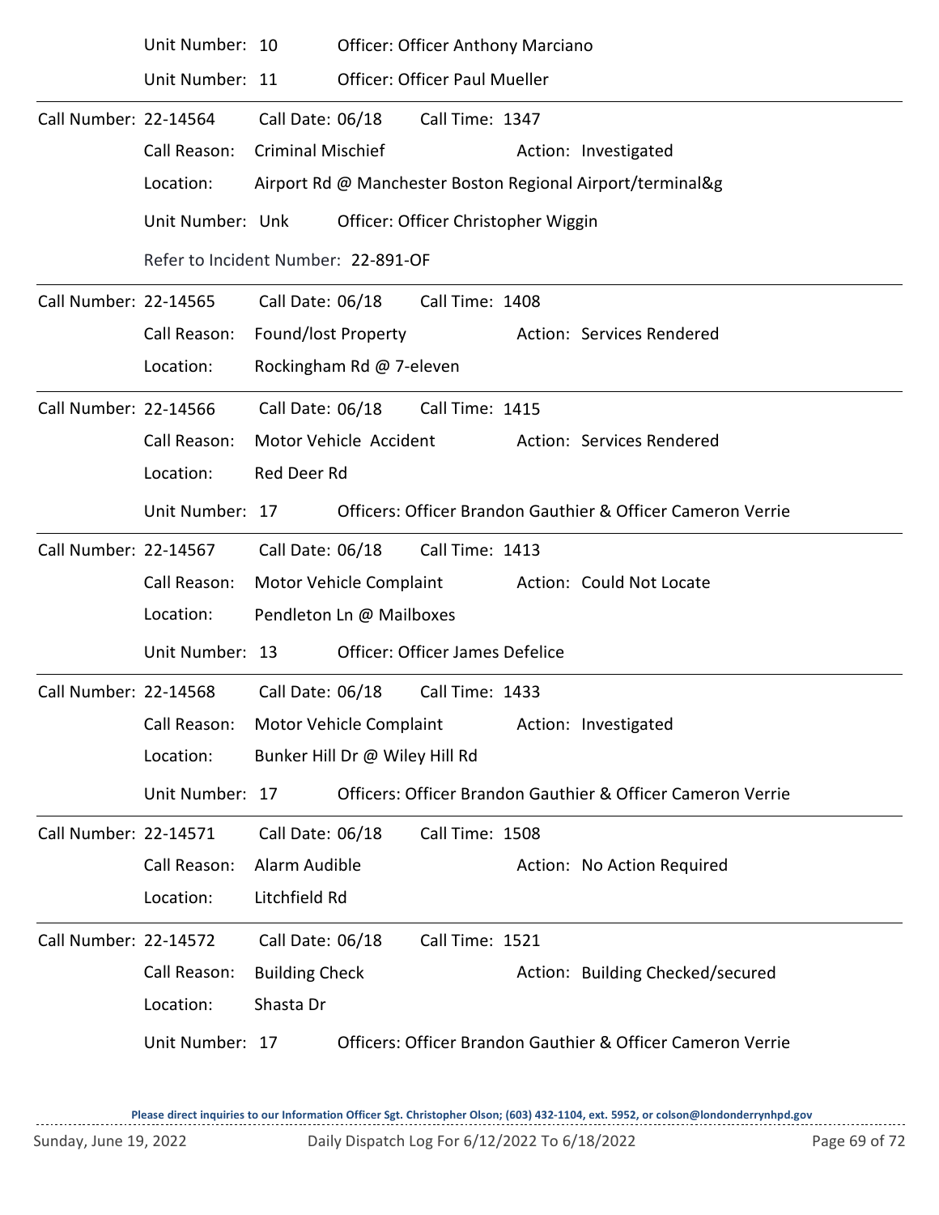Unit Number: 10 Officer: Officer Anthony Marciano

Unit Number: 11 Officer: Officer Paul Mueller

---

Call Number: 22-14564 Call Date: 06/18 Call Time: 1347

Call Reason: Criminal Mischief Action: Investigated

Location: Airport Rd @ Manchester Boston Regional Airport/terminal&g

Unit Number: Unk Officer: Officer Christopher Wiggin

Refer to Incident Number: 22-891-OF

---

Call Number: 22-14565 Call Date: 06/18 Call Time: 1408

Call Reason: Found/lost Property Action: Services Rendered

Location: Rockingham Rd @ 7-eleven

---

Call Number: 22-14566 Call Date: 06/18 Call Time: 1415

Call Reason: Motor Vehicle Accident Action: Services Rendered

Location: Red Deer Rd

Unit Number: 17 Officers: Officer Brandon Gauthier & Officer Cameron Verrie

---

Call Number: 22-14567 Call Date: 06/18 Call Time: 1413

Call Reason: Motor Vehicle Complaint Action: Could Not Locate

Location: Pendleton Ln @ Mailboxes

Unit Number: 13 Officer: Officer James Defelice

---

Call Number: 22-14568 Call Date: 06/18 Call Time: 1433

Call Reason: Motor Vehicle Complaint Action: Investigated

Location: Bunker Hill Dr @ Wiley Hill Rd

Unit Number: 17 Officers: Officer Brandon Gauthier & Officer Cameron Verrie

---

Call Number: 22-14571 Call Date: 06/18 Call Time: 1508

Call Reason: Alarm Audible Action: No Action Required

Location: Litchfield Rd

---

Call Number: 22-14572 Call Date: 06/18 Call Time: 1521

Call Reason: Building Check Action: Building Checked/secured

Location: Shasta Dr

Unit Number: 17 Officers: Officer Brandon Gauthier & Officer Cameron Verrie

Please direct inquiries to our Information Officer Sgt. Christopher Olson; (603) 432-1104, ext. 5952, or colson@londonderrynhpd.gov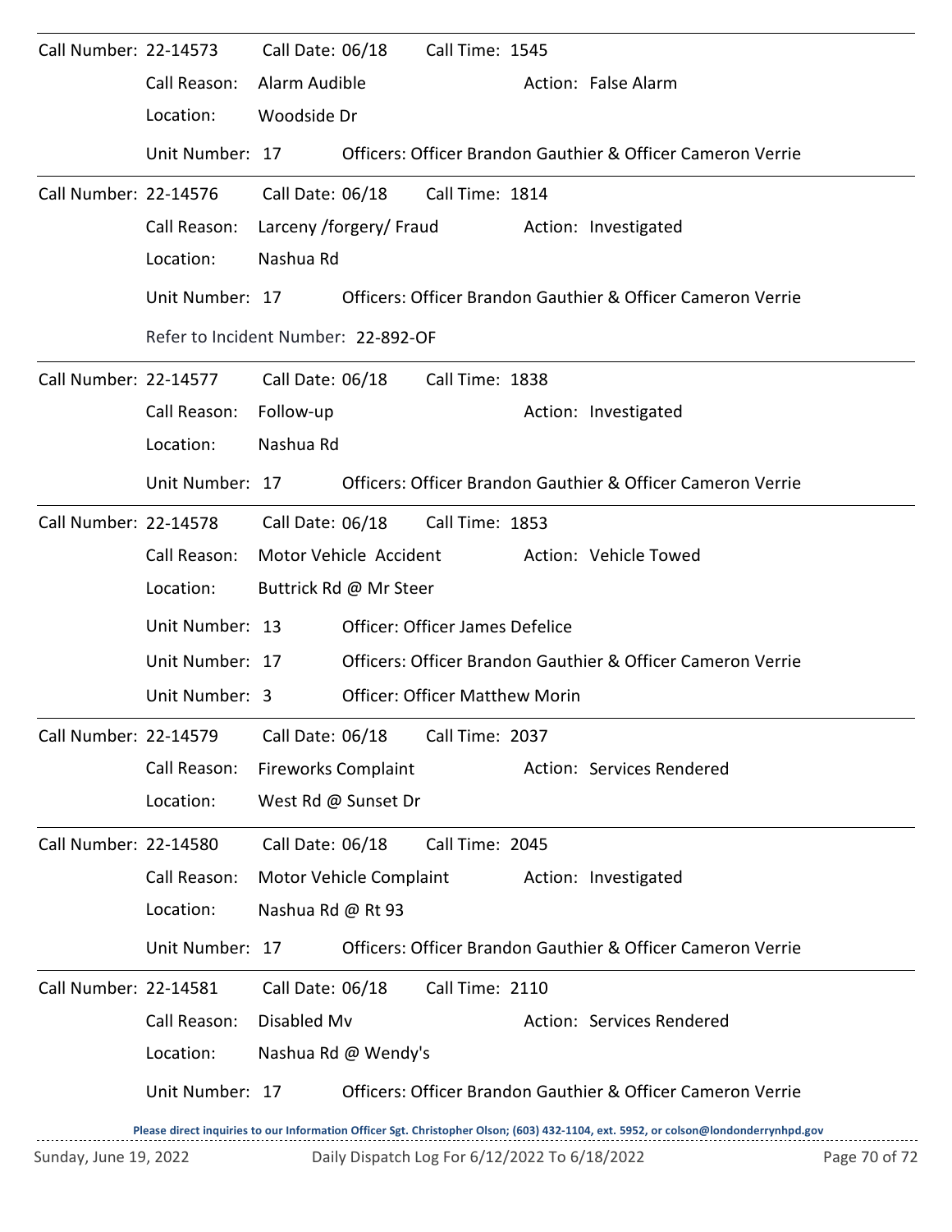Call Number: 22-14573 Call Date: 06/18 Call Time: 1545

Call Reason: Alarm Audible Action: False Alarm

Location: Woodside Dr

Unit Number: 17 Officers: Officer Brandon Gauthier & Officer Cameron Verrie

---

Call Number: 22-14576 Call Date: 06/18 Call Time: 1814

Call Reason: Larceny /forgery/ Fraud Action: Investigated

Location: Nashua Rd

Unit Number: 17 Officers: Officer Brandon Gauthier & Officer Cameron Verrie

Refer to Incident Number: 22-892-OF

---

Call Number: 22-14577 Call Date: 06/18 Call Time: 1838

Call Reason: Follow-up Action: Investigated

Location: Nashua Rd

Unit Number: 17 Officers: Officer Brandon Gauthier & Officer Cameron Verrie

---

Call Number: 22-14578 Call Date: 06/18 Call Time: 1853

Call Reason: Motor Vehicle Accident Action: Vehicle Towed

Location: Buttrick Rd @ Mr Steer

Unit Number: 13 Officer: Officer James Defelice

Unit Number: 17 Officers: Officer Brandon Gauthier & Officer Cameron Verrie

Unit Number: 3 Officer: Officer Matthew Morin

---

Call Number: 22-14579 Call Date: 06/18 Call Time: 2037

Call Reason: Fireworks Complaint Action: Services Rendered

Location: West Rd @ Sunset Dr

---

Call Number: 22-14580 Call Date: 06/18 Call Time: 2045

Call Reason: Motor Vehicle Complaint Action: Investigated

Location: Nashua Rd @ Rt 93

Unit Number: 17 Officers: Officer Brandon Gauthier & Officer Cameron Verrie

---

Call Number: 22-14581 Call Date: 06/18 Call Time: 2110

Call Reason: Disabled Mv Action: Services Rendered

Location: Nashua Rd @ Wendy's

Unit Number: 17 Officers: Officer Brandon Gauthier & Officer Cameron Verrie

**Please direct inquiries to our Information Officer Sgt. Christopher Olson; (603) 432-1104, ext. 5952, or colson@londonderrynhpd.gov**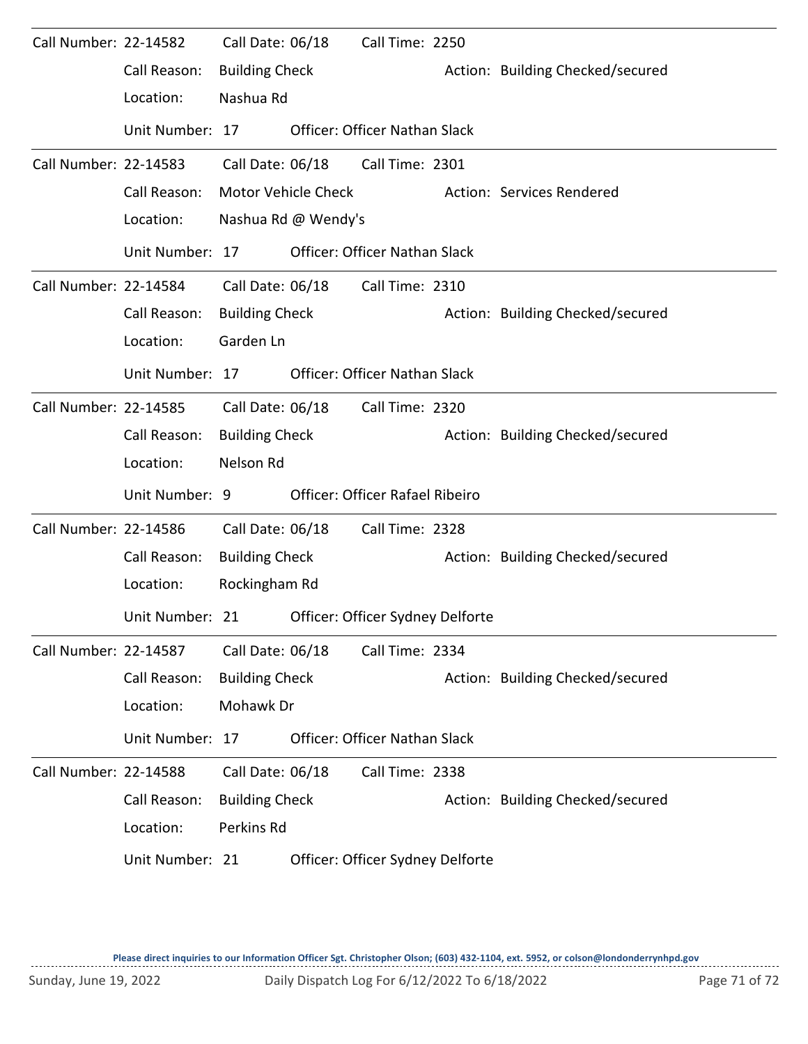Call Number: 22-14582 Call Date: 06/18 Call Time: 2250

Call Reason: Building Check Action: Building Checked/secured

Location: Nashua Rd

Unit Number: 17 Officer: Officer Nathan Slack

---

Call Number: 22-14583 Call Date: 06/18 Call Time: 2301

Call Reason: Motor Vehicle Check Action: Services Rendered

Location: Nashua Rd @ Wendy's

Unit Number: 17 Officer: Officer Nathan Slack

---

Call Number: 22-14584 Call Date: 06/18 Call Time: 2310

Call Reason: Building Check Action: Building Checked/secured

Location: Garden Ln

Unit Number: 17 Officer: Officer Nathan Slack

---

Call Number: 22-14585 Call Date: 06/18 Call Time: 2320

Call Reason: Building Check Action: Building Checked/secured

Location: Nelson Rd

Unit Number: 9 Officer: Officer Rafael Ribeiro

---

Call Number: 22-14586 Call Date: 06/18 Call Time: 2328

Call Reason: Building Check Action: Building Checked/secured

Location: Rockingham Rd

Unit Number: 21 Officer: Officer Sydney Delforte

---

Call Number: 22-14587 Call Date: 06/18 Call Time: 2334

Call Reason: Building Check Action: Building Checked/secured

Location: Mohawk Dr

Unit Number: 17 Officer: Officer Nathan Slack

---

Call Number: 22-14588 Call Date: 06/18 Call Time: 2338

Call Reason: Building Check Action: Building Checked/secured

Location: Perkins Rd

Unit Number: 21 Officer: Officer Sydney Delforte

Please direct inquiries to our Information Officer Sgt. Christopher Olson; (603) 432-1104, ext. 5952, or colson@londonderrynhpd.gov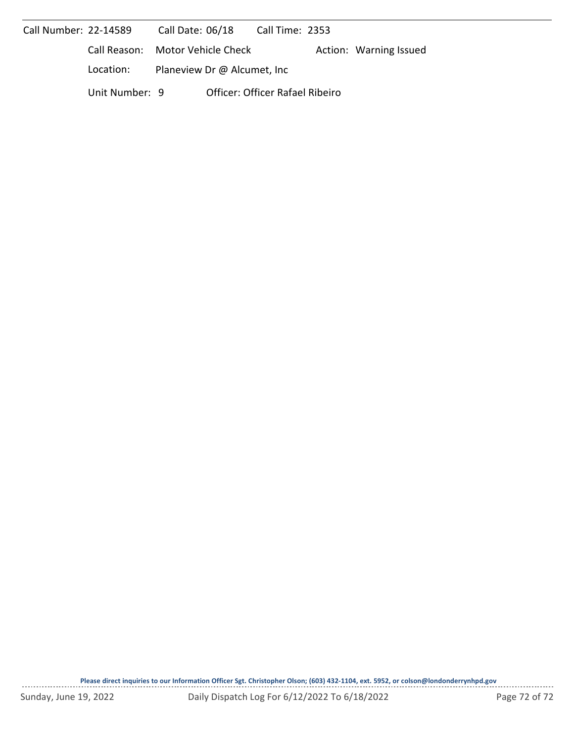Call Number: 22-14589 Call Date: 06/18 Call Time: 2353

Call Reason: Motor Vehicle Check Action: Warning Issued

Location: Planeview Dr @ Alcumet, Inc

Unit Number: 9 Officer: Officer Rafael Ribeiro

**Please direct inquiries to our Information Officer Sgt. Christopher Olson; (603) 432-1104, ext. 5952, or colson@londonderrynhpd.gov**